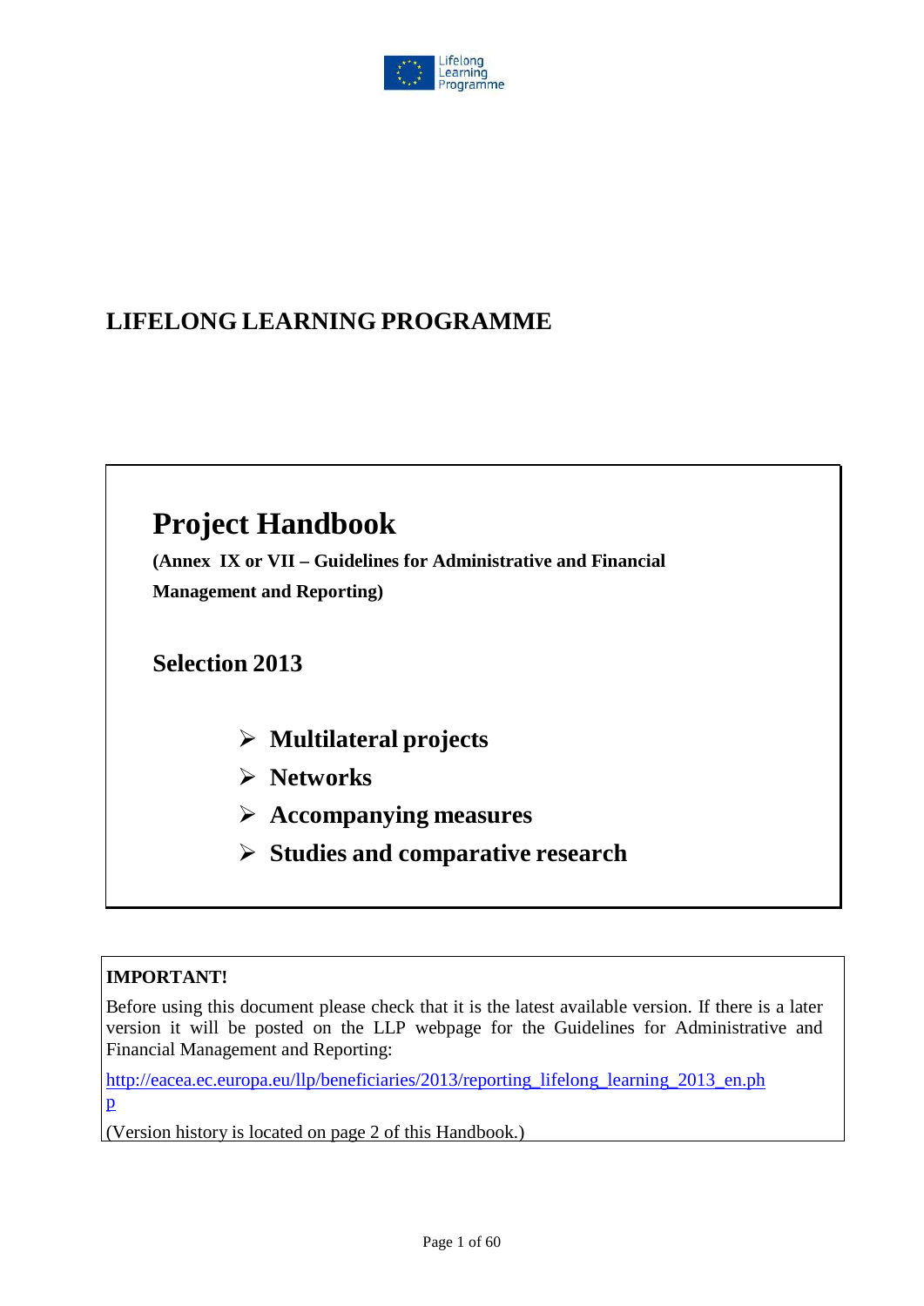Lifelong Learning Programme

# LIFELONG LEARNING PROGRAMME

## Project Handbook

**(Annex IX or VII – Guidelines for Administrative and Financial Management and Reporting)**

## Selection 2013

- **Multilateral projects**
- **Networks**
- **Accompanying measures**
- **Studies and comparative research**

**IMPORTANT!**

Before using this document please check that it is the latest available version. If there is a later version it will be posted on the LLP webpage for the Guidelines for Administrative and Financial Management and Reporting:

http://eacea.ec.europa.eu/llp/beneficiaries/2013/reporting_lifelong_learning_2013_en.php

(Version history is located on page 2 of this Handbook.)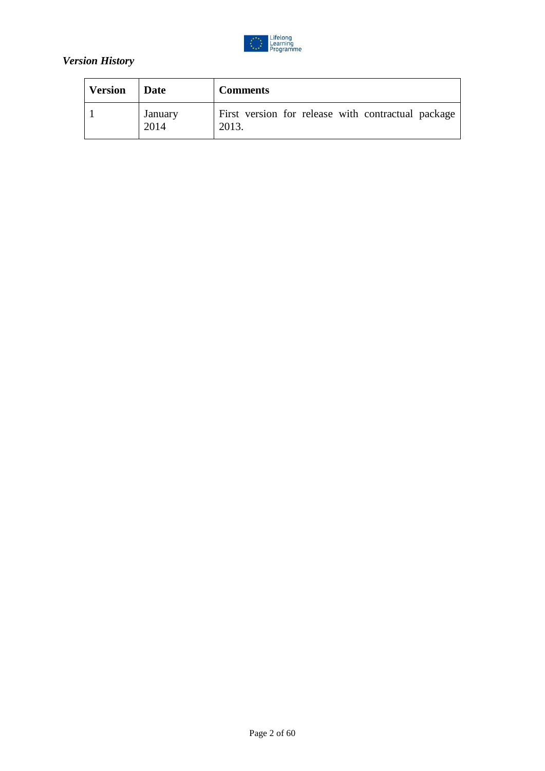*Version History*

| **Version** | **Date** | **Comments** |
|---|---|---|
| 1 | January 2014 | First version for release with contractual package 2013. |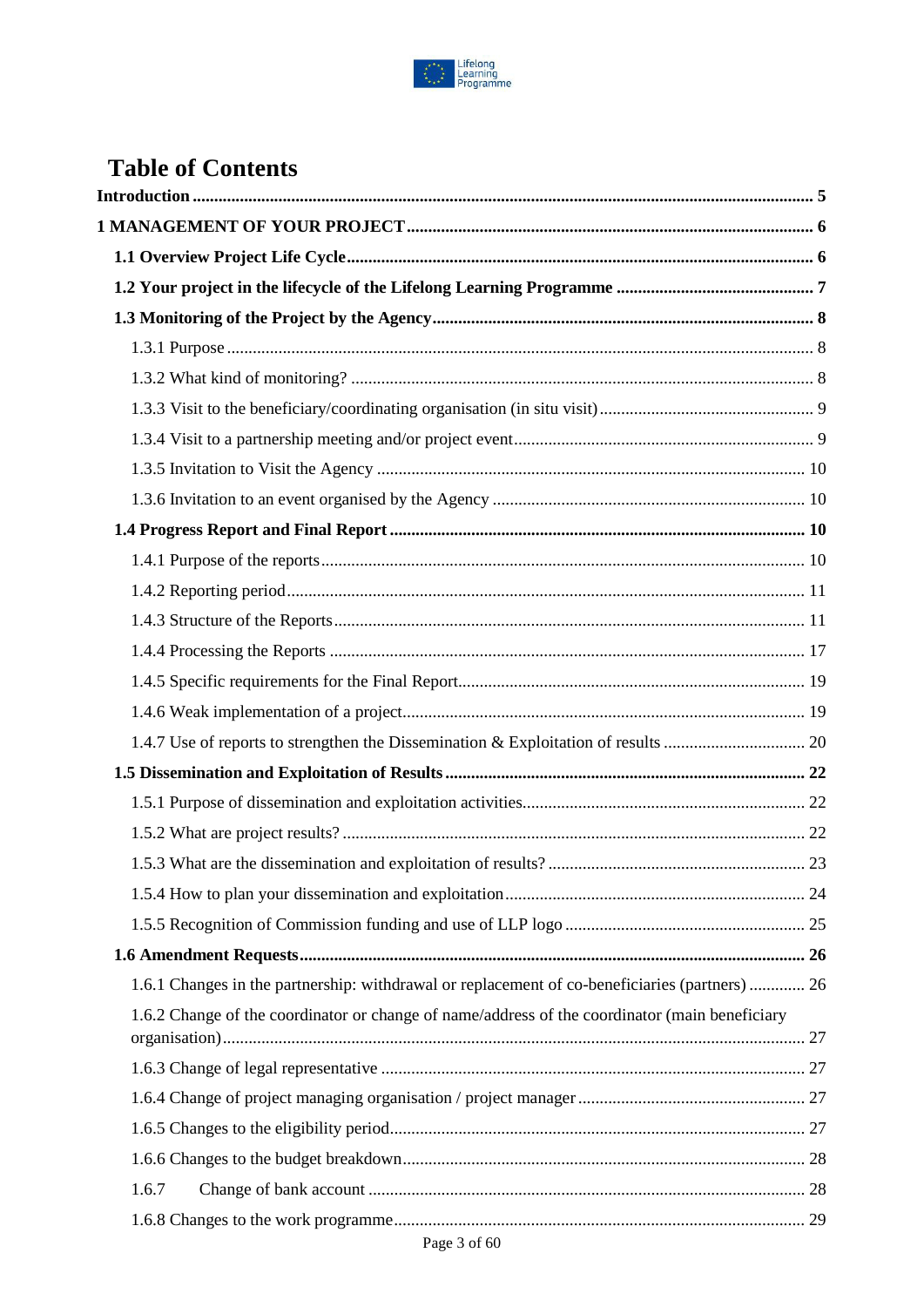# Table of Contents

**Introduction** ........ 5

**1 MANAGEMENT OF YOUR PROJECT** ........ 6

- **1.1 Overview Project Life Cycle** ........ 6
- **1.2 Your project in the lifecycle of the Lifelong Learning Programme** ........ 7
- **1.3 Monitoring of the Project by the Agency** ........ 8
  - 1.3.1 Purpose ........ 8
  - 1.3.2 What kind of monitoring? ........ 8
  - 1.3.3 Visit to the beneficiary/coordinating organisation (in situ visit) ........ 9
  - 1.3.4 Visit to a partnership meeting and/or project event ........ 9
  - 1.3.5 Invitation to Visit the Agency ........ 10
  - 1.3.6 Invitation to an event organised by the Agency ........ 10
- **1.4 Progress Report and Final Report** ........ 10
  - 1.4.1 Purpose of the reports ........ 10
  - 1.4.2 Reporting period ........ 11
  - 1.4.3 Structure of the Reports ........ 11
  - 1.4.4 Processing the Reports ........ 17
  - 1.4.5 Specific requirements for the Final Report ........ 19
  - 1.4.6 Weak implementation of a project ........ 19
  - 1.4.7 Use of reports to strengthen the Dissemination & Exploitation of results ........ 20
- **1.5 Dissemination and Exploitation of Results** ........ 22
  - 1.5.1 Purpose of dissemination and exploitation activities ........ 22
  - 1.5.2 What are project results? ........ 22
  - 1.5.3 What are the dissemination and exploitation of results? ........ 23
  - 1.5.4 How to plan your dissemination and exploitation ........ 24
  - 1.5.5 Recognition of Commission funding and use of LLP logo ........ 25
- **1.6 Amendment Requests** ........ 26
  - 1.6.1 Changes in the partnership: withdrawal or replacement of co-beneficiaries (partners) ........ 26
  - 1.6.2 Change of the coordinator or change of name/address of the coordinator (main beneficiary organisation) ........ 27
  - 1.6.3 Change of legal representative ........ 27
  - 1.6.4 Change of project managing organisation / project manager ........ 27
  - 1.6.5 Changes to the eligibility period ........ 27
  - 1.6.6 Changes to the budget breakdown ........ 28
  - 1.6.7 Change of bank account ........ 28
  - 1.6.8 Changes to the work programme ........ 29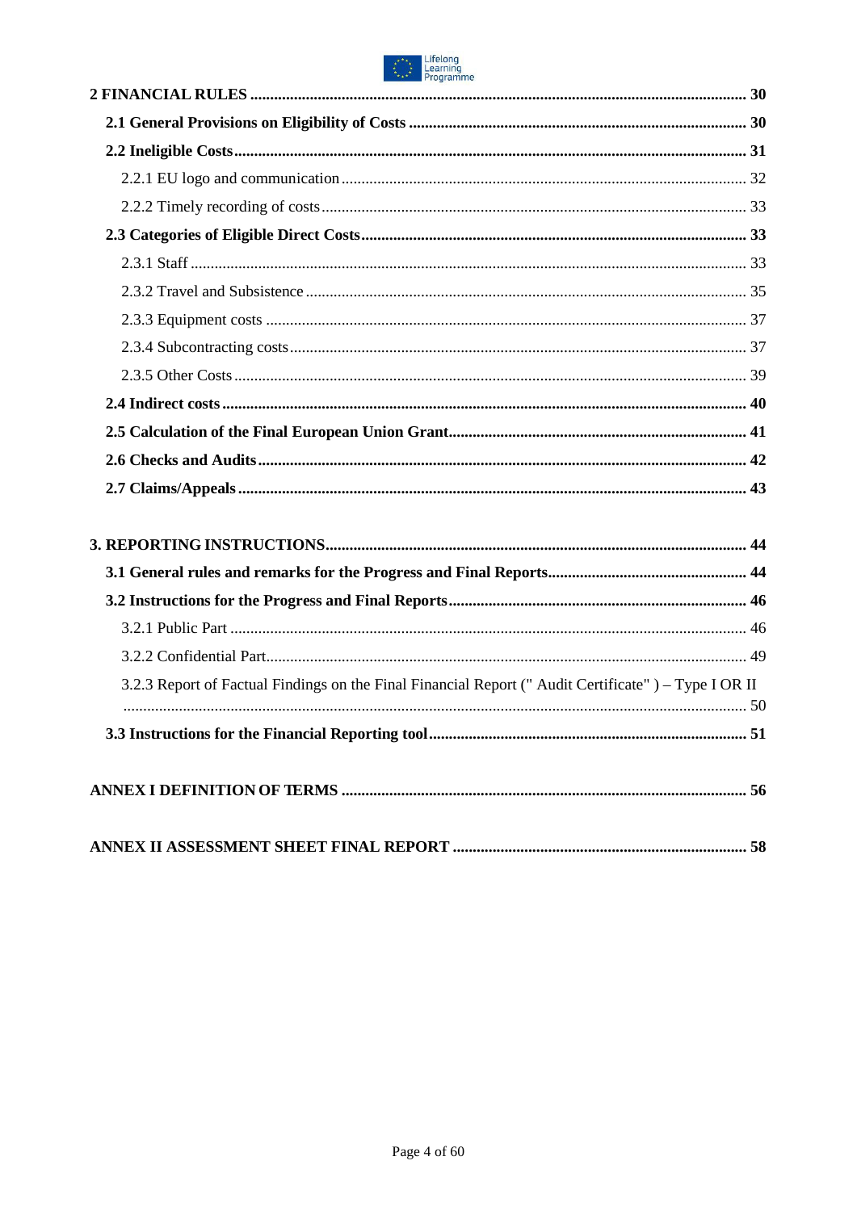**2 FINANCIAL RULES** ........................................................................................................................ **30**

**2.1 General Provisions on Eligibility of Costs** ........................................................................ **30**

**2.2 Ineligible Costs** ............................................................................................................... **31**

2.2.1 EU logo and communication ........................................................................................ 32

2.2.2 Timely recording of costs ............................................................................................. 33

**2.3 Categories of Eligible Direct Costs** ................................................................................ **33**

2.3.1 Staff ............................................................................................................................ 33

2.3.2 Travel and Subsistence ................................................................................................ 35

2.3.3 Equipment costs .......................................................................................................... 37

2.3.4 Subcontracting costs .................................................................................................... 37

2.3.5 Other Costs .................................................................................................................. 39

**2.4 Indirect costs** .................................................................................................................. **40**

**2.5 Calculation of the Final European Union Grant** ............................................................. **41**

**2.6 Checks and Audits** ......................................................................................................... **42**

**2.7 Claims/Appeals** .............................................................................................................. **43**

**3. REPORTING INSTRUCTIONS** ....................................................................................... **44**

**3.1 General rules and remarks for the Progress and Final Reports** ........................................ **44**

**3.2 Instructions for the Progress and Final Reports** ............................................................. **46**

3.2.1 Public Part ................................................................................................................... 46

3.2.2 Confidential Part .......................................................................................................... 49

3.2.3 Report of Factual Findings on the Final Financial Report (" Audit Certificate" ) – Type I OR II ........................................................................................................................................ 50

**3.3 Instructions for the Financial Reporting tool** ................................................................... **51**

**ANNEX I DEFINITION OF TERMS** .................................................................................. **56**

**ANNEX II ASSESSMENT SHEET FINAL REPORT** ...................................................... **58**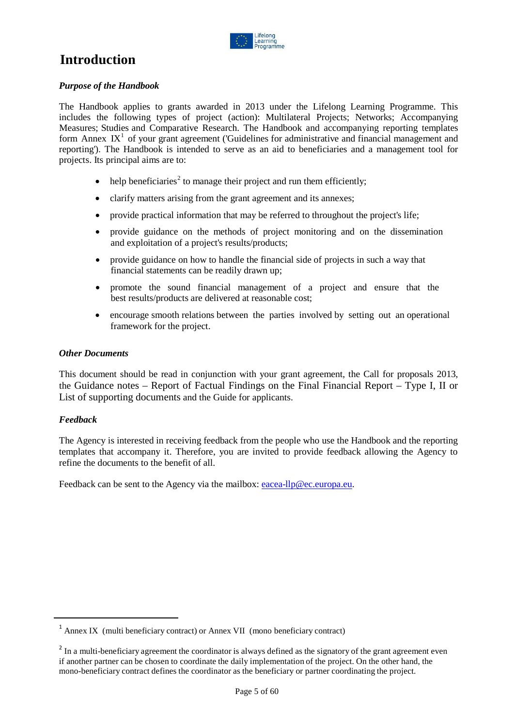# Introduction

***Purpose of the Handbook***

The Handbook applies to grants awarded in 2013 under the Lifelong Learning Programme. This includes the following types of project (action): Multilateral Projects; Networks; Accompanying Measures; Studies and Comparative Research. The Handbook and accompanying reporting templates form Annex IX[1] of your grant agreement ('Guidelines for administrative and financial management and reporting'). The Handbook is intended to serve as an aid to beneficiaries and a management tool for projects. Its principal aims are to:

- help beneficiaries[2] to manage their project and run them efficiently;
- clarify matters arising from the grant agreement and its annexes;
- provide practical information that may be referred to throughout the project's life;
- provide guidance on the methods of project monitoring and on the dissemination and exploitation of a project's results/products;
- provide guidance on how to handle the financial side of projects in such a way that financial statements can be readily drawn up;
- promote the sound financial management of a project and ensure that the best results/products are delivered at reasonable cost;
- encourage smooth relations between the parties involved by setting out an operational framework for the project.

***Other Documents***

This document should be read in conjunction with your grant agreement, the Call for proposals 2013, the Guidance notes – Report of Factual Findings on the Final Financial Report – Type I, II or List of supporting documents and the Guide for applicants.

***Feedback***

The Agency is interested in receiving feedback from the people who use the Handbook and the reporting templates that accompany it. Therefore, you are invited to provide feedback allowing the Agency to refine the documents to the benefit of all.

Feedback can be sent to the Agency via the mailbox: eacea-llp@ec.europa.eu.

---

[1] Annex IX (multi beneficiary contract) or Annex VII (mono beneficiary contract)

[2] In a multi-beneficiary agreement the coordinator is always defined as the signatory of the grant agreement even if another partner can be chosen to coordinate the daily implementation of the project. On the other hand, the mono-beneficiary contract defines the coordinator as the beneficiary or partner coordinating the project.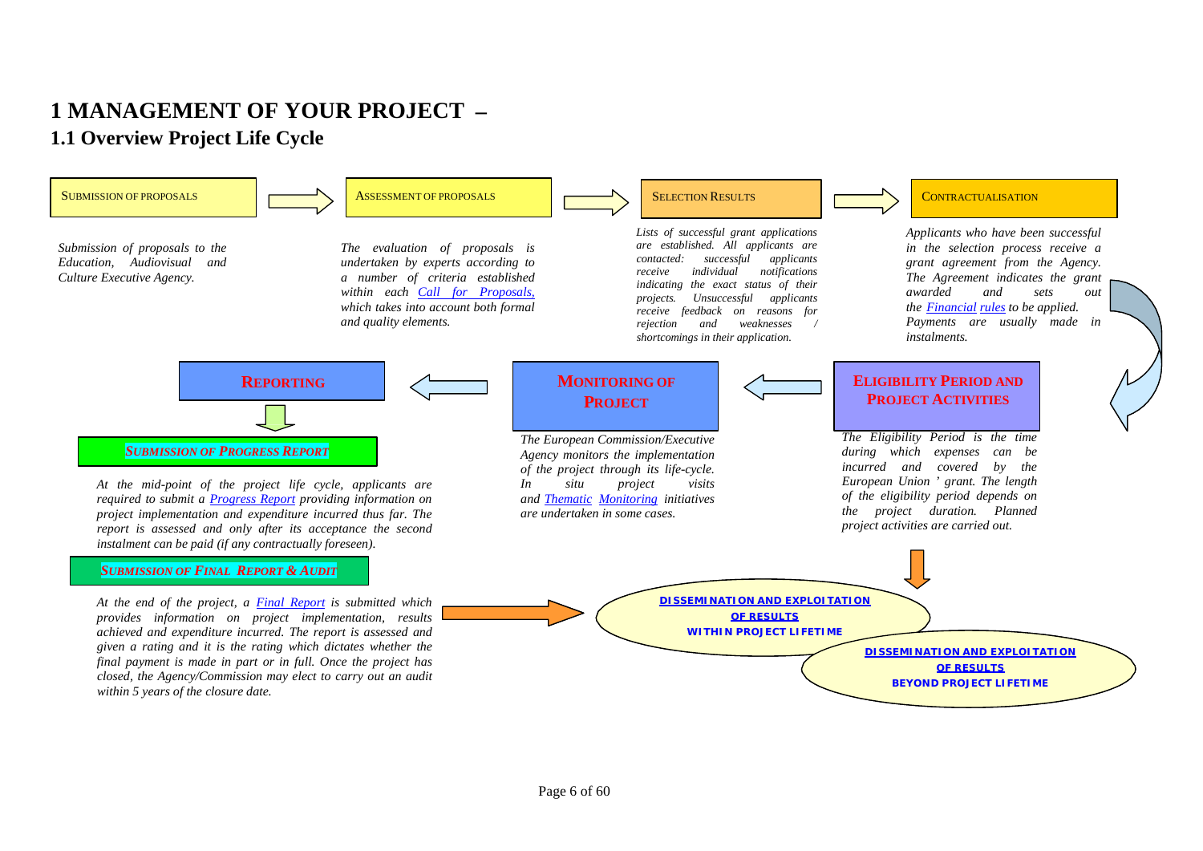# 1 MANAGEMENT OF YOUR PROJECT –

## 1.1 Overview Project Life Cycle

**SUBMISSION OF PROPOSALS**

*Submission of proposals to the Education, Audiovisual and Culture Executive Agency.*

**ASSESSMENT OF PROPOSALS**

*The evaluation of proposals is undertaken by experts according to a number of criteria established within each Call for Proposals, which takes into account both formal and quality elements.*

**SELECTION RESULTS**

*Lists of successful grant applications are established. All applicants are contacted: successful applicants receive individual notifications indicating the exact status of their projects. Unsuccessful applicants receive feedback on reasons for rejection and weaknesses / shortcomings in their application.*

**CONTRACTUALISATION**

*Applicants who have been successful in the selection process receive a grant agreement from the Agency. The Agreement indicates the grant awarded and sets out the Financial rules to be applied. Payments are usually made in instalments.*

**ELIGIBILITY PERIOD AND PROJECT ACTIVITIES**

*The Eligibility Period is the time during which expenses can be incurred and covered by the European Union ' grant. The length of the eligibility period depends on the project duration. Planned project activities are carried out.*

**MONITORING OF PROJECT**

*The European Commission/Executive Agency monitors the implementation of the project through its life-cycle. In situ project visits and Thematic Monitoring initiatives are undertaken in some cases.*

**REPORTING**

***SUBMISSION OF PROGRESS REPORT***

*At the mid-point of the project life cycle, applicants are required to submit a Progress Report providing information on project implementation and expenditure incurred thus far. The report is assessed and only after its acceptance the second instalment can be paid (if any contractually foreseen).*

***SUBMISSION OF FINAL REPORT & AUDIT***

*At the end of the project, a Final Report is submitted which provides information on project implementation, results achieved and expenditure incurred. The report is assessed and given a rating and it is the rating which dictates whether the final payment is made in part or in full. Once the project has closed, the Agency/Commission may elect to carry out an audit within 5 years of the closure date.*

**DISSEMINATION AND EXPLOITATION OF RESULTS WITHIN PROJECT LIFETIME**

**DISSEMINATION AND EXPLOITATION OF RESULTS BEYOND PROJECT LIFETIME**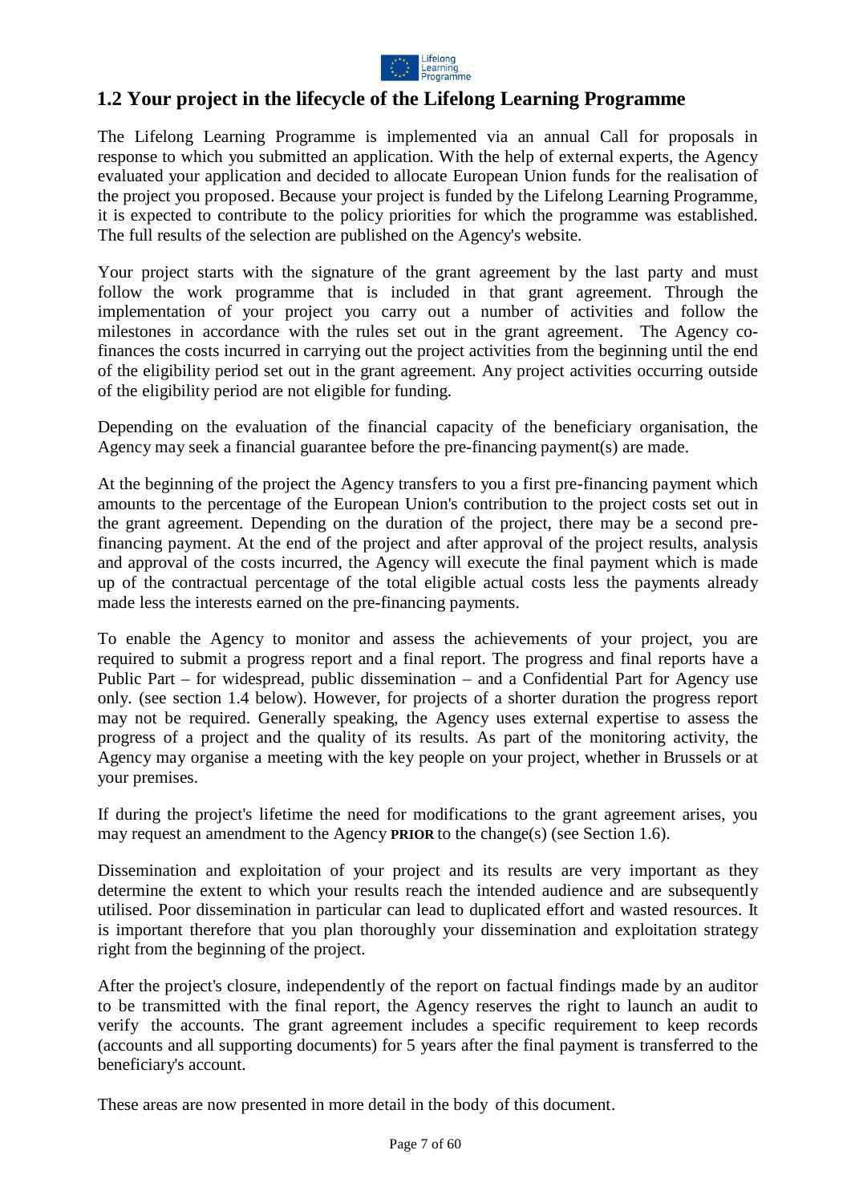## 1.2 Your project in the lifecycle of the Lifelong Learning Programme

The Lifelong Learning Programme is implemented via an annual Call for proposals in response to which you submitted an application. With the help of external experts, the Agency evaluated your application and decided to allocate European Union funds for the realisation of the project you proposed. Because your project is funded by the Lifelong Learning Programme, it is expected to contribute to the policy priorities for which the programme was established. The full results of the selection are published on the Agency's website.

Your project starts with the signature of the grant agreement by the last party and must follow the work programme that is included in that grant agreement. Through the implementation of your project you carry out a number of activities and follow the milestones in accordance with the rules set out in the grant agreement. The Agency co-finances the costs incurred in carrying out the project activities from the beginning until the end of the eligibility period set out in the grant agreement. Any project activities occurring outside of the eligibility period are not eligible for funding.

Depending on the evaluation of the financial capacity of the beneficiary organisation, the Agency may seek a financial guarantee before the pre-financing payment(s) are made.

At the beginning of the project the Agency transfers to you a first pre-financing payment which amounts to the percentage of the European Union's contribution to the project costs set out in the grant agreement. Depending on the duration of the project, there may be a second pre-financing payment. At the end of the project and after approval of the project results, analysis and approval of the costs incurred, the Agency will execute the final payment which is made up of the contractual percentage of the total eligible actual costs less the payments already made less the interests earned on the pre-financing payments.

To enable the Agency to monitor and assess the achievements of your project, you are required to submit a progress report and a final report. The progress and final reports have a Public Part – for widespread, public dissemination – and a Confidential Part for Agency use only. (see section 1.4 below). However, for projects of a shorter duration the progress report may not be required. Generally speaking, the Agency uses external expertise to assess the progress of a project and the quality of its results. As part of the monitoring activity, the Agency may organise a meeting with the key people on your project, whether in Brussels or at your premises.

If during the project's lifetime the need for modifications to the grant agreement arises, you may request an amendment to the Agency **PRIOR** to the change(s) (see Section 1.6).

Dissemination and exploitation of your project and its results are very important as they determine the extent to which your results reach the intended audience and are subsequently utilised. Poor dissemination in particular can lead to duplicated effort and wasted resources. It is important therefore that you plan thoroughly your dissemination and exploitation strategy right from the beginning of the project.

After the project's closure, independently of the report on factual findings made by an auditor to be transmitted with the final report, the Agency reserves the right to launch an audit to verify the accounts. The grant agreement includes a specific requirement to keep records (accounts and all supporting documents) for 5 years after the final payment is transferred to the beneficiary's account.

These areas are now presented in more detail in the body of this document.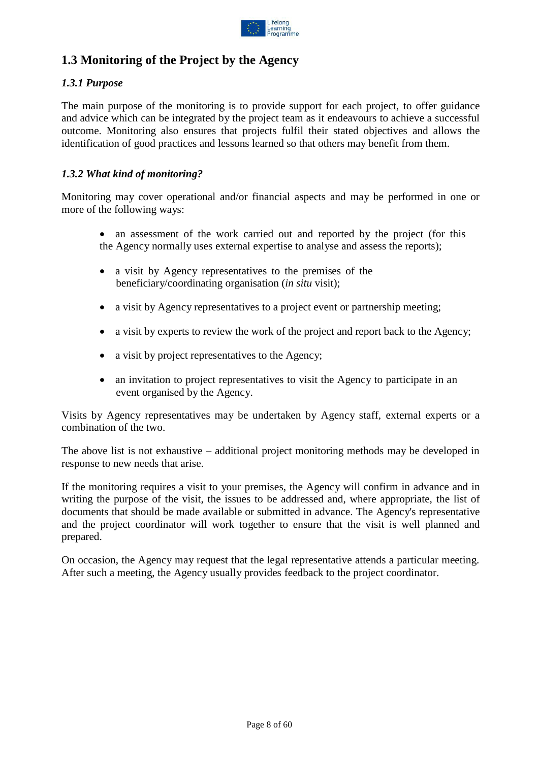## 1.3 Monitoring of the Project by the Agency

### *1.3.1 Purpose*

The main purpose of the monitoring is to provide support for each project, to offer guidance and advice which can be integrated by the project team as it endeavours to achieve a successful outcome. Monitoring also ensures that projects fulfil their stated objectives and allows the identification of good practices and lessons learned so that others may benefit from them.

### *1.3.2 What kind of monitoring?*

Monitoring may cover operational and/or financial aspects and may be performed in one or more of the following ways:

- an assessment of the work carried out and reported by the project (for this the Agency normally uses external expertise to analyse and assess the reports);
- a visit by Agency representatives to the premises of the beneficiary/coordinating organisation (*in situ* visit);
- a visit by Agency representatives to a project event or partnership meeting;
- a visit by experts to review the work of the project and report back to the Agency;
- a visit by project representatives to the Agency;
- an invitation to project representatives to visit the Agency to participate in an event organised by the Agency.

Visits by Agency representatives may be undertaken by Agency staff, external experts or a combination of the two.

The above list is not exhaustive – additional project monitoring methods may be developed in response to new needs that arise.

If the monitoring requires a visit to your premises, the Agency will confirm in advance and in writing the purpose of the visit, the issues to be addressed and, where appropriate, the list of documents that should be made available or submitted in advance. The Agency's representative and the project coordinator will work together to ensure that the visit is well planned and prepared.

On occasion, the Agency may request that the legal representative attends a particular meeting. After such a meeting, the Agency usually provides feedback to the project coordinator.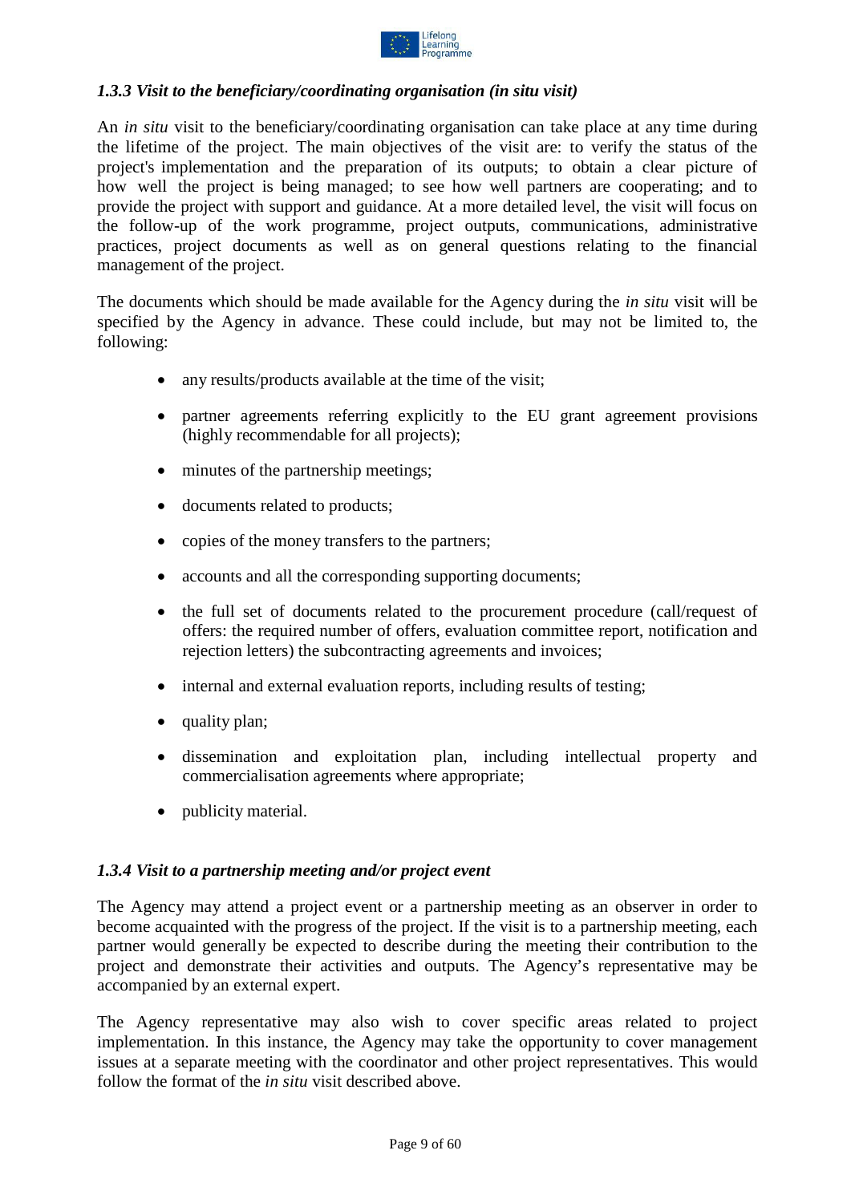### *1.3.3 Visit to the beneficiary/coordinating organisation (in situ visit)*

An *in situ* visit to the beneficiary/coordinating organisation can take place at any time during the lifetime of the project. The main objectives of the visit are: to verify the status of the project's implementation and the preparation of its outputs; to obtain a clear picture of how well the project is being managed; to see how well partners are cooperating; and to provide the project with support and guidance. At a more detailed level, the visit will focus on the follow-up of the work programme, project outputs, communications, administrative practices, project documents as well as on general questions relating to the financial management of the project.

The documents which should be made available for the Agency during the *in situ* visit will be specified by the Agency in advance. These could include, but may not be limited to, the following:

- any results/products available at the time of the visit;
- partner agreements referring explicitly to the EU grant agreement provisions (highly recommendable for all projects);
- minutes of the partnership meetings;
- documents related to products;
- copies of the money transfers to the partners;
- accounts and all the corresponding supporting documents;
- the full set of documents related to the procurement procedure (call/request of offers: the required number of offers, evaluation committee report, notification and rejection letters) the subcontracting agreements and invoices;
- internal and external evaluation reports, including results of testing;
- quality plan;
- dissemination and exploitation plan, including intellectual property and commercialisation agreements where appropriate;
- publicity material.

### *1.3.4 Visit to a partnership meeting and/or project event*

The Agency may attend a project event or a partnership meeting as an observer in order to become acquainted with the progress of the project. If the visit is to a partnership meeting, each partner would generally be expected to describe during the meeting their contribution to the project and demonstrate their activities and outputs. The Agency's representative may be accompanied by an external expert.

The Agency representative may also wish to cover specific areas related to project implementation. In this instance, the Agency may take the opportunity to cover management issues at a separate meeting with the coordinator and other project representatives. This would follow the format of the *in situ* visit described above.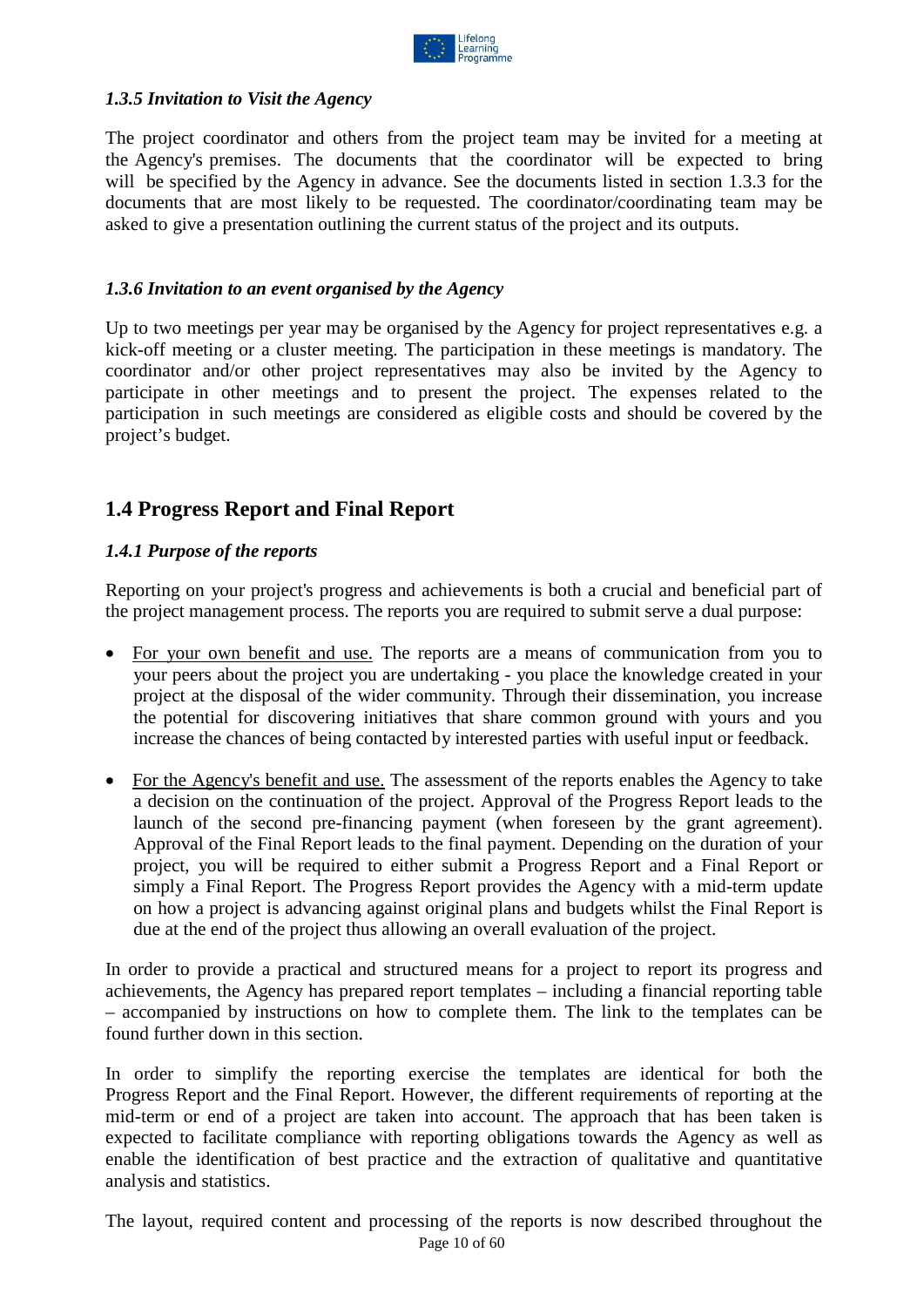### *1.3.5 Invitation to Visit the Agency*

The project coordinator and others from the project team may be invited for a meeting at the Agency's premises. The documents that the coordinator will be expected to bring will be specified by the Agency in advance. See the documents listed in section 1.3.3 for the documents that are most likely to be requested. The coordinator/coordinating team may be asked to give a presentation outlining the current status of the project and its outputs.

### *1.3.6 Invitation to an event organised by the Agency*

Up to two meetings per year may be organised by the Agency for project representatives e.g. a kick-off meeting or a cluster meeting. The participation in these meetings is mandatory. The coordinator and/or other project representatives may also be invited by the Agency to participate in other meetings and to present the project. The expenses related to the participation in such meetings are considered as eligible costs and should be covered by the project's budget.

## 1.4 Progress Report and Final Report

### *1.4.1 Purpose of the reports*

Reporting on your project's progress and achievements is both a crucial and beneficial part of the project management process. The reports you are required to submit serve a dual purpose:

- For your own benefit and use. The reports are a means of communication from you to your peers about the project you are undertaking - you place the knowledge created in your project at the disposal of the wider community. Through their dissemination, you increase the potential for discovering initiatives that share common ground with yours and you increase the chances of being contacted by interested parties with useful input or feedback.

- For the Agency's benefit and use. The assessment of the reports enables the Agency to take a decision on the continuation of the project. Approval of the Progress Report leads to the launch of the second pre-financing payment (when foreseen by the grant agreement). Approval of the Final Report leads to the final payment. Depending on the duration of your project, you will be required to either submit a Progress Report and a Final Report or simply a Final Report. The Progress Report provides the Agency with a mid-term update on how a project is advancing against original plans and budgets whilst the Final Report is due at the end of the project thus allowing an overall evaluation of the project.

In order to provide a practical and structured means for a project to report its progress and achievements, the Agency has prepared report templates – including a financial reporting table – accompanied by instructions on how to complete them. The link to the templates can be found further down in this section.

In order to simplify the reporting exercise the templates are identical for both the Progress Report and the Final Report. However, the different requirements of reporting at the mid-term or end of a project are taken into account. The approach that has been taken is expected to facilitate compliance with reporting obligations towards the Agency as well as enable the identification of best practice and the extraction of qualitative and quantitative analysis and statistics.

The layout, required content and processing of the reports is now described throughout the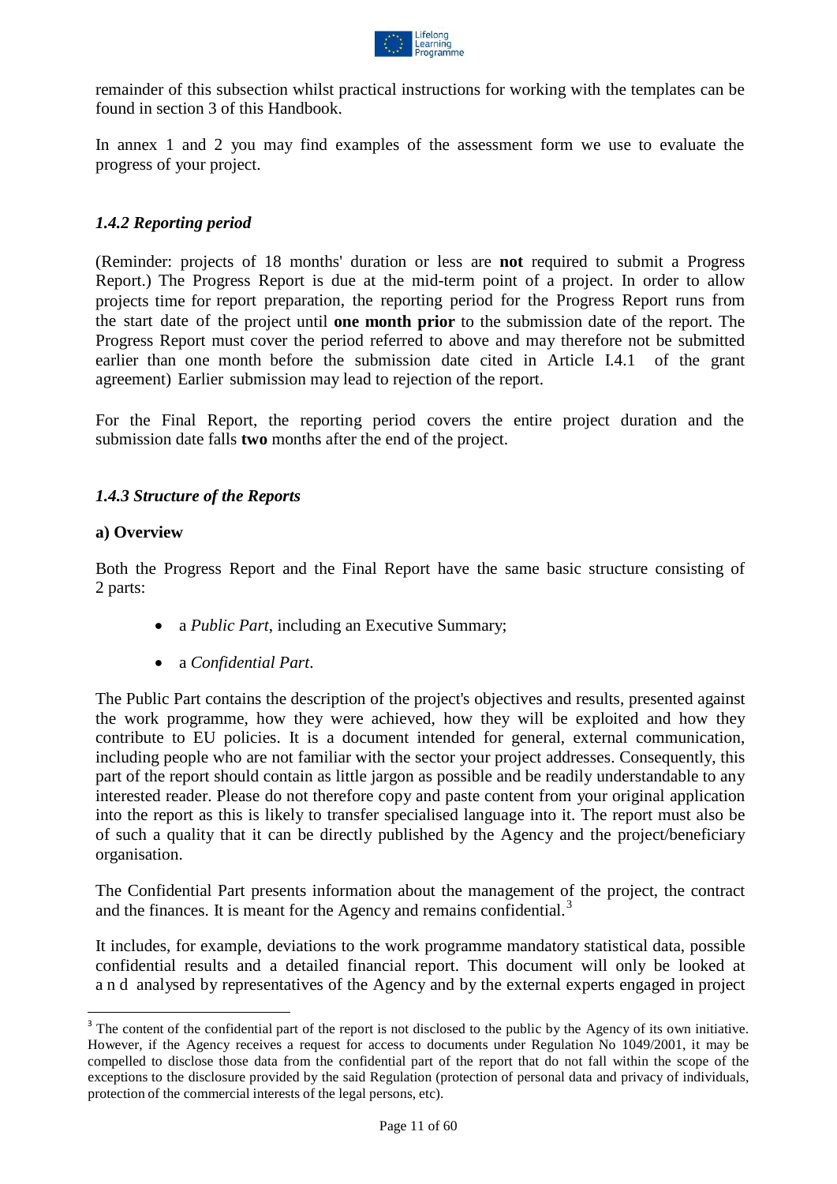remainder of this subsection whilst practical instructions for working with the templates can be found in section 3 of this Handbook.

In annex 1 and 2 you may find examples of the assessment form we use to evaluate the progress of your project.

### *1.4.2 Reporting period*

(Reminder: projects of 18 months' duration or less are **not** required to submit a Progress Report.) The Progress Report is due at the mid-term point of a project. In order to allow projects time for report preparation, the reporting period for the Progress Report runs from the start date of the project until **one month prior** to the submission date of the report. The Progress Report must cover the period referred to above and may therefore not be submitted earlier than one month before the submission date cited in Article I.4.1 of the grant agreement) Earlier submission may lead to rejection of the report.

For the Final Report, the reporting period covers the entire project duration and the submission date falls **two** months after the end of the project.

### *1.4.3 Structure of the Reports*

#### a) Overview

Both the Progress Report and the Final Report have the same basic structure consisting of 2 parts:

- a *Public Part*, including an Executive Summary;
- a *Confidential Part*.

The Public Part contains the description of the project's objectives and results, presented against the work programme, how they were achieved, how they will be exploited and how they contribute to EU policies. It is a document intended for general, external communication, including people who are not familiar with the sector your project addresses. Consequently, this part of the report should contain as little jargon as possible and be readily understandable to any interested reader. Please do not therefore copy and paste content from your original application into the report as this is likely to transfer specialised language into it. The report must also be of such a quality that it can be directly published by the Agency and the project/beneficiary organisation.

The Confidential Part presents information about the management of the project, the contract and the finances. It is meant for the Agency and remains confidential.[3]

It includes, for example, deviations to the work programme mandatory statistical data, possible confidential results and a detailed financial report. This document will only be looked at and analysed by representatives of the Agency and by the external experts engaged in project

[3] The content of the confidential part of the report is not disclosed to the public by the Agency of its own initiative. However, if the Agency receives a request for access to documents under Regulation No 1049/2001, it may be compelled to disclose those data from the confidential part of the report that do not fall within the scope of the exceptions to the disclosure provided by the said Regulation (protection of personal data and privacy of individuals, protection of the commercial interests of the legal persons, etc).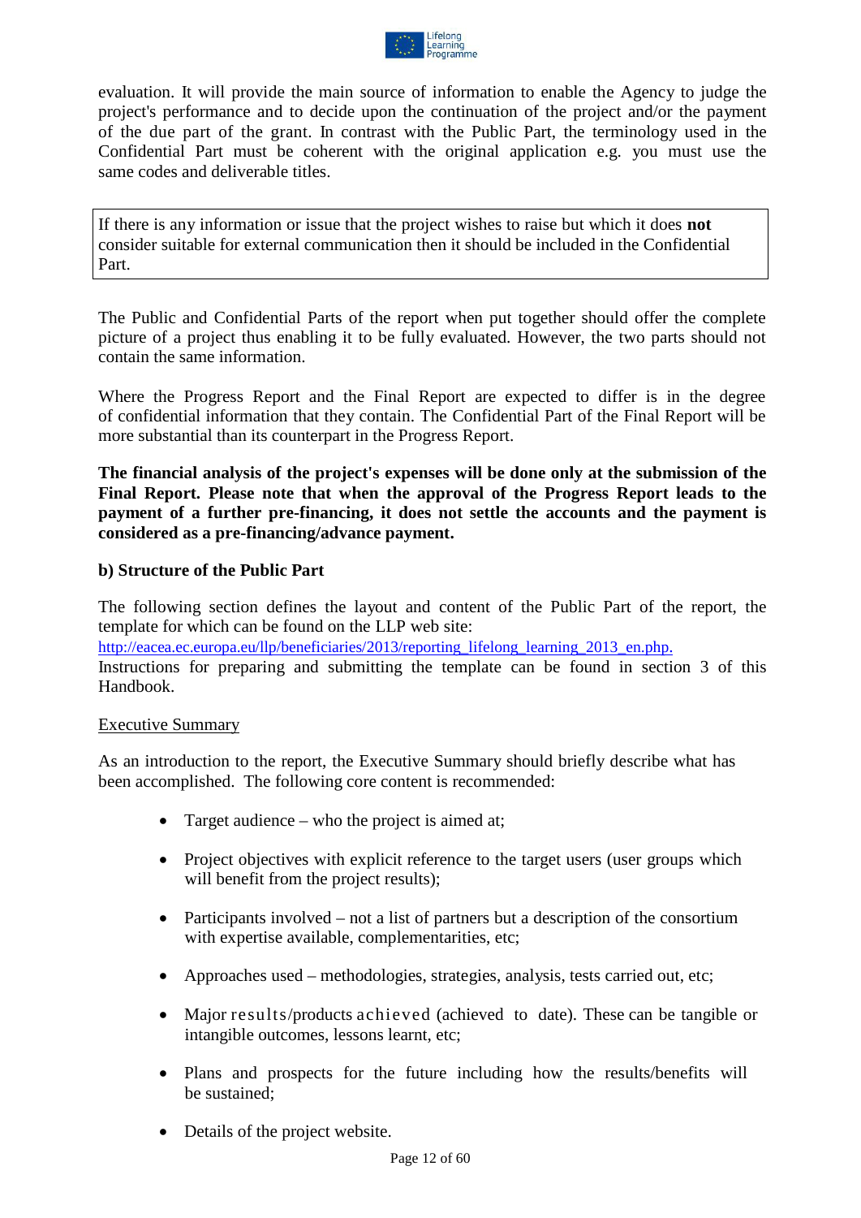evaluation. It will provide the main source of information to enable the Agency to judge the project's performance and to decide upon the continuation of the project and/or the payment of the due part of the grant. In contrast with the Public Part, the terminology used in the Confidential Part must be coherent with the original application e.g. you must use the same codes and deliverable titles.

> If there is any information or issue that the project wishes to raise but which it does **not** consider suitable for external communication then it should be included in the Confidential Part.

The Public and Confidential Parts of the report when put together should offer the complete picture of a project thus enabling it to be fully evaluated. However, the two parts should not contain the same information.

Where the Progress Report and the Final Report are expected to differ is in the degree of confidential information that they contain. The Confidential Part of the Final Report will be more substantial than its counterpart in the Progress Report.

**The financial analysis of the project's expenses will be done only at the submission of the Final Report. Please note that when the approval of the Progress Report leads to the payment of a further pre-financing, it does not settle the accounts and the payment is considered as a pre-financing/advance payment.**

**b) Structure of the Public Part**

The following section defines the layout and content of the Public Part of the report, the template for which can be found on the LLP web site:
http://eacea.ec.europa.eu/llp/beneficiaries/2013/reporting_lifelong_learning_2013_en.php.
Instructions for preparing and submitting the template can be found in section 3 of this Handbook.

Executive Summary

As an introduction to the report, the Executive Summary should briefly describe what has been accomplished. The following core content is recommended:

- Target audience – who the project is aimed at;
- Project objectives with explicit reference to the target users (user groups which will benefit from the project results);
- Participants involved – not a list of partners but a description of the consortium with expertise available, complementarities, etc;
- Approaches used – methodologies, strategies, analysis, tests carried out, etc;
- Major results/products achieved (achieved to date). These can be tangible or intangible outcomes, lessons learnt, etc;
- Plans and prospects for the future including how the results/benefits will be sustained;
- Details of the project website.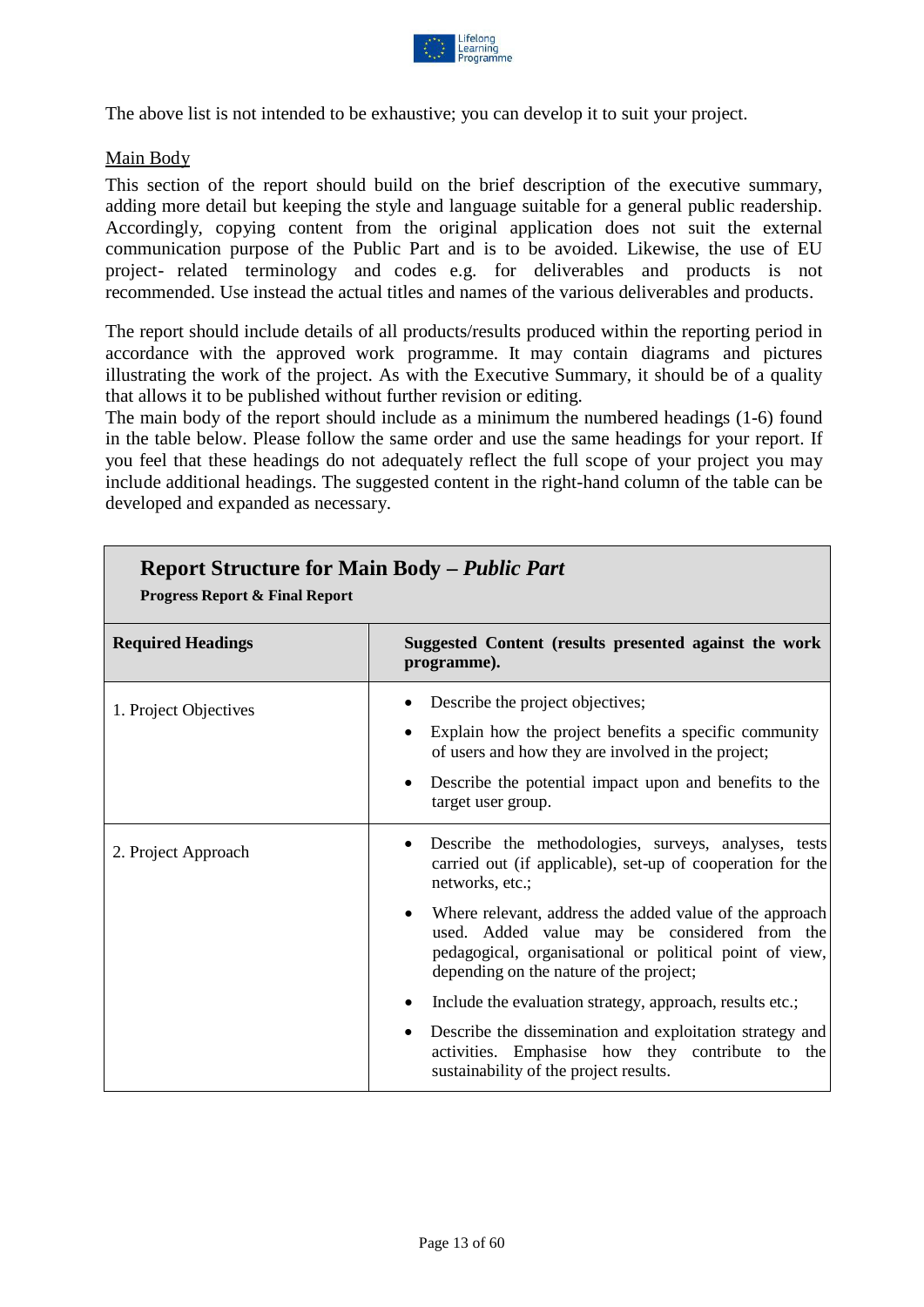The above list is not intended to be exhaustive; you can develop it to suit your project.

Main Body

This section of the report should build on the brief description of the executive summary, adding more detail but keeping the style and language suitable for a general public readership. Accordingly, copying content from the original application does not suit the external communication purpose of the Public Part and is to be avoided. Likewise, the use of EU project- related terminology and codes e.g. for deliverables and products is not recommended. Use instead the actual titles and names of the various deliverables and products.

The report should include details of all products/results produced within the reporting period in accordance with the approved work programme. It may contain diagrams and pictures illustrating the work of the project. As with the Executive Summary, it should be of a quality that allows it to be published without further revision or editing.

The main body of the report should include as a minimum the numbered headings (1-6) found in the table below. Please follow the same order and use the same headings for your report. If you feel that these headings do not adequately reflect the full scope of your project you may include additional headings. The suggested content in the right-hand column of the table can be developed and expanded as necessary.

| **Report Structure for Main Body – *Public Part*** **Progress Report & Final Report** | |
|---|---|
| **Required Headings** | **Suggested Content (results presented against the work programme).** |
| 1. Project Objectives | • Describe the project objectives;<br>• Explain how the project benefits a specific community of users and how they are involved in the project;<br>• Describe the potential impact upon and benefits to the target user group. |
| 2. Project Approach | • Describe the methodologies, surveys, analyses, tests carried out (if applicable), set-up of cooperation for the networks, etc.;<br>• Where relevant, address the added value of the approach used. Added value may be considered from the pedagogical, organisational or political point of view, depending on the nature of the project;<br>• Include the evaluation strategy, approach, results etc.;<br>• Describe the dissemination and exploitation strategy and activities. Emphasise how they contribute to the sustainability of the project results. |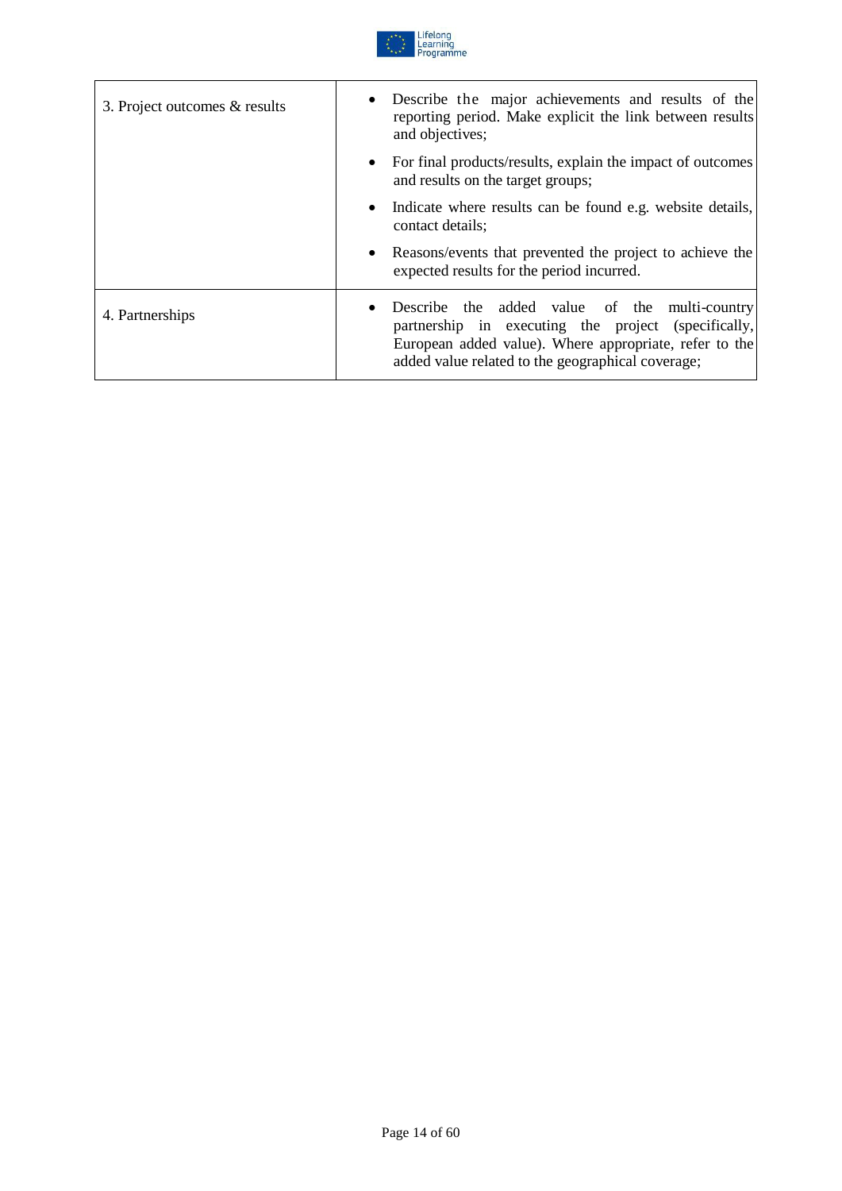| | |
|---|---|
| 3. Project outcomes & results | • Describe the major achievements and results of the reporting period. Make explicit the link between results and objectives;<br>• For final products/results, explain the impact of outcomes and results on the target groups;<br>• Indicate where results can be found e.g. website details, contact details;<br>• Reasons/events that prevented the project to achieve the expected results for the period incurred. |
| 4. Partnerships | • Describe the added value of the multi-country partnership in executing the project (specifically, European added value). Where appropriate, refer to the added value related to the geographical coverage; |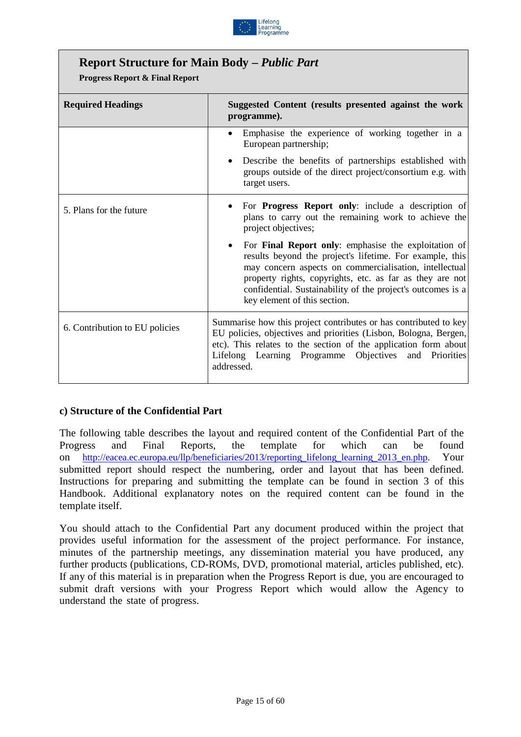| **Report Structure for Main Body – *Public Part*** **Progress Report & Final Report** | |
|---|---|
| **Required Headings** | **Suggested Content (results presented against the work programme).** |
| | • Emphasise the experience of working together in a European partnership;<br>• Describe the benefits of partnerships established with groups outside of the direct project/consortium e.g. with target users. |
| 5. Plans for the future | • For **Progress Report only**: include a description of plans to carry out the remaining work to achieve the project objectives;<br>• For **Final Report only**: emphasise the exploitation of results beyond the project's lifetime. For example, this may concern aspects on commercialisation, intellectual property rights, copyrights, etc. as far as they are not confidential. Sustainability of the project's outcomes is a key element of this section. |
| 6. Contribution to EU policies | Summarise how this project contributes or has contributed to key EU policies, objectives and priorities (Lisbon, Bologna, Bergen, etc). This relates to the section of the application form about Lifelong Learning Programme Objectives and Priorities addressed. |

### c) Structure of the Confidential Part

The following table describes the layout and required content of the Confidential Part of the Progress and Final Reports, the template for which can be found on http://eacea.ec.europa.eu/llp/beneficiaries/2013/reporting_lifelong_learning_2013_en.php. Your submitted report should respect the numbering, order and layout that has been defined. Instructions for preparing and submitting the template can be found in section 3 of this Handbook. Additional explanatory notes on the required content can be found in the template itself.

You should attach to the Confidential Part any document produced within the project that provides useful information for the assessment of the project performance. For instance, minutes of the partnership meetings, any dissemination material you have produced, any further products (publications, CD-ROMs, DVD, promotional material, articles published, etc). If any of this material is in preparation when the Progress Report is due, you are encouraged to submit draft versions with your Progress Report which would allow the Agency to understand the state of progress.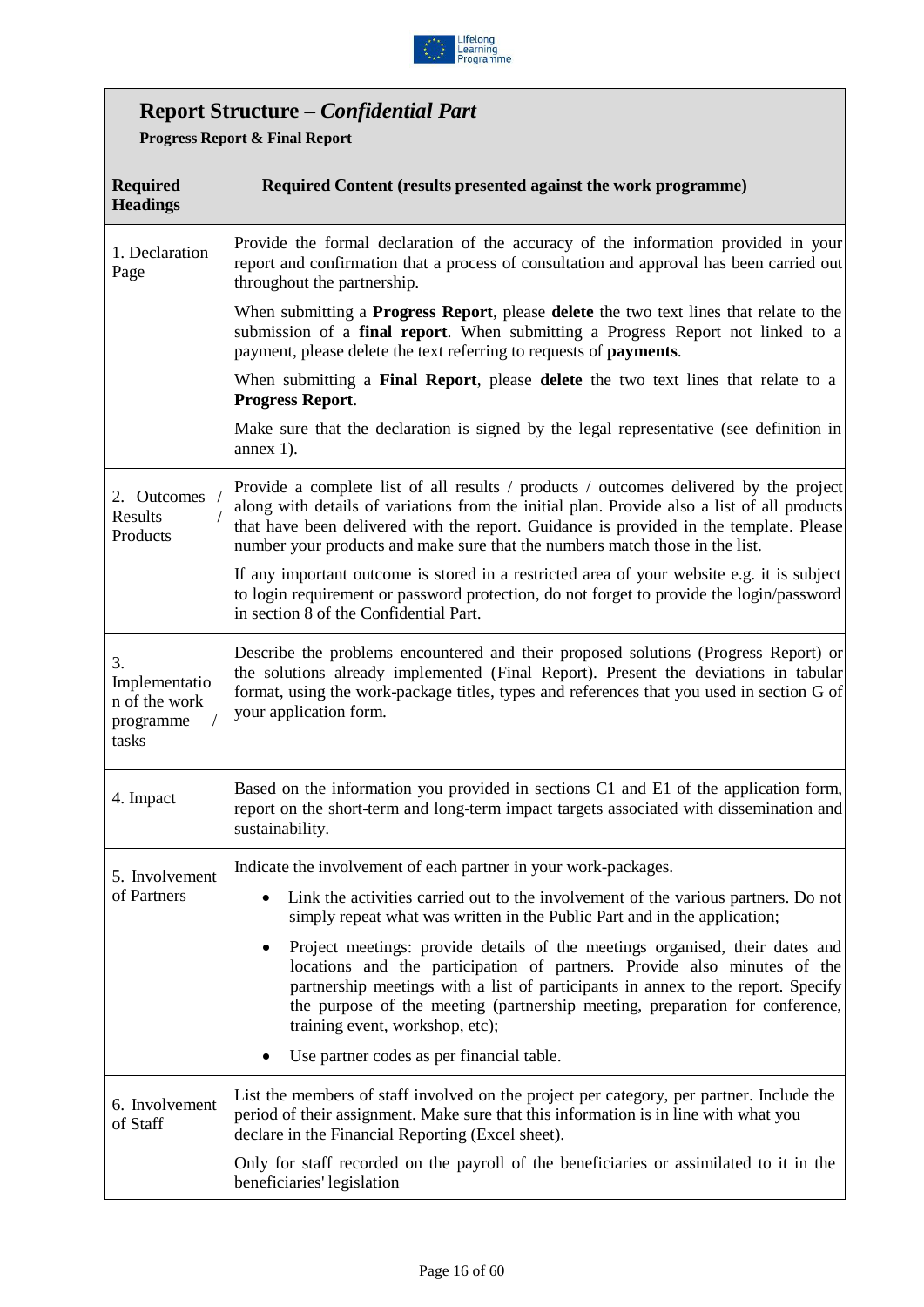## Report Structure – *Confidential Part*

**Progress Report & Final Report**

| Required Headings | Required Content (results presented against the work programme) |
|---|---|
| 1. Declaration Page | Provide the formal declaration of the accuracy of the information provided in your report and confirmation that a process of consultation and approval has been carried out throughout the partnership.<br><br>When submitting a **Progress Report**, please **delete** the two text lines that relate to the submission of a **final report**. When submitting a Progress Report not linked to a payment, please delete the text referring to requests of **payments**.<br><br>When submitting a **Final Report**, please **delete** the two text lines that relate to a **Progress Report**.<br><br>Make sure that the declaration is signed by the legal representative (see definition in annex 1). |
| 2. Outcomes / Results / Products | Provide a complete list of all results / products / outcomes delivered by the project along with details of variations from the initial plan. Provide also a list of all products that have been delivered with the report. Guidance is provided in the template. Please number your products and make sure that the numbers match those in the list.<br><br>If any important outcome is stored in a restricted area of your website e.g. it is subject to login requirement or password protection, do not forget to provide the login/password in section 8 of the Confidential Part. |
| 3. Implementation of the work programme / tasks | Describe the problems encountered and their proposed solutions (Progress Report) or the solutions already implemented (Final Report). Present the deviations in tabular format, using the work-package titles, types and references that you used in section G of your application form. |
| 4. Impact | Based on the information you provided in sections C1 and E1 of the application form, report on the short-term and long-term impact targets associated with dissemination and sustainability. |
| 5. Involvement of Partners | Indicate the involvement of each partner in your work-packages.<br><br>• Link the activities carried out to the involvement of the various partners. Do not simply repeat what was written in the Public Part and in the application;<br><br>• Project meetings: provide details of the meetings organised, their dates and locations and the participation of partners. Provide also minutes of the partnership meetings with a list of participants in annex to the report. Specify the purpose of the meeting (partnership meeting, preparation for conference, training event, workshop, etc);<br><br>• Use partner codes as per financial table. |
| 6. Involvement of Staff | List the members of staff involved on the project per category, per partner. Include the period of their assignment. Make sure that this information is in line with what you declare in the Financial Reporting (Excel sheet).<br><br>Only for staff recorded on the payroll of the beneficiaries or assimilated to it in the beneficiaries' legislation |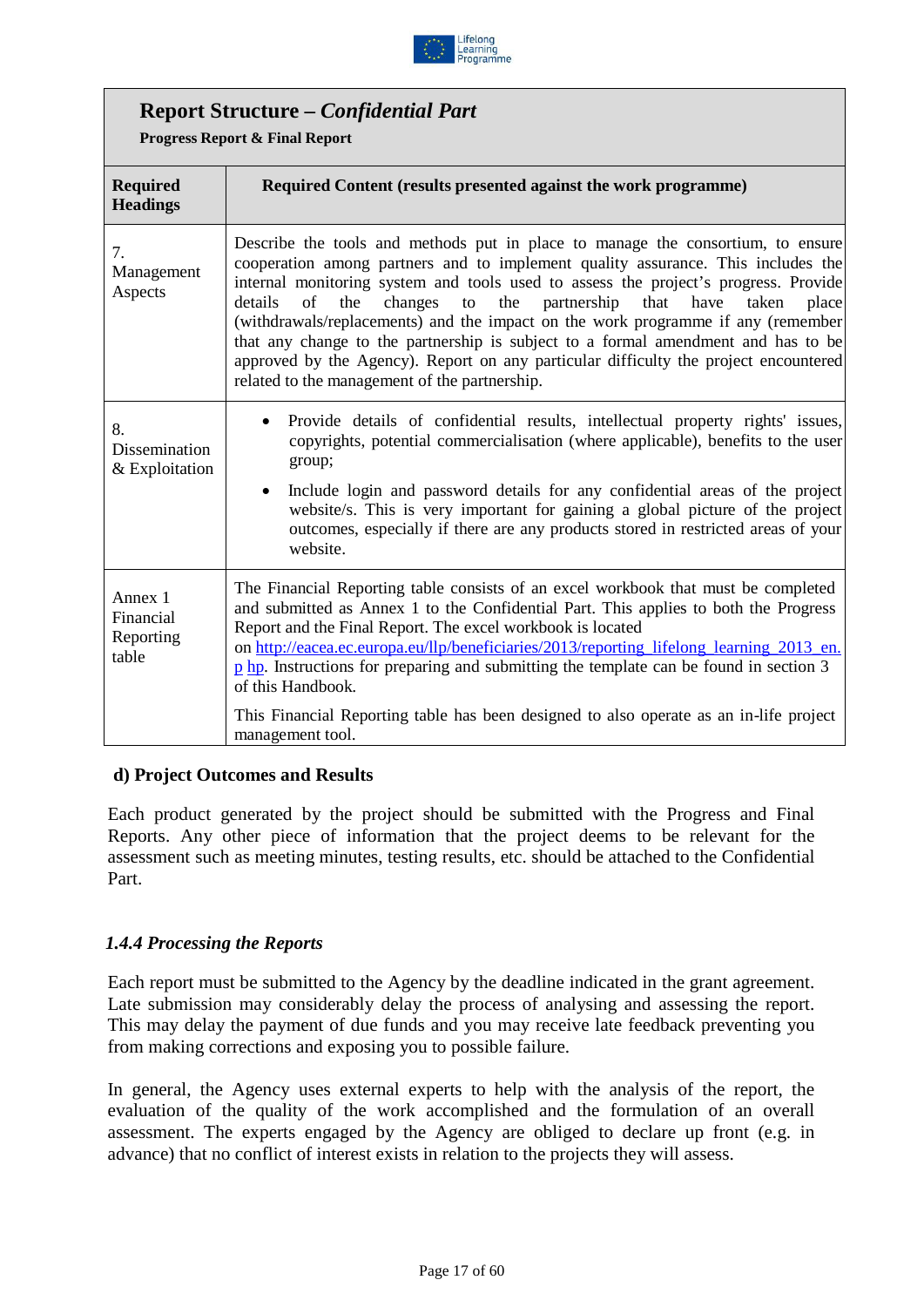| **Report Structure – *Confidential Part*** <br> **Progress Report & Final Report** | |
|---|---|
| **Required Headings** | **Required Content (results presented against the work programme)** |
| 7. Management Aspects | Describe the tools and methods put in place to manage the consortium, to ensure cooperation among partners and to implement quality assurance. This includes the internal monitoring system and tools used to assess the project's progress. Provide details of the changes to the partnership that have taken place (withdrawals/replacements) and the impact on the work programme if any (remember that any change to the partnership is subject to a formal amendment and has to be approved by the Agency). Report on any particular difficulty the project encountered related to the management of the partnership. |
| 8. Dissemination & Exploitation | • Provide details of confidential results, intellectual property rights' issues, copyrights, potential commercialisation (where applicable), benefits to the user group; <br> • Include login and password details for any confidential areas of the project website/s. This is very important for gaining a global picture of the project outcomes, especially if there are any products stored in restricted areas of your website. |
| Annex 1 Financial Reporting table | The Financial Reporting table consists of an excel workbook that must be completed and submitted as Annex 1 to the Confidential Part. This applies to both the Progress Report and the Final Report. The excel workbook is located on http://eacea.ec.europa.eu/llp/beneficiaries/2013/reporting_lifelong_learning_2013_en.php. Instructions for preparing and submitting the template can be found in section 3 of this Handbook. <br><br> This Financial Reporting table has been designed to also operate as an in-life project management tool. |

**d) Project Outcomes and Results**

Each product generated by the project should be submitted with the Progress and Final Reports. Any other piece of information that the project deems to be relevant for the assessment such as meeting minutes, testing results, etc. should be attached to the Confidential Part.

### *1.4.4 Processing the Reports*

Each report must be submitted to the Agency by the deadline indicated in the grant agreement. Late submission may considerably delay the process of analysing and assessing the report. This may delay the payment of due funds and you may receive late feedback preventing you from making corrections and exposing you to possible failure.

In general, the Agency uses external experts to help with the analysis of the report, the evaluation of the quality of the work accomplished and the formulation of an overall assessment. The experts engaged by the Agency are obliged to declare up front (e.g. in advance) that no conflict of interest exists in relation to the projects they will assess.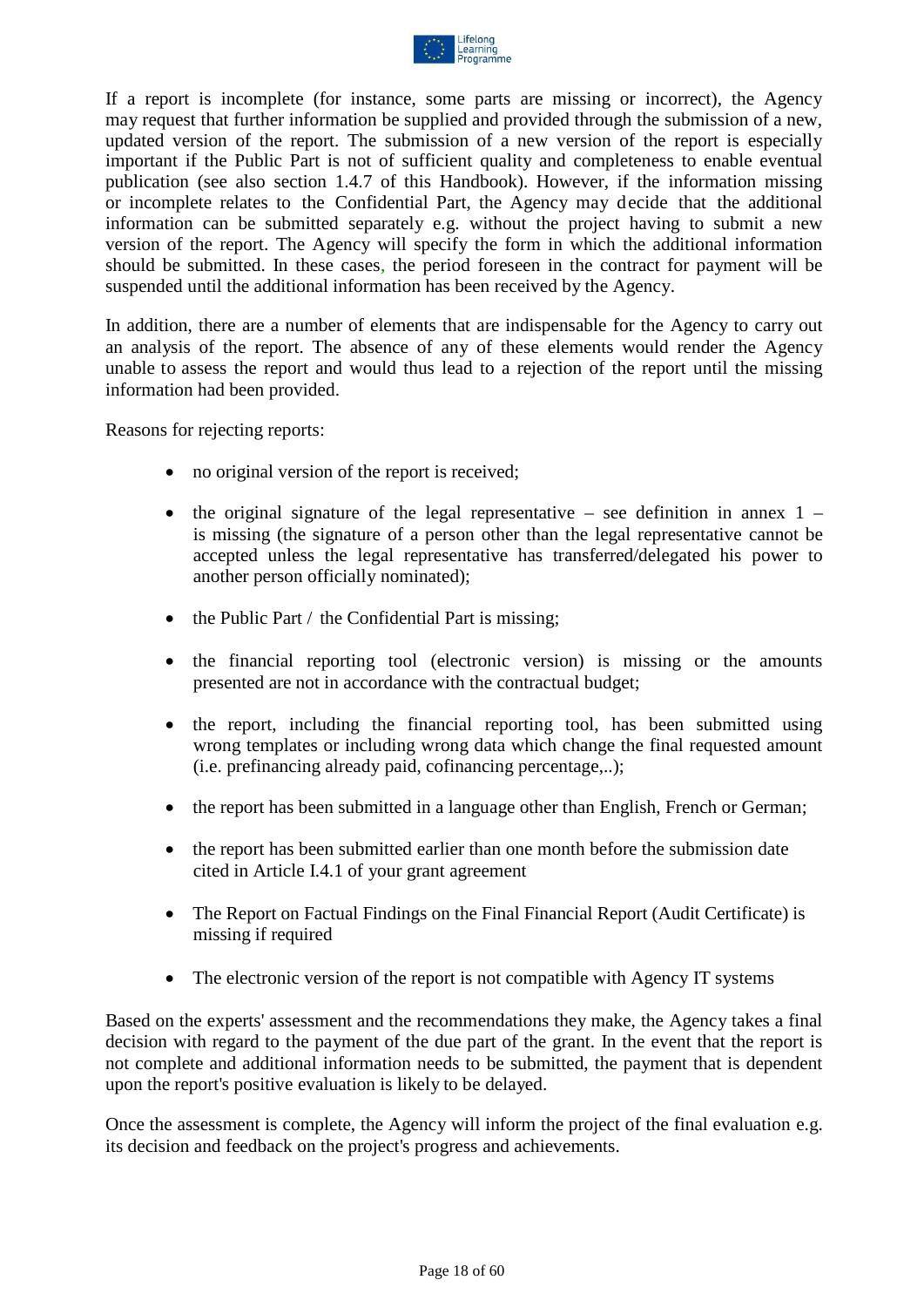If a report is incomplete (for instance, some parts are missing or incorrect), the Agency may request that further information be supplied and provided through the submission of a new, updated version of the report. The submission of a new version of the report is especially important if the Public Part is not of sufficient quality and completeness to enable eventual publication (see also section 1.4.7 of this Handbook). However, if the information missing or incomplete relates to the Confidential Part, the Agency may decide that the additional information can be submitted separately e.g. without the project having to submit a new version of the report. The Agency will specify the form in which the additional information should be submitted. In these cases, the period foreseen in the contract for payment will be suspended until the additional information has been received by the Agency.

In addition, there are a number of elements that are indispensable for the Agency to carry out an analysis of the report. The absence of any of these elements would render the Agency unable to assess the report and would thus lead to a rejection of the report until the missing information had been provided.

Reasons for rejecting reports:

- no original version of the report is received;
- the original signature of the legal representative – see definition in annex 1 – is missing (the signature of a person other than the legal representative cannot be accepted unless the legal representative has transferred/delegated his power to another person officially nominated);
- the Public Part / the Confidential Part is missing;
- the financial reporting tool (electronic version) is missing or the amounts presented are not in accordance with the contractual budget;
- the report, including the financial reporting tool, has been submitted using wrong templates or including wrong data which change the final requested amount (i.e. prefinancing already paid, cofinancing percentage,..);
- the report has been submitted in a language other than English, French or German;
- the report has been submitted earlier than one month before the submission date cited in Article I.4.1 of your grant agreement
- The Report on Factual Findings on the Final Financial Report (Audit Certificate) is missing if required
- The electronic version of the report is not compatible with Agency IT systems

Based on the experts' assessment and the recommendations they make, the Agency takes a final decision with regard to the payment of the due part of the grant. In the event that the report is not complete and additional information needs to be submitted, the payment that is dependent upon the report's positive evaluation is likely to be delayed.

Once the assessment is complete, the Agency will inform the project of the final evaluation e.g. its decision and feedback on the project's progress and achievements.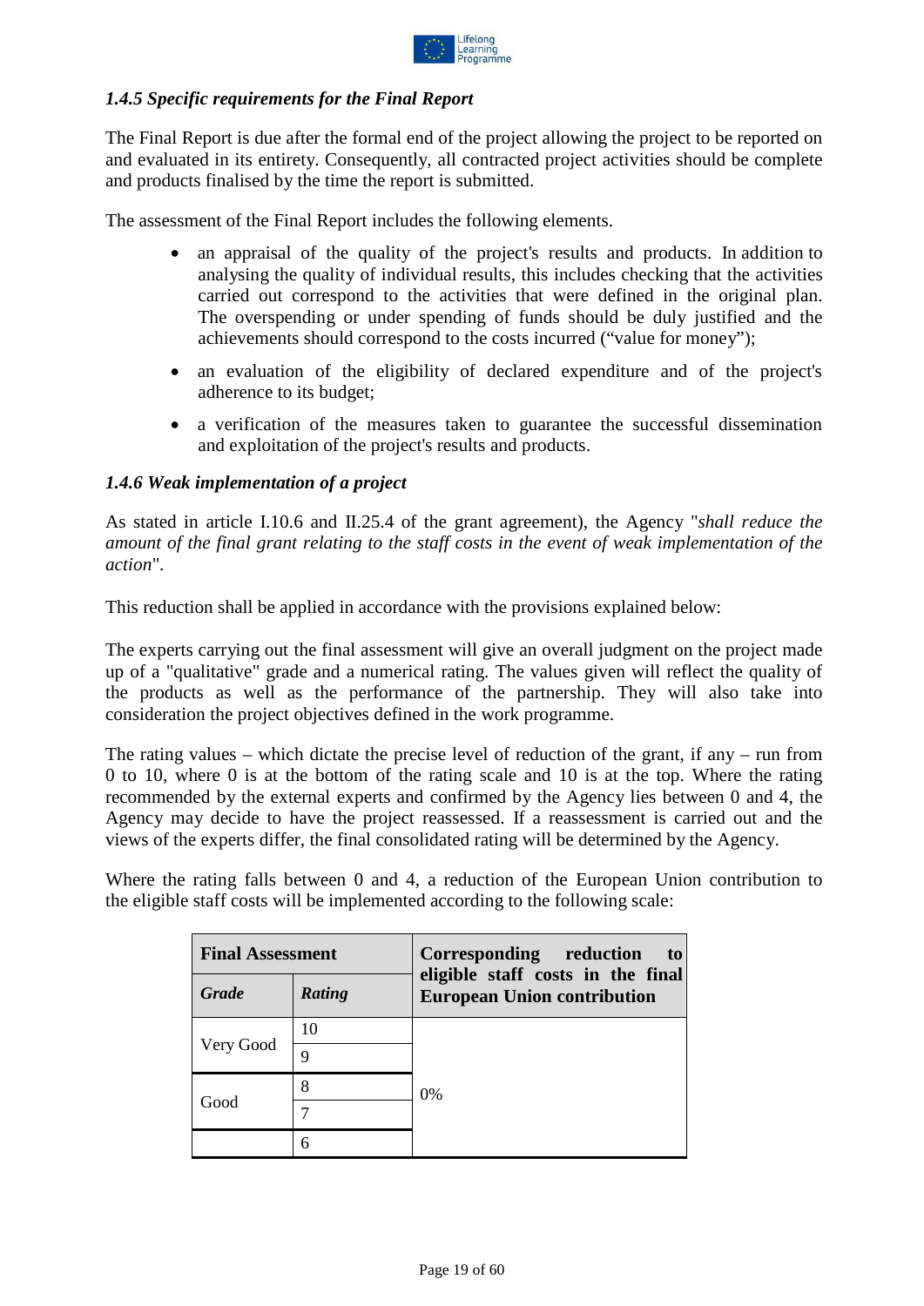### *1.4.5 Specific requirements for the Final Report*

The Final Report is due after the formal end of the project allowing the project to be reported on and evaluated in its entirety. Consequently, all contracted project activities should be complete and products finalised by the time the report is submitted.

The assessment of the Final Report includes the following elements.

- an appraisal of the quality of the project's results and products. In addition to analysing the quality of individual results, this includes checking that the activities carried out correspond to the activities that were defined in the original plan. The overspending or under spending of funds should be duly justified and the achievements should correspond to the costs incurred ("value for money");
- an evaluation of the eligibility of declared expenditure and of the project's adherence to its budget;
- a verification of the measures taken to guarantee the successful dissemination and exploitation of the project's results and products.

### *1.4.6 Weak implementation of a project*

As stated in article I.10.6 and II.25.4 of the grant agreement), the Agency "*shall reduce the amount of the final grant relating to the staff costs in the event of weak implementation of the action*".

This reduction shall be applied in accordance with the provisions explained below:

The experts carrying out the final assessment will give an overall judgment on the project made up of a "qualitative" grade and a numerical rating. The values given will reflect the quality of the products as well as the performance of the partnership. They will also take into consideration the project objectives defined in the work programme.

The rating values – which dictate the precise level of reduction of the grant, if any – run from 0 to 10, where 0 is at the bottom of the rating scale and 10 is at the top. Where the rating recommended by the external experts and confirmed by the Agency lies between 0 and 4, the Agency may decide to have the project reassessed. If a reassessment is carried out and the views of the experts differ, the final consolidated rating will be determined by the Agency.

Where the rating falls between 0 and 4, a reduction of the European Union contribution to the eligible staff costs will be implemented according to the following scale:

| **Final Assessment** | | **Corresponding reduction to eligible staff costs in the final European Union contribution** |
|---|---|---|
| ***Grade*** | ***Rating*** | |
| Very Good | 10 | 0% |
| | 9 | |
| Good | 8 | |
| | 7 | |
| | 6 | |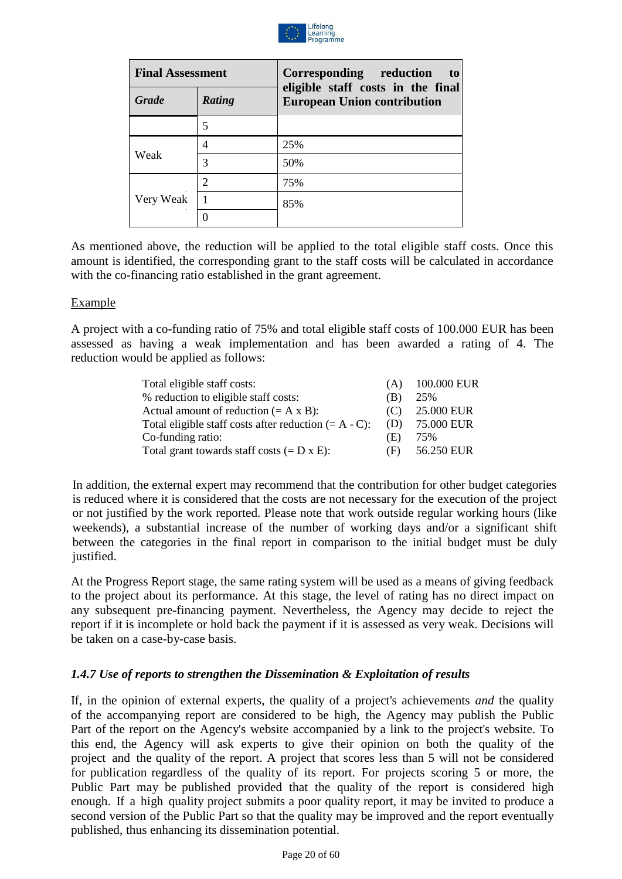| Final Assessment | | Corresponding reduction to eligible staff costs in the final European Union contribution |
|---|---|---|
| **Grade** | **Rating** | |
| | 5 | |
| Weak | 4 | 25% |
| | 3 | 50% |
| Very Weak | 2 | 75% |
| | 1 | 85% |
| | 0 | |

As mentioned above, the reduction will be applied to the total eligible staff costs. Once this amount is identified, the corresponding grant to the staff costs will be calculated in accordance with the co-financing ratio established in the grant agreement.

<u>Example</u>

A project with a co-funding ratio of 75% and total eligible staff costs of 100.000 EUR has been assessed as having a weak implementation and has been awarded a rating of 4. The reduction would be applied as follows:

| | | |
|---|---|---|
| Total eligible staff costs: | (A) | 100.000 EUR |
| % reduction to eligible staff costs: | (B) | 25% |
| Actual amount of reduction (= A x B): | (C) | 25.000 EUR |
| Total eligible staff costs after reduction (= A - C): | (D) | 75.000 EUR |
| Co-funding ratio: | (E) | 75% |
| Total grant towards staff costs (= D x E): | (F) | 56.250 EUR |

In addition, the external expert may recommend that the contribution for other budget categories is reduced where it is considered that the costs are not necessary for the execution of the project or not justified by the work reported. Please note that work outside regular working hours (like weekends), a substantial increase of the number of working days and/or a significant shift between the categories in the final report in comparison to the initial budget must be duly justified.

At the Progress Report stage, the same rating system will be used as a means of giving feedback to the project about its performance. At this stage, the level of rating has no direct impact on any subsequent pre-financing payment. Nevertheless, the Agency may decide to reject the report if it is incomplete or hold back the payment if it is assessed as very weak. Decisions will be taken on a case-by-case basis.

### *1.4.7 Use of reports to strengthen the Dissemination & Exploitation of results*

If, in the opinion of external experts, the quality of a project's achievements *and* the quality of the accompanying report are considered to be high, the Agency may publish the Public Part of the report on the Agency's website accompanied by a link to the project's website. To this end, the Agency will ask experts to give their opinion on both the quality of the project and the quality of the report. A project that scores less than 5 will not be considered for publication regardless of the quality of its report. For projects scoring 5 or more, the Public Part may be published provided that the quality of the report is considered high enough. If a high quality project submits a poor quality report, it may be invited to produce a second version of the Public Part so that the quality may be improved and the report eventually published, thus enhancing its dissemination potential.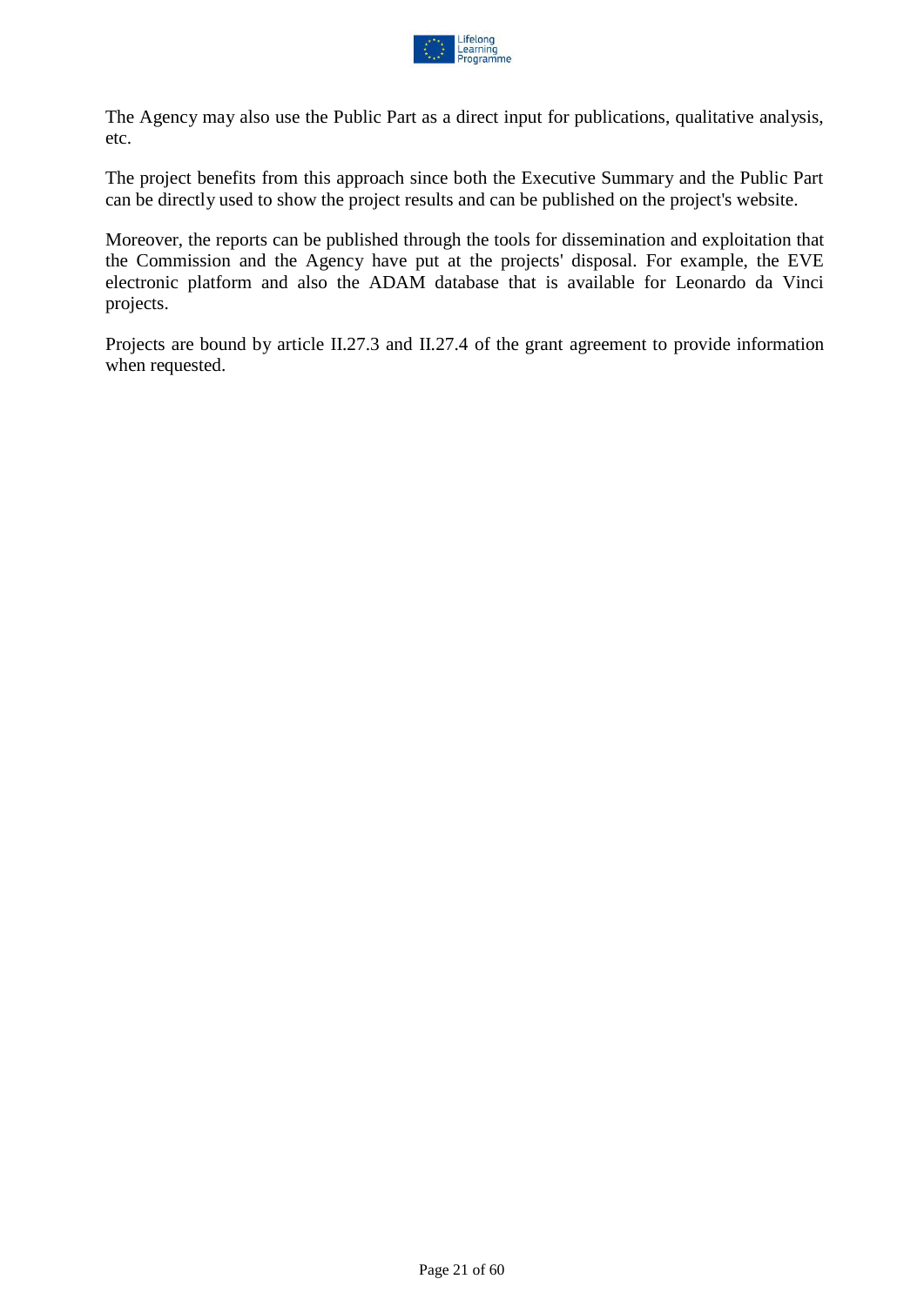The Agency may also use the Public Part as a direct input for publications, qualitative analysis, etc.

The project benefits from this approach since both the Executive Summary and the Public Part can be directly used to show the project results and can be published on the project's website.

Moreover, the reports can be published through the tools for dissemination and exploitation that the Commission and the Agency have put at the projects' disposal. For example, the EVE electronic platform and also the ADAM database that is available for Leonardo da Vinci projects.

Projects are bound by article II.27.3 and II.27.4 of the grant agreement to provide information when requested.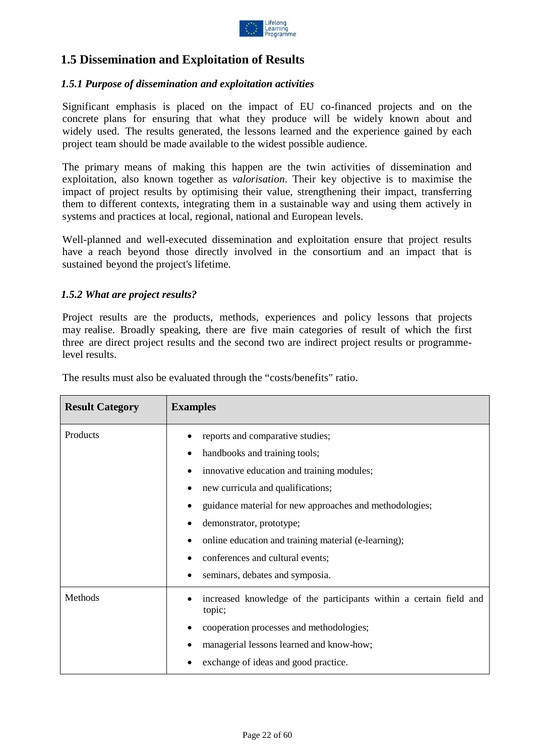## 1.5 Dissemination and Exploitation of Results

### *1.5.1 Purpose of dissemination and exploitation activities*

Significant emphasis is placed on the impact of EU co-financed projects and on the concrete plans for ensuring that what they produce will be widely known about and widely used. The results generated, the lessons learned and the experience gained by each project team should be made available to the widest possible audience.

The primary means of making this happen are the twin activities of dissemination and exploitation, also known together as *valorisation*. Their key objective is to maximise the impact of project results by optimising their value, strengthening their impact, transferring them to different contexts, integrating them in a sustainable way and using them actively in systems and practices at local, regional, national and European levels.

Well-planned and well-executed dissemination and exploitation ensure that project results have a reach beyond those directly involved in the consortium and an impact that is sustained beyond the project's lifetime.

### *1.5.2 What are project results?*

Project results are the products, methods, experiences and policy lessons that projects may realise. Broadly speaking, there are five main categories of result of which the first three are direct project results and the second two are indirect project results or programme-level results.

The results must also be evaluated through the “costs/benefits" ratio.

| Result Category | Examples |
|---|---|
| Products | • reports and comparative studies;<br>• handbooks and training tools;<br>• innovative education and training modules;<br>• new curricula and qualifications;<br>• guidance material for new approaches and methodologies;<br>• demonstrator, prototype;<br>• online education and training material (e-learning);<br>• conferences and cultural events;<br>• seminars, debates and symposia. |
| Methods | • increased knowledge of the participants within a certain field and topic;<br>• cooperation processes and methodologies;<br>• managerial lessons learned and know-how;<br>• exchange of ideas and good practice. |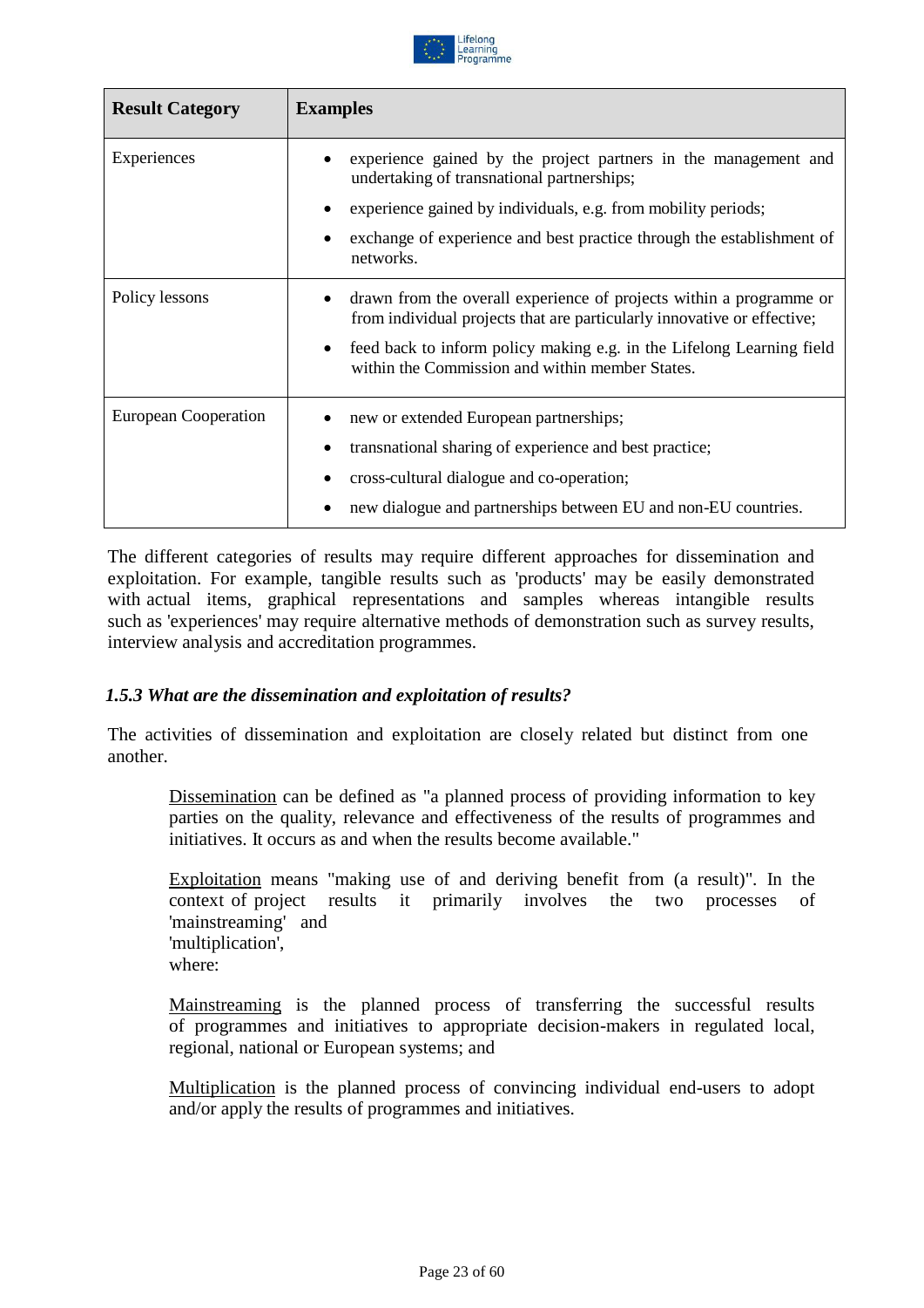| Result Category | Examples |
|---|---|
| Experiences | • experience gained by the project partners in the management and undertaking of transnational partnerships;<br>• experience gained by individuals, e.g. from mobility periods;<br>• exchange of experience and best practice through the establishment of networks. |
| Policy lessons | • drawn from the overall experience of projects within a programme or from individual projects that are particularly innovative or effective;<br>• feed back to inform policy making e.g. in the Lifelong Learning field within the Commission and within member States. |
| European Cooperation | • new or extended European partnerships;<br>• transnational sharing of experience and best practice;<br>• cross-cultural dialogue and co-operation;<br>• new dialogue and partnerships between EU and non-EU countries. |

The different categories of results may require different approaches for dissemination and exploitation. For example, tangible results such as 'products' may be easily demonstrated with actual items, graphical representations and samples whereas intangible results such as 'experiences' may require alternative methods of demonstration such as survey results, interview analysis and accreditation programmes.

### *1.5.3 What are the dissemination and exploitation of results?*

The activities of dissemination and exploitation are closely related but distinct from one another.

> Dissemination can be defined as "a planned process of providing information to key parties on the quality, relevance and effectiveness of the results of programmes and initiatives. It occurs as and when the results become available."
>
> Exploitation means "making use of and deriving benefit from (a result)". In the context of project results it primarily involves the two processes of 'mainstreaming' and 'multiplication', where:
>
> Mainstreaming is the planned process of transferring the successful results of programmes and initiatives to appropriate decision-makers in regulated local, regional, national or European systems; and
>
> Multiplication is the planned process of convincing individual end-users to adopt and/or apply the results of programmes and initiatives.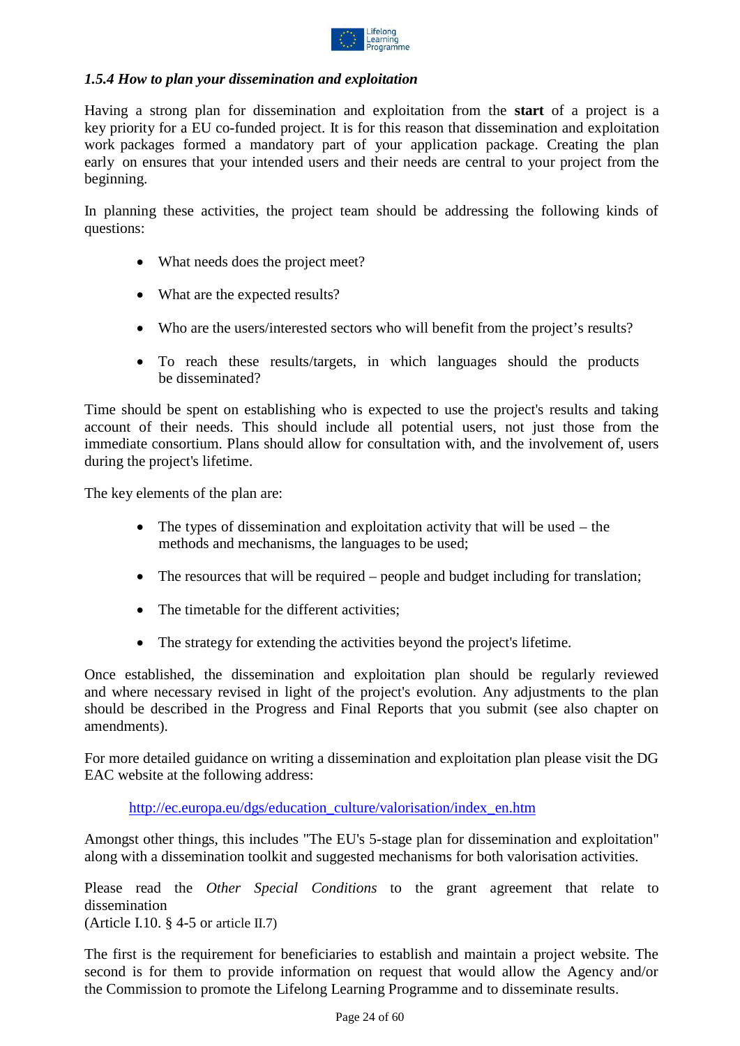### *1.5.4 How to plan your dissemination and exploitation*

Having a strong plan for dissemination and exploitation from the **start** of a project is a key priority for a EU co-funded project. It is for this reason that dissemination and exploitation work packages formed a mandatory part of your application package. Creating the plan early on ensures that your intended users and their needs are central to your project from the beginning.

In planning these activities, the project team should be addressing the following kinds of questions:

- What needs does the project meet?
- What are the expected results?
- Who are the users/interested sectors who will benefit from the project's results?
- To reach these results/targets, in which languages should the products be disseminated?

Time should be spent on establishing who is expected to use the project's results and taking account of their needs. This should include all potential users, not just those from the immediate consortium. Plans should allow for consultation with, and the involvement of, users during the project's lifetime.

The key elements of the plan are:

- The types of dissemination and exploitation activity that will be used – the methods and mechanisms, the languages to be used;
- The resources that will be required – people and budget including for translation;
- The timetable for the different activities;
- The strategy for extending the activities beyond the project's lifetime.

Once established, the dissemination and exploitation plan should be regularly reviewed and where necessary revised in light of the project's evolution. Any adjustments to the plan should be described in the Progress and Final Reports that you submit (see also chapter on amendments).

For more detailed guidance on writing a dissemination and exploitation plan please visit the DG EAC website at the following address:

http://ec.europa.eu/dgs/education_culture/valorisation/index_en.htm

Amongst other things, this includes "The EU's 5-stage plan for dissemination and exploitation" along with a dissemination toolkit and suggested mechanisms for both valorisation activities.

Please read the *Other Special Conditions* to the grant agreement that relate to dissemination
(Article I.10. § 4-5 or article II.7)

The first is the requirement for beneficiaries to establish and maintain a project website. The second is for them to provide information on request that would allow the Agency and/or the Commission to promote the Lifelong Learning Programme and to disseminate results.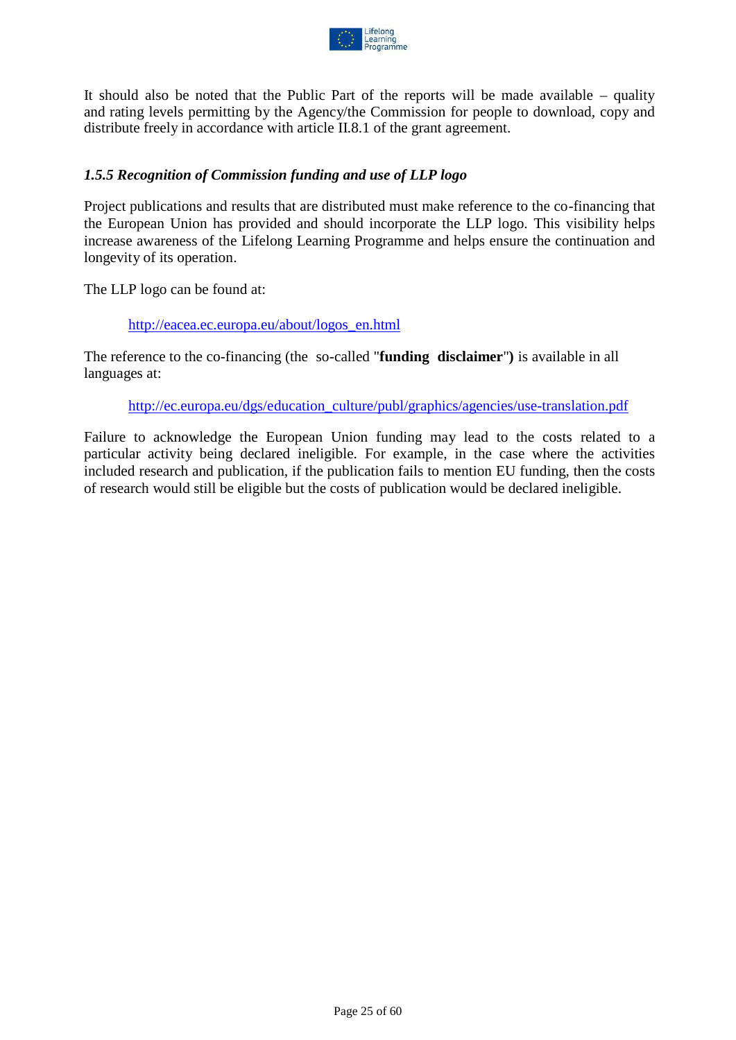It should also be noted that the Public Part of the reports will be made available – quality and rating levels permitting by the Agency/the Commission for people to download, copy and distribute freely in accordance with article II.8.1 of the grant agreement.

### *1.5.5 Recognition of Commission funding and use of LLP logo*

Project publications and results that are distributed must make reference to the co-financing that the European Union has provided and should incorporate the LLP logo. This visibility helps increase awareness of the Lifelong Learning Programme and helps ensure the continuation and longevity of its operation.

The LLP logo can be found at:

> http://eacea.ec.europa.eu/about/logos_en.html

The reference to the co-financing (the so-called "**funding disclaimer**") is available in all languages at:

> http://ec.europa.eu/dgs/education_culture/publ/graphics/agencies/use-translation.pdf

Failure to acknowledge the European Union funding may lead to the costs related to a particular activity being declared ineligible. For example, in the case where the activities included research and publication, if the publication fails to mention EU funding, then the costs of research would still be eligible but the costs of publication would be declared ineligible.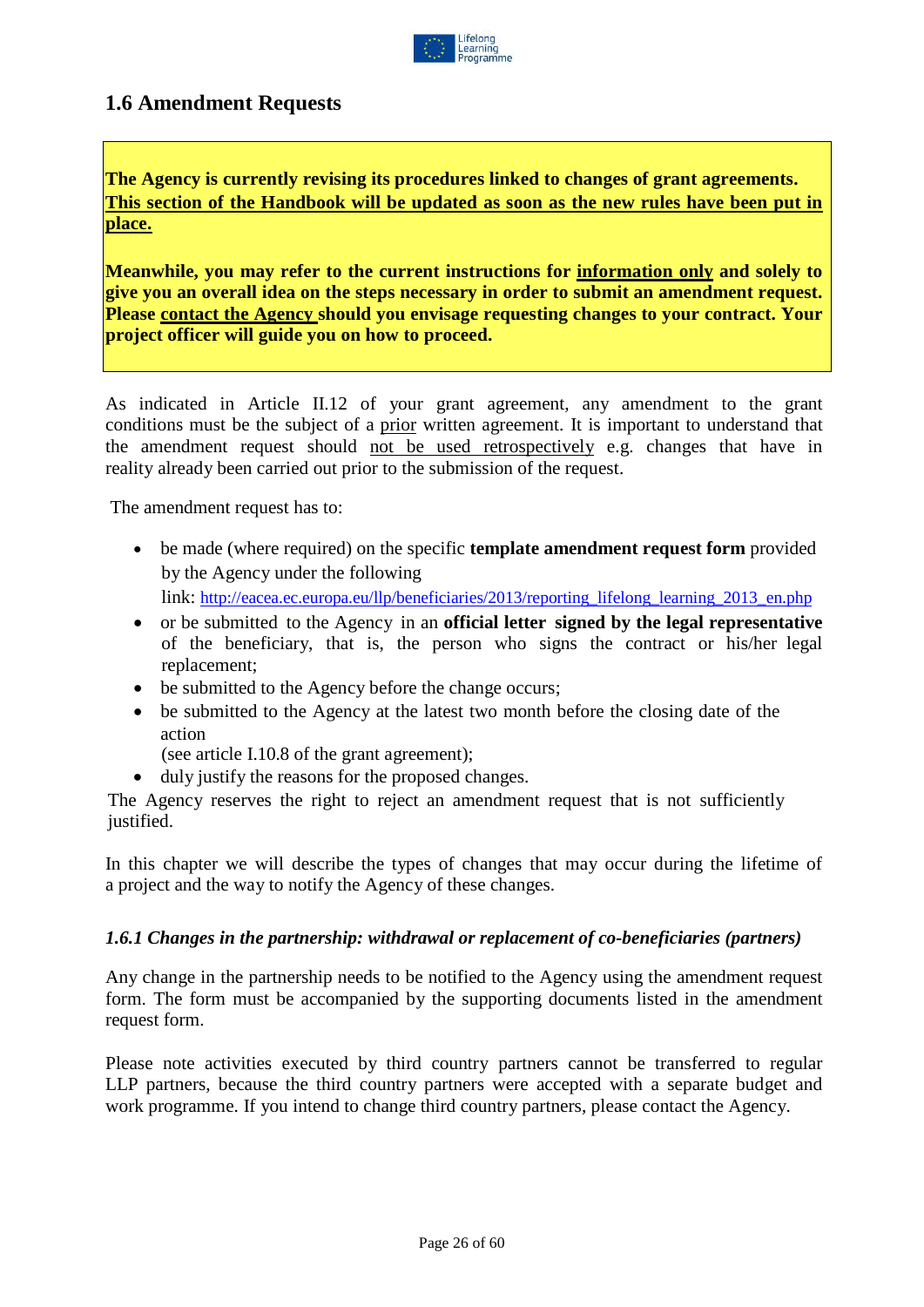## 1.6 Amendment Requests

**The Agency is currently revising its procedures linked to changes of grant agreements. <u>This section of the Handbook will be updated as soon as the new rules have been put in place.</u>**

**Meanwhile, you may refer to the current instructions for <u>information only</u> and solely to give you an overall idea on the steps necessary in order to submit an amendment request. Please <u>contact the Agency</u> should you envisage requesting changes to your contract. Your project officer will guide you on how to proceed.**

As indicated in Article II.12 of your grant agreement, any amendment to the grant conditions must be the subject of a <u>prior</u> written agreement. It is important to understand that the amendment request should <u>not be used retrospectively</u> e.g. changes that have in reality already been carried out prior to the submission of the request.

The amendment request has to:

- be made (where required) on the specific **template amendment request form** provided by the Agency under the following link: http://eacea.ec.europa.eu/llp/beneficiaries/2013/reporting_lifelong_learning_2013_en.php
- or be submitted to the Agency in an **official letter signed by the legal representative** of the beneficiary, that is, the person who signs the contract or his/her legal replacement;
- be submitted to the Agency before the change occurs;
- be submitted to the Agency at the latest two month before the closing date of the action (see article I.10.8 of the grant agreement);
- duly justify the reasons for the proposed changes.

The Agency reserves the right to reject an amendment request that is not sufficiently justified.

In this chapter we will describe the types of changes that may occur during the lifetime of a project and the way to notify the Agency of these changes.

### *1.6.1 Changes in the partnership: withdrawal or replacement of co-beneficiaries (partners)*

Any change in the partnership needs to be notified to the Agency using the amendment request form. The form must be accompanied by the supporting documents listed in the amendment request form.

Please note activities executed by third country partners cannot be transferred to regular LLP partners, because the third country partners were accepted with a separate budget and work programme. If you intend to change third country partners, please contact the Agency.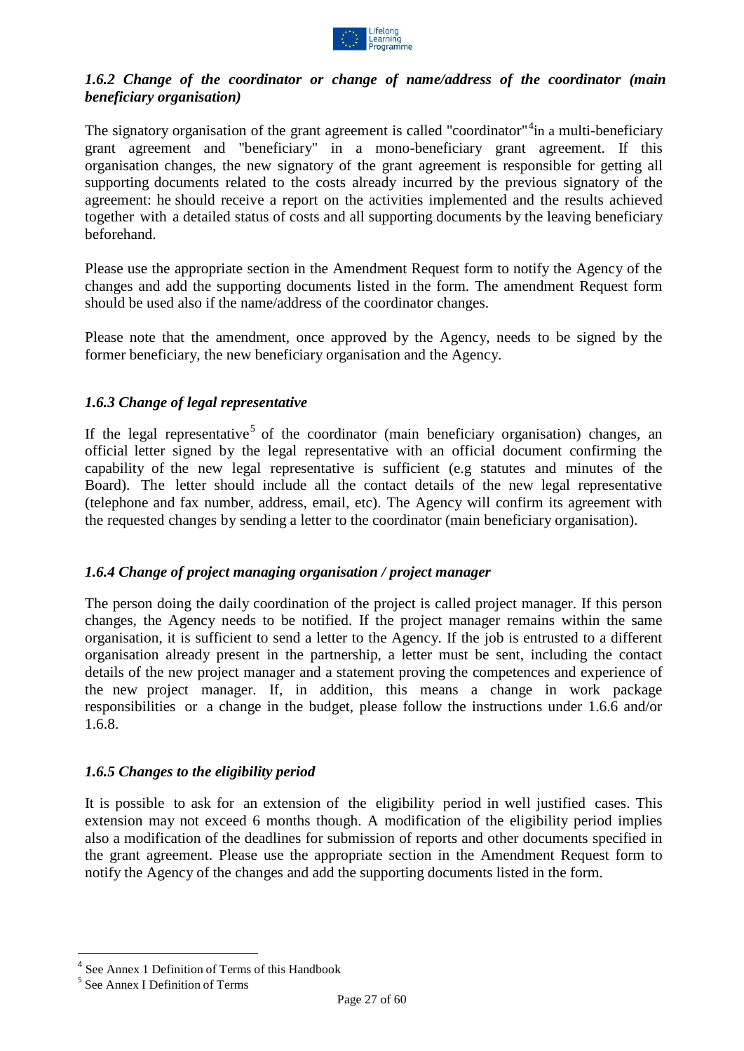### *1.6.2 Change of the coordinator or change of name/address of the coordinator (main beneficiary organisation)*

The signatory organisation of the grant agreement is called "coordinator"[4]in a multi-beneficiary grant agreement and "beneficiary" in a mono-beneficiary grant agreement. If this organisation changes, the new signatory of the grant agreement is responsible for getting all supporting documents related to the costs already incurred by the previous signatory of the agreement: he should receive a report on the activities implemented and the results achieved together with a detailed status of costs and all supporting documents by the leaving beneficiary beforehand.

Please use the appropriate section in the Amendment Request form to notify the Agency of the changes and add the supporting documents listed in the form. The amendment Request form should be used also if the name/address of the coordinator changes.

Please note that the amendment, once approved by the Agency, needs to be signed by the former beneficiary, the new beneficiary organisation and the Agency.

### *1.6.3 Change of legal representative*

If the legal representative[5] of the coordinator (main beneficiary organisation) changes, an official letter signed by the legal representative with an official document confirming the capability of the new legal representative is sufficient (e.g statutes and minutes of the Board). The letter should include all the contact details of the new legal representative (telephone and fax number, address, email, etc). The Agency will confirm its agreement with the requested changes by sending a letter to the coordinator (main beneficiary organisation).

### *1.6.4 Change of project managing organisation / project manager*

The person doing the daily coordination of the project is called project manager. If this person changes, the Agency needs to be notified. If the project manager remains within the same organisation, it is sufficient to send a letter to the Agency. If the job is entrusted to a different organisation already present in the partnership, a letter must be sent, including the contact details of the new project manager and a statement proving the competences and experience of the new project manager. If, in addition, this means a change in work package responsibilities or a change in the budget, please follow the instructions under 1.6.6 and/or 1.6.8.

### *1.6.5 Changes to the eligibility period*

It is possible to ask for an extension of the eligibility period in well justified cases. This extension may not exceed 6 months though. A modification of the eligibility period implies also a modification of the deadlines for submission of reports and other documents specified in the grant agreement. Please use the appropriate section in the Amendment Request form to notify the Agency of the changes and add the supporting documents listed in the form.

---

[4] See Annex 1 Definition of Terms of this Handbook

[5] See Annex I Definition of Terms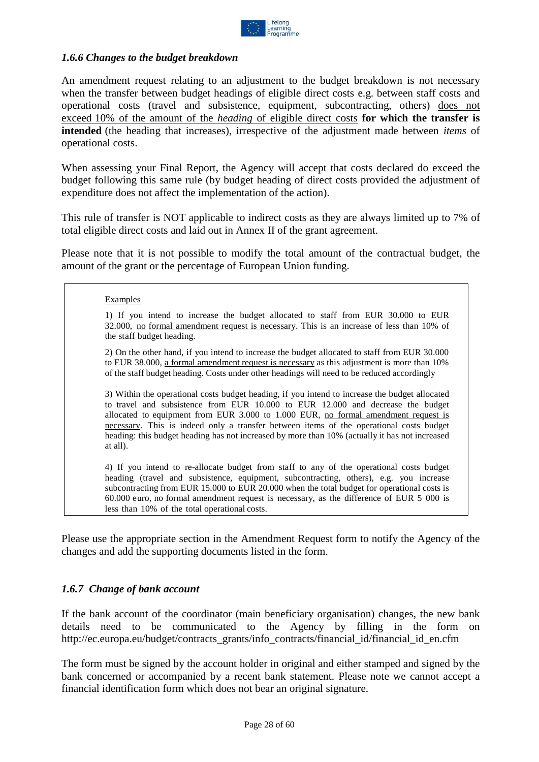### *1.6.6 Changes to the budget breakdown*

An amendment request relating to an adjustment to the budget breakdown is not necessary when the transfer between budget headings of eligible direct costs e.g. between staff costs and operational costs (travel and subsistence, equipment, subcontracting, others) does not exceed 10% of the amount of the *heading* of eligible direct costs **for which the transfer is intended** (the heading that increases), irrespective of the adjustment made between *items* of operational costs.

When assessing your Final Report, the Agency will accept that costs declared do exceed the budget following this same rule (by budget heading of direct costs provided the adjustment of expenditure does not affect the implementation of the action).

This rule of transfer is NOT applicable to indirect costs as they are always limited up to 7% of total eligible direct costs and laid out in Annex II of the grant agreement.

Please note that it is not possible to modify the total amount of the contractual budget, the amount of the grant or the percentage of European Union funding.

> Examples
>
> 1) If you intend to increase the budget allocated to staff from EUR 30.000 to EUR 32.000, no formal amendment request is necessary. This is an increase of less than 10% of the staff budget heading.
>
> 2) On the other hand, if you intend to increase the budget allocated to staff from EUR 30.000 to EUR 38.000, a formal amendment request is necessary as this adjustment is more than 10% of the staff budget heading. Costs under other headings will need to be reduced accordingly
>
> 3) Within the operational costs budget heading, if you intend to increase the budget allocated to travel and subsistence from EUR 10.000 to EUR 12.000 and decrease the budget allocated to equipment from EUR 3.000 to 1.000 EUR, no formal amendment request is necessary. This is indeed only a transfer between items of the operational costs budget heading: this budget heading has not increased by more than 10% (actually it has not increased at all).
>
> 4) If you intend to re-allocate budget from staff to any of the operational costs budget heading (travel and subsistence, equipment, subcontracting, others), e.g. you increase subcontracting from EUR 15.000 to EUR 20.000 when the total budget for operational costs is 60.000 euro, no formal amendment request is necessary, as the difference of EUR 5 000 is less than 10% of the total operational costs.

Please use the appropriate section in the Amendment Request form to notify the Agency of the changes and add the supporting documents listed in the form.

### *1.6.7 Change of bank account*

If the bank account of the coordinator (main beneficiary organisation) changes, the new bank details need to be communicated to the Agency by filling in the form on http://ec.europa.eu/budget/contracts_grants/info_contracts/financial_id/financial_id_en.cfm

The form must be signed by the account holder in original and either stamped and signed by the bank concerned or accompanied by a recent bank statement. Please note we cannot accept a financial identification form which does not bear an original signature.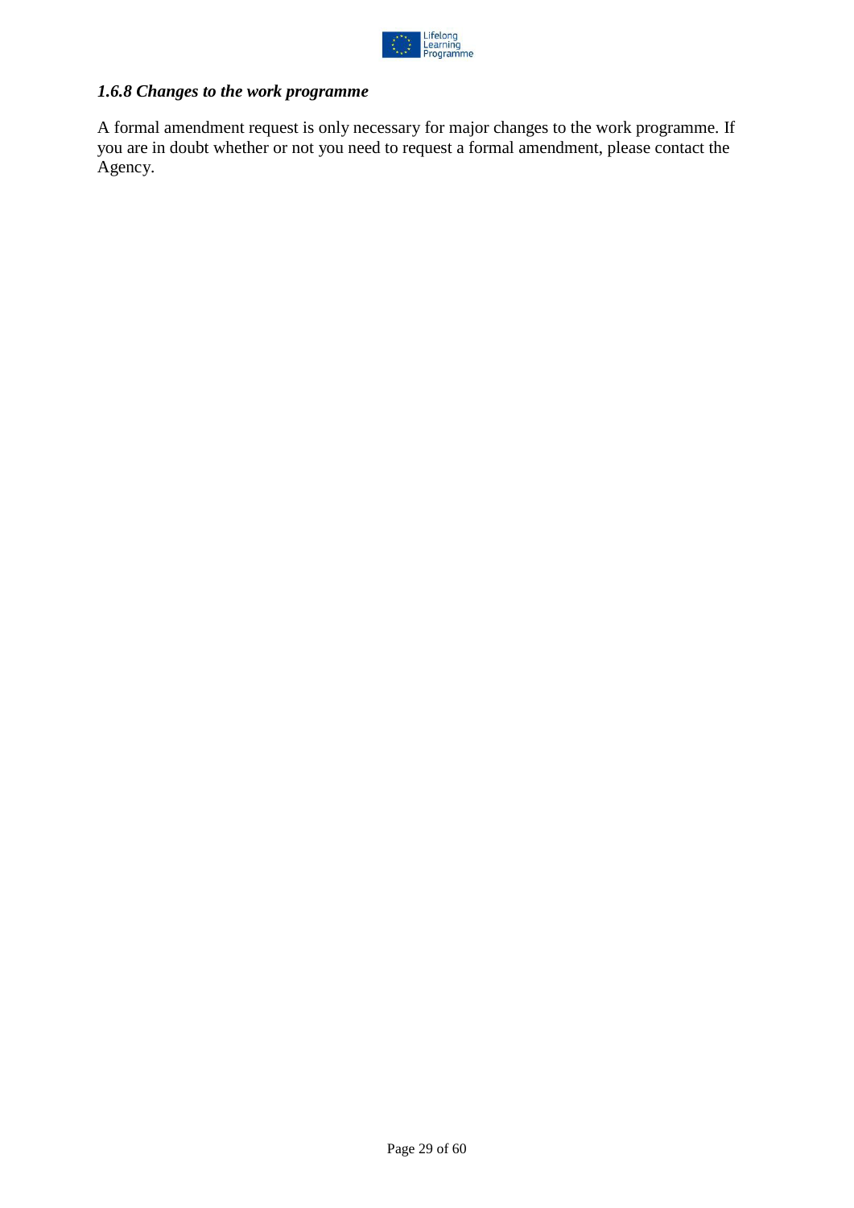#### *1.6.8 Changes to the work programme*

A formal amendment request is only necessary for major changes to the work programme. If you are in doubt whether or not you need to request a formal amendment, please contact the Agency.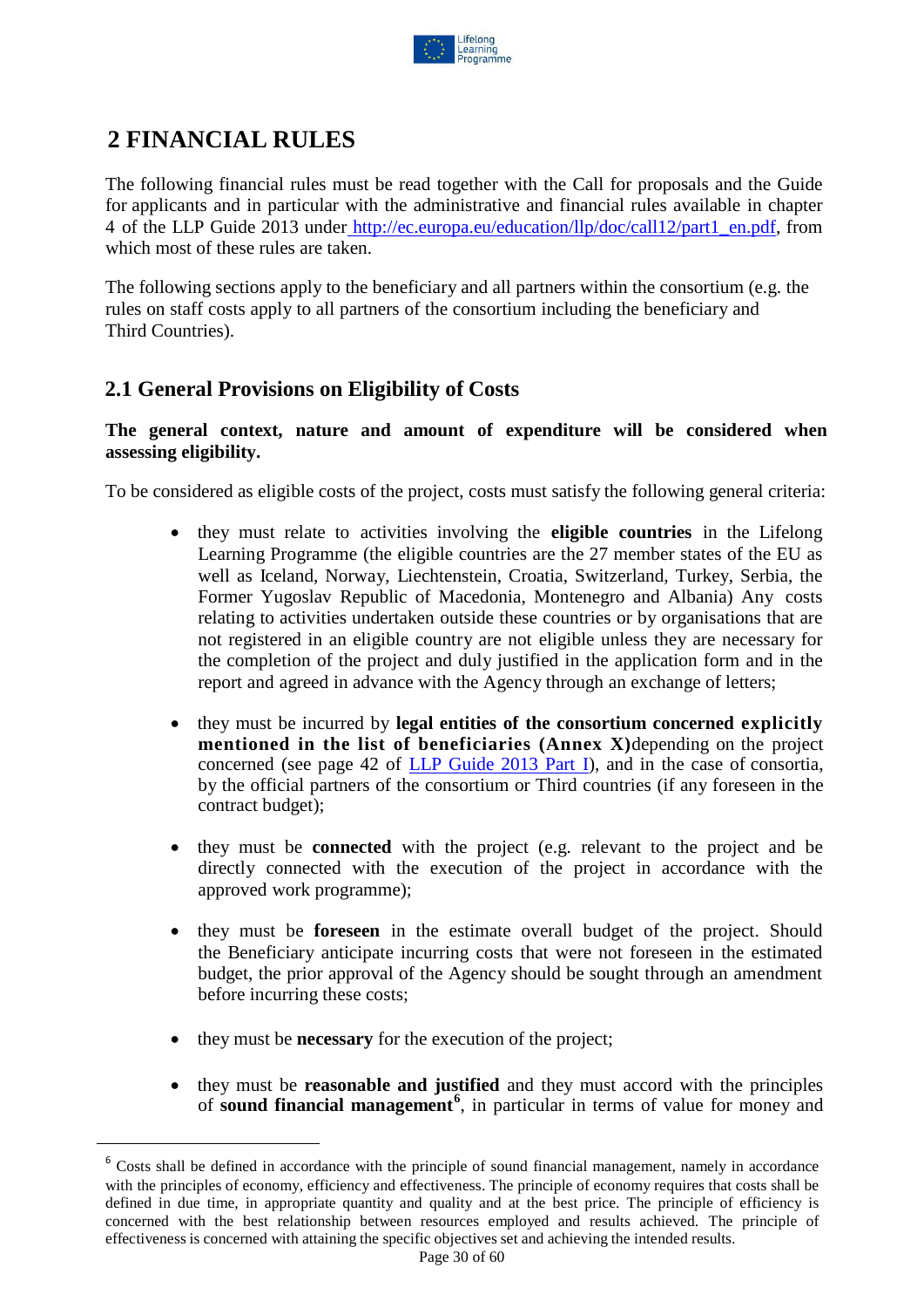// Not applicable: the snippet body must be only what was asked; see below.

# 2 FINANCIAL RULES

The following financial rules must be read together with the Call for proposals and the Guide for applicants and in particular with the administrative and financial rules available in chapter 4 of the LLP Guide 2013 under http://ec.europa.eu/education/llp/doc/call12/part1_en.pdf, from which most of these rules are taken.

The following sections apply to the beneficiary and all partners within the consortium (e.g. the rules on staff costs apply to all partners of the consortium including the beneficiary and Third Countries).

## 2.1 General Provisions on Eligibility of Costs

**The general context, nature and amount of expenditure will be considered when assessing eligibility.**

To be considered as eligible costs of the project, costs must satisfy the following general criteria:

- they must relate to activities involving the **eligible countries** in the Lifelong Learning Programme (the eligible countries are the 27 member states of the EU as well as Iceland, Norway, Liechtenstein, Croatia, Switzerland, Turkey, Serbia, the Former Yugoslav Republic of Macedonia, Montenegro and Albania) Any costs relating to activities undertaken outside these countries or by organisations that are not registered in an eligible country are not eligible unless they are necessary for the completion of the project and duly justified in the application form and in the report and agreed in advance with the Agency through an exchange of letters;

- they must be incurred by **legal entities of the consortium concerned explicitly mentioned in the list of beneficiaries (Annex X)**depending on the project concerned (see page 42 of LLP Guide 2013 Part I), and in the case of consortia, by the official partners of the consortium or Third countries (if any foreseen in the contract budget);

- they must be **connected** with the project (e.g. relevant to the project and be directly connected with the execution of the project in accordance with the approved work programme);

- they must be **foreseen** in the estimate overall budget of the project. Should the Beneficiary anticipate incurring costs that were not foreseen in the estimated budget, the prior approval of the Agency should be sought through an amendment before incurring these costs;

- they must be **necessary** for the execution of the project;

- they must be **reasonable and justified** and they must accord with the principles of **sound financial management**[6], in particular in terms of value for money and

[6] Costs shall be defined in accordance with the principle of sound financial management, namely in accordance with the principles of economy, efficiency and effectiveness. The principle of economy requires that costs shall be defined in due time, in appropriate quantity and quality and at the best price. The principle of efficiency is concerned with the best relationship between resources employed and results achieved. The principle of effectiveness is concerned with attaining the specific objectives set and achieving the intended results.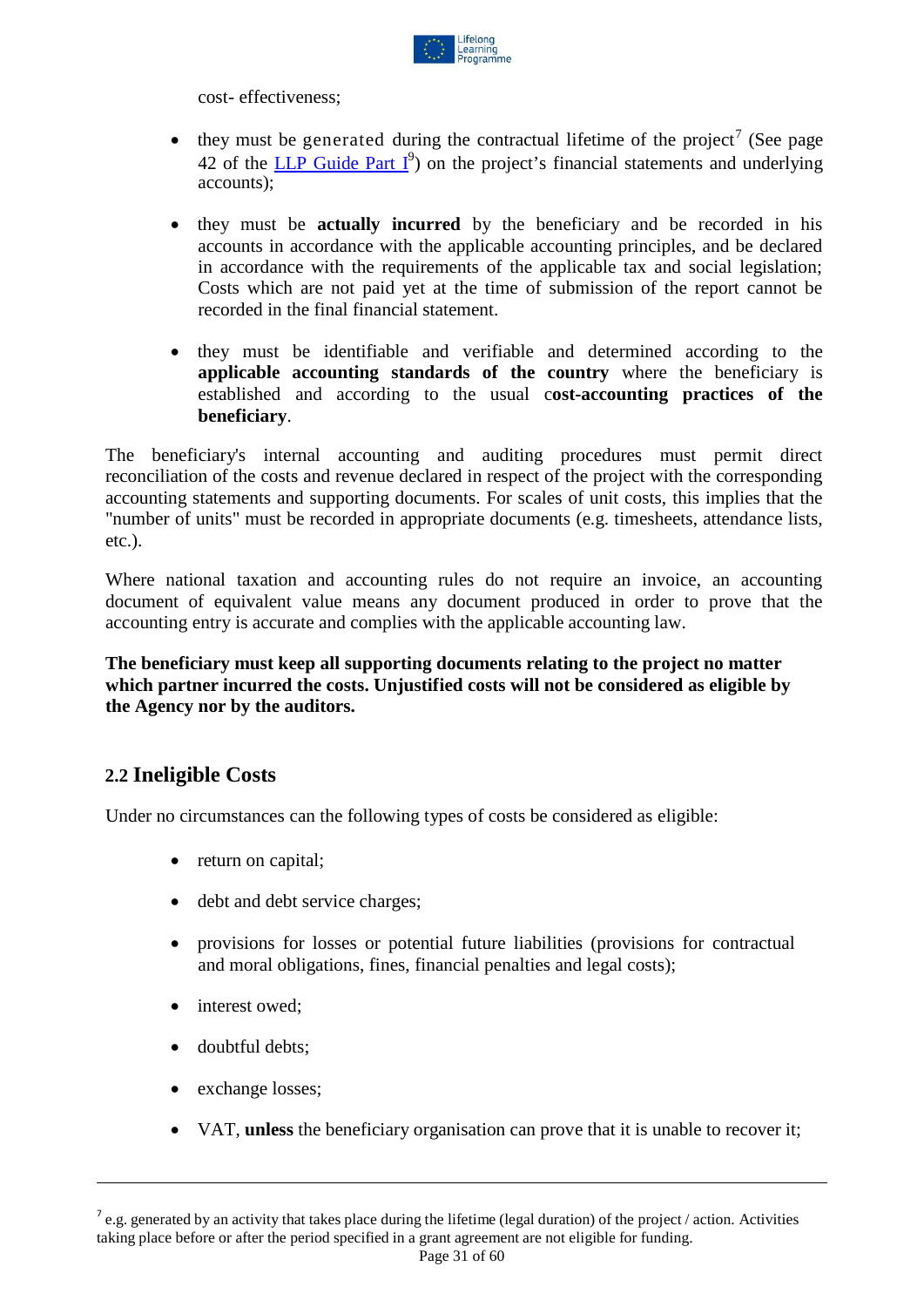cost- effectiveness;

- they must be generated during the contractual lifetime of the project[7] (See page 42 of the LLP Guide Part I[9]) on the project's financial statements and underlying accounts);

- they must be **actually incurred** by the beneficiary and be recorded in his accounts in accordance with the applicable accounting principles, and be declared in accordance with the requirements of the applicable tax and social legislation; Costs which are not paid yet at the time of submission of the report cannot be recorded in the final financial statement.

- they must be identifiable and verifiable and determined according to the **applicable accounting standards of the country** where the beneficiary is established and according to the usual c**ost-accounting practices of the beneficiary**.

The beneficiary's internal accounting and auditing procedures must permit direct reconciliation of the costs and revenue declared in respect of the project with the corresponding accounting statements and supporting documents. For scales of unit costs, this implies that the "number of units" must be recorded in appropriate documents (e.g. timesheets, attendance lists, etc.).

Where national taxation and accounting rules do not require an invoice, an accounting document of equivalent value means any document produced in order to prove that the accounting entry is accurate and complies with the applicable accounting law.

**The beneficiary must keep all supporting documents relating to the project no matter which partner incurred the costs. Unjustified costs will not be considered as eligible by the Agency nor by the auditors.**

## 2.2 Ineligible Costs

Under no circumstances can the following types of costs be considered as eligible:

- return on capital;
- debt and debt service charges;
- provisions for losses or potential future liabilities (provisions for contractual and moral obligations, fines, financial penalties and legal costs);
- interest owed;
- doubtful debts;
- exchange losses;
- VAT, **unless** the beneficiary organisation can prove that it is unable to recover it;

---

[7] e.g. generated by an activity that takes place during the lifetime (legal duration) of the project / action. Activities taking place before or after the period specified in a grant agreement are not eligible for funding.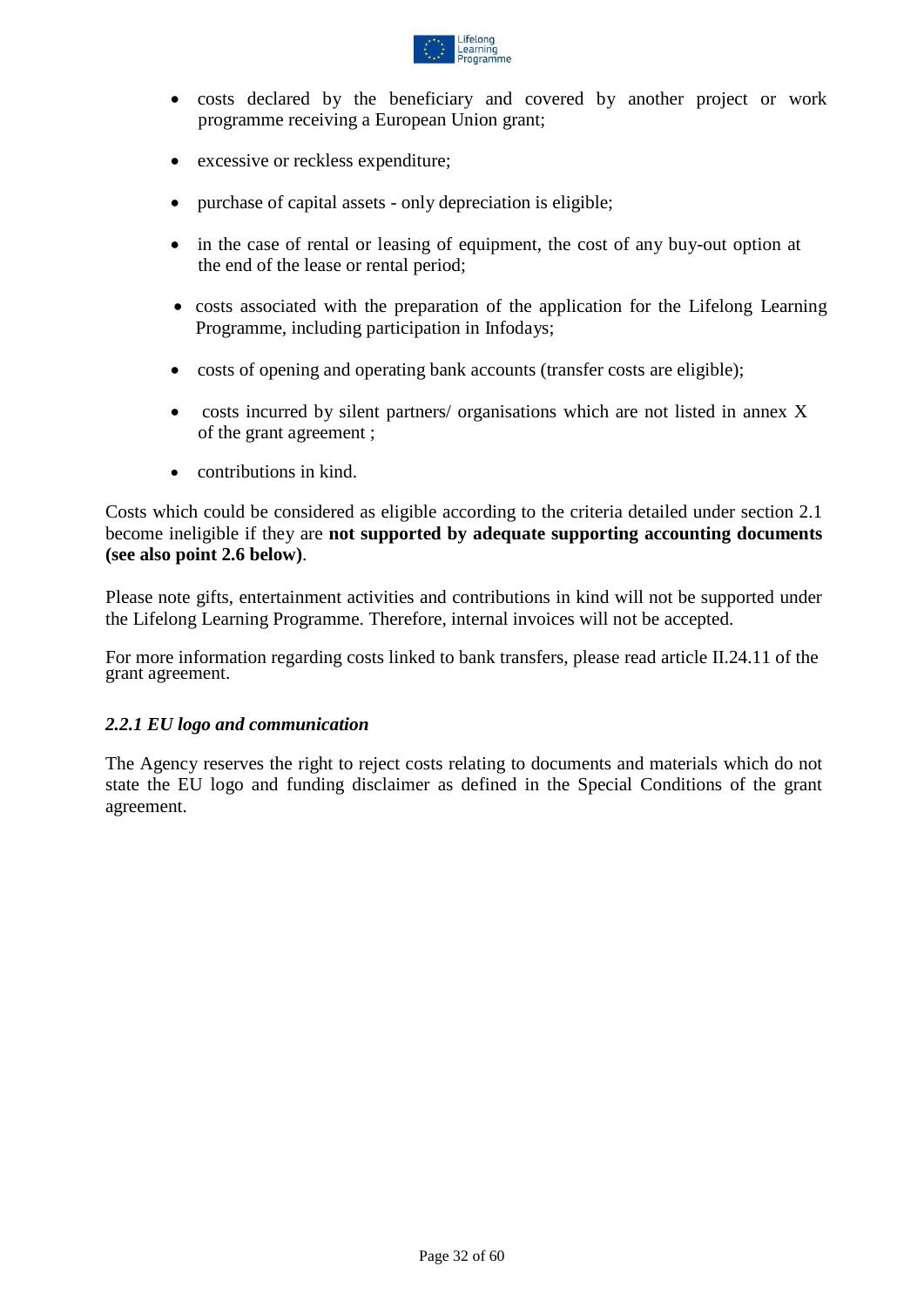- costs declared by the beneficiary and covered by another project or work programme receiving a European Union grant;
- excessive or reckless expenditure;
- purchase of capital assets - only depreciation is eligible;
- in the case of rental or leasing of equipment, the cost of any buy-out option at the end of the lease or rental period;
- costs associated with the preparation of the application for the Lifelong Learning Programme, including participation in Infodays;
- costs of opening and operating bank accounts (transfer costs are eligible);
- costs incurred by silent partners/ organisations which are not listed in annex X of the grant agreement ;
- contributions in kind.

Costs which could be considered as eligible according to the criteria detailed under section 2.1 become ineligible if they are **not supported by adequate supporting accounting documents (see also point 2.6 below)**.

Please note gifts, entertainment activities and contributions in kind will not be supported under the Lifelong Learning Programme. Therefore, internal invoices will not be accepted.

For more information regarding costs linked to bank transfers, please read article II.24.11 of the grant agreement.

### *2.2.1 EU logo and communication*

The Agency reserves the right to reject costs relating to documents and materials which do not state the EU logo and funding disclaimer as defined in the Special Conditions of the grant agreement.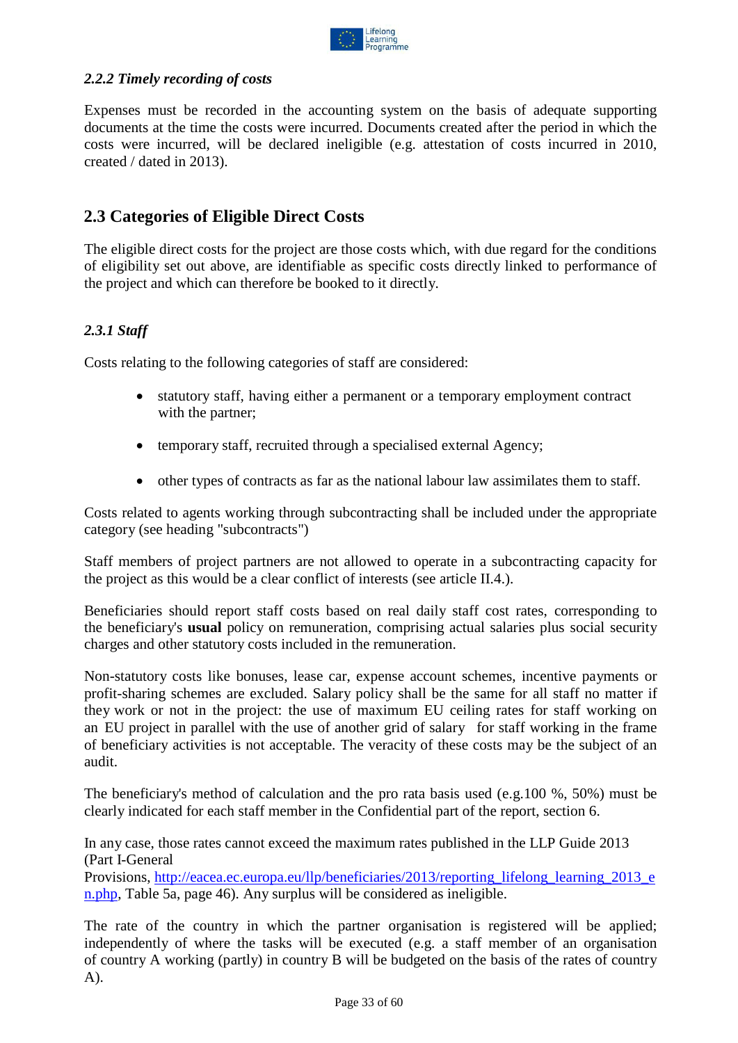### *2.2.2 Timely recording of costs*

Expenses must be recorded in the accounting system on the basis of adequate supporting documents at the time the costs were incurred. Documents created after the period in which the costs were incurred, will be declared ineligible (e.g. attestation of costs incurred in 2010, created / dated in 2013).

## 2.3 Categories of Eligible Direct Costs

The eligible direct costs for the project are those costs which, with due regard for the conditions of eligibility set out above, are identifiable as specific costs directly linked to performance of the project and which can therefore be booked to it directly.

### *2.3.1 Staff*

Costs relating to the following categories of staff are considered:

- statutory staff, having either a permanent or a temporary employment contract with the partner;
- temporary staff, recruited through a specialised external Agency;
- other types of contracts as far as the national labour law assimilates them to staff.

Costs related to agents working through subcontracting shall be included under the appropriate category (see heading "subcontracts")

Staff members of project partners are not allowed to operate in a subcontracting capacity for the project as this would be a clear conflict of interests (see article II.4.).

Beneficiaries should report staff costs based on real daily staff cost rates, corresponding to the beneficiary's **usual** policy on remuneration, comprising actual salaries plus social security charges and other statutory costs included in the remuneration.

Non-statutory costs like bonuses, lease car, expense account schemes, incentive payments or profit-sharing schemes are excluded. Salary policy shall be the same for all staff no matter if they work or not in the project: the use of maximum EU ceiling rates for staff working on an EU project in parallel with the use of another grid of salary for staff working in the frame of beneficiary activities is not acceptable. The veracity of these costs may be the subject of an audit.

The beneficiary's method of calculation and the pro rata basis used (e.g.100 %, 50%) must be clearly indicated for each staff member in the Confidential part of the report, section 6.

In any case, those rates cannot exceed the maximum rates published in the LLP Guide 2013 (Part I-General Provisions, http://eacea.ec.europa.eu/llp/beneficiaries/2013/reporting_lifelong_learning_2013_en.php, Table 5a, page 46). Any surplus will be considered as ineligible.

The rate of the country in which the partner organisation is registered will be applied; independently of where the tasks will be executed (e.g. a staff member of an organisation of country A working (partly) in country B will be budgeted on the basis of the rates of country A).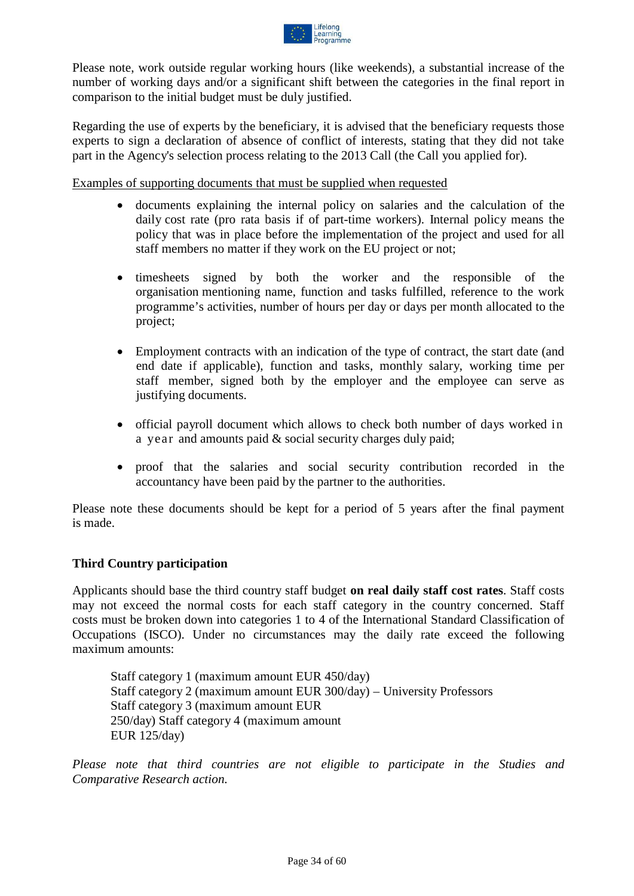Please note, work outside regular working hours (like weekends), a substantial increase of the number of working days and/or a significant shift between the categories in the final report in comparison to the initial budget must be duly justified.

Regarding the use of experts by the beneficiary, it is advised that the beneficiary requests those experts to sign a declaration of absence of conflict of interests, stating that they did not take part in the Agency's selection process relating to the 2013 Call (the Call you applied for).

Examples of supporting documents that must be supplied when requested

- documents explaining the internal policy on salaries and the calculation of the daily cost rate (pro rata basis if of part-time workers). Internal policy means the policy that was in place before the implementation of the project and used for all staff members no matter if they work on the EU project or not;
- timesheets signed by both the worker and the responsible of the organisation mentioning name, function and tasks fulfilled, reference to the work programme's activities, number of hours per day or days per month allocated to the project;
- Employment contracts with an indication of the type of contract, the start date (and end date if applicable), function and tasks, monthly salary, working time per staff member, signed both by the employer and the employee can serve as justifying documents.
- official payroll document which allows to check both number of days worked in a year and amounts paid & social security charges duly paid;
- proof that the salaries and social security contribution recorded in the accountancy have been paid by the partner to the authorities.

Please note these documents should be kept for a period of 5 years after the final payment is made.

**Third Country participation**

Applicants should base the third country staff budget **on real daily staff cost rates**. Staff costs may not exceed the normal costs for each staff category in the country concerned. Staff costs must be broken down into categories 1 to 4 of the International Standard Classification of Occupations (ISCO). Under no circumstances may the daily rate exceed the following maximum amounts:

Staff category 1 (maximum amount EUR 450/day)
Staff category 2 (maximum amount EUR 300/day) – University Professors
Staff category 3 (maximum amount EUR 250/day)
Staff category 4 (maximum amount EUR 125/day)

*Please note that third countries are not eligible to participate in the Studies and Comparative Research action.*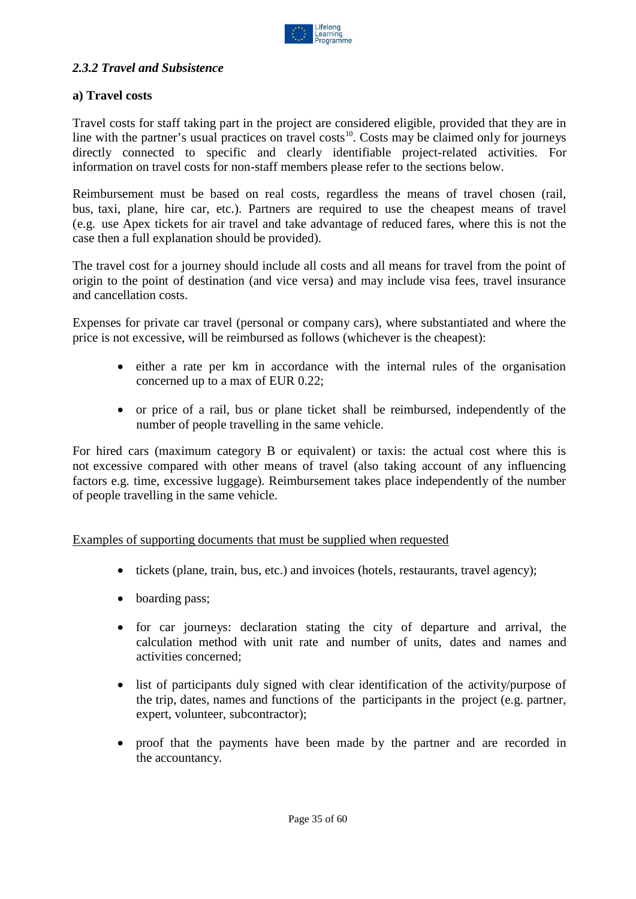### *2.3.2 Travel and Subsistence*

**a) Travel costs**

Travel costs for staff taking part in the project are considered eligible, provided that they are in line with the partner's usual practices on travel costs[10]. Costs may be claimed only for journeys directly connected to specific and clearly identifiable project-related activities. For information on travel costs for non-staff members please refer to the sections below.

Reimbursement must be based on real costs, regardless the means of travel chosen (rail, bus, taxi, plane, hire car, etc.). Partners are required to use the cheapest means of travel (e.g. use Apex tickets for air travel and take advantage of reduced fares, where this is not the case then a full explanation should be provided).

The travel cost for a journey should include all costs and all means for travel from the point of origin to the point of destination (and vice versa) and may include visa fees, travel insurance and cancellation costs.

Expenses for private car travel (personal or company cars), where substantiated and where the price is not excessive, will be reimbursed as follows (whichever is the cheapest):

- either a rate per km in accordance with the internal rules of the organisation concerned up to a max of EUR 0.22;
- or price of a rail, bus or plane ticket shall be reimbursed, independently of the number of people travelling in the same vehicle.

For hired cars (maximum category B or equivalent) or taxis: the actual cost where this is not excessive compared with other means of travel (also taking account of any influencing factors e.g. time, excessive luggage). Reimbursement takes place independently of the number of people travelling in the same vehicle.

<u>Examples of supporting documents that must be supplied when requested</u>

- tickets (plane, train, bus, etc.) and invoices (hotels, restaurants, travel agency);
- boarding pass;
- for car journeys: declaration stating the city of departure and arrival, the calculation method with unit rate and number of units, dates and names and activities concerned;
- list of participants duly signed with clear identification of the activity/purpose of the trip, dates, names and functions of the participants in the project (e.g. partner, expert, volunteer, subcontractor);
- proof that the payments have been made by the partner and are recorded in the accountancy.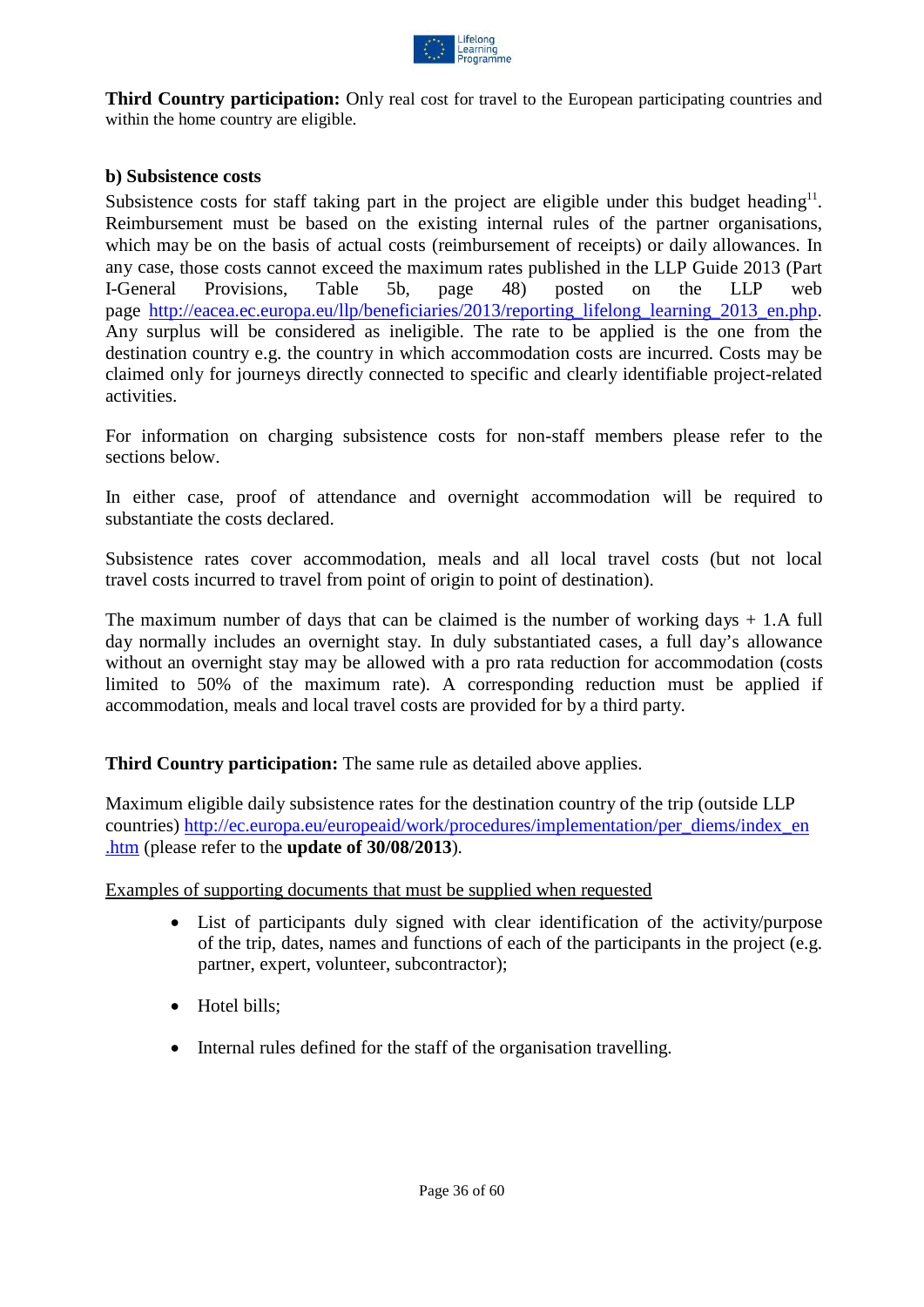**Third Country participation:** Only real cost for travel to the European participating countries and within the home country are eligible.

**b) Subsistence costs**

Subsistence costs for staff taking part in the project are eligible under this budget heading[11]. Reimbursement must be based on the existing internal rules of the partner organisations, which may be on the basis of actual costs (reimbursement of receipts) or daily allowances. In any case, those costs cannot exceed the maximum rates published in the LLP Guide 2013 (Part I-General Provisions, Table 5b, page 48) posted on the LLP web page http://eacea.ec.europa.eu/llp/beneficiaries/2013/reporting_lifelong_learning_2013_en.php. Any surplus will be considered as ineligible. The rate to be applied is the one from the destination country e.g. the country in which accommodation costs are incurred. Costs may be claimed only for journeys directly connected to specific and clearly identifiable project-related activities.

For information on charging subsistence costs for non-staff members please refer to the sections below.

In either case, proof of attendance and overnight accommodation will be required to substantiate the costs declared.

Subsistence rates cover accommodation, meals and all local travel costs (but not local travel costs incurred to travel from point of origin to point of destination).

The maximum number of days that can be claimed is the number of working days + 1.A full day normally includes an overnight stay. In duly substantiated cases, a full day's allowance without an overnight stay may be allowed with a pro rata reduction for accommodation (costs limited to 50% of the maximum rate). A corresponding reduction must be applied if accommodation, meals and local travel costs are provided for by a third party.

**Third Country participation:** The same rule as detailed above applies.

Maximum eligible daily subsistence rates for the destination country of the trip (outside LLP countries) http://ec.europa.eu/europeaid/work/procedures/implementation/per_diems/index_en.htm (please refer to the **update of 30/08/2013**).

Examples of supporting documents that must be supplied when requested

- List of participants duly signed with clear identification of the activity/purpose of the trip, dates, names and functions of each of the participants in the project (e.g. partner, expert, volunteer, subcontractor);
- Hotel bills;
- Internal rules defined for the staff of the organisation travelling.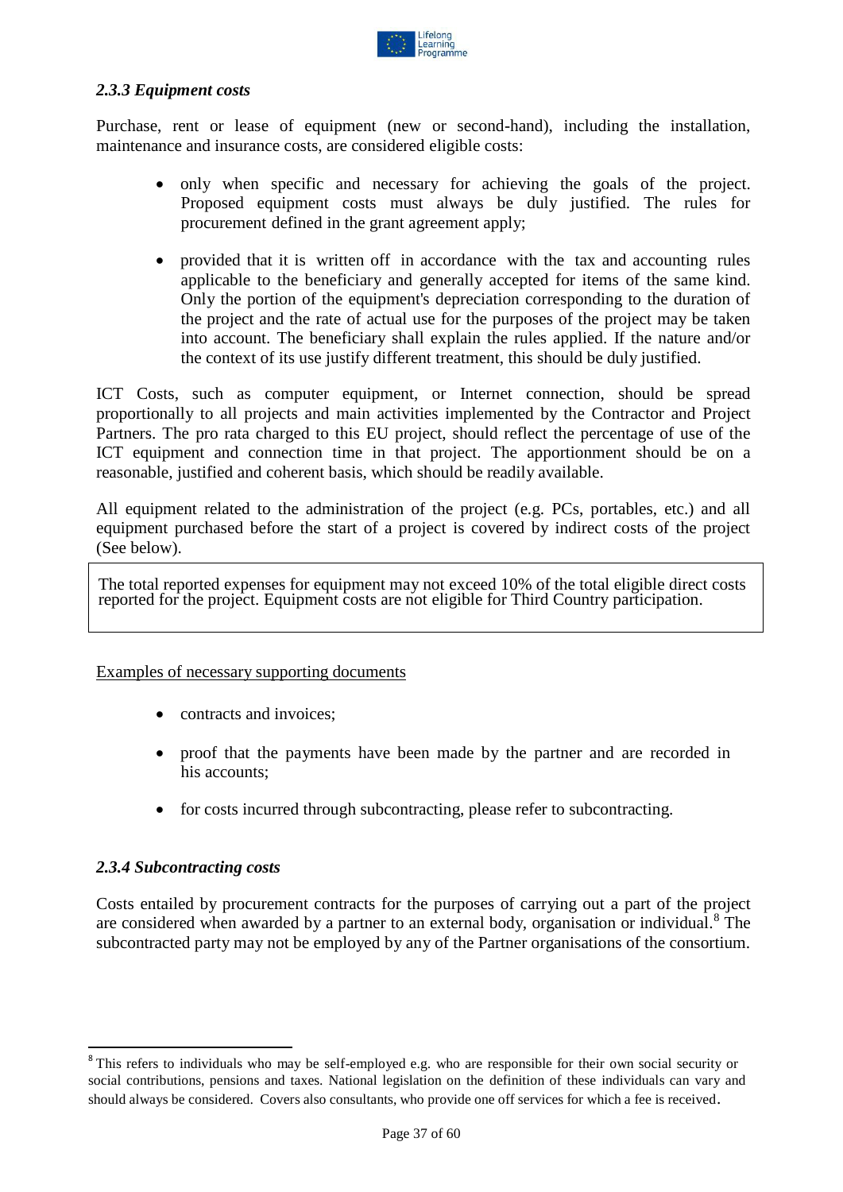### *2.3.3 Equipment costs*

Purchase, rent or lease of equipment (new or second-hand), including the installation, maintenance and insurance costs, are considered eligible costs:

- only when specific and necessary for achieving the goals of the project. Proposed equipment costs must always be duly justified. The rules for procurement defined in the grant agreement apply;
- provided that it is written off in accordance with the tax and accounting rules applicable to the beneficiary and generally accepted for items of the same kind. Only the portion of the equipment's depreciation corresponding to the duration of the project and the rate of actual use for the purposes of the project may be taken into account. The beneficiary shall explain the rules applied. If the nature and/or the context of its use justify different treatment, this should be duly justified.

ICT Costs, such as computer equipment, or Internet connection, should be spread proportionally to all projects and main activities implemented by the Contractor and Project Partners. The pro rata charged to this EU project, should reflect the percentage of use of the ICT equipment and connection time in that project. The apportionment should be on a reasonable, justified and coherent basis, which should be readily available.

All equipment related to the administration of the project (e.g. PCs, portables, etc.) and all equipment purchased before the start of a project is covered by indirect costs of the project (See below).

> The total reported expenses for equipment may not exceed 10% of the total eligible direct costs reported for the project. Equipment costs are not eligible for Third Country participation.

<u>Examples of necessary supporting documents</u>

- contracts and invoices;
- proof that the payments have been made by the partner and are recorded in his accounts;
- for costs incurred through subcontracting, please refer to subcontracting.

### *2.3.4 Subcontracting costs*

Costs entailed by procurement contracts for the purposes of carrying out a part of the project are considered when awarded by a partner to an external body, organisation or individual.[8] The subcontracted party may not be employed by any of the Partner organisations of the consortium.

---

[8] This refers to individuals who may be self-employed e.g. who are responsible for their own social security or social contributions, pensions and taxes. National legislation on the definition of these individuals can vary and should always be considered. Covers also consultants, who provide one off services for which a fee is received.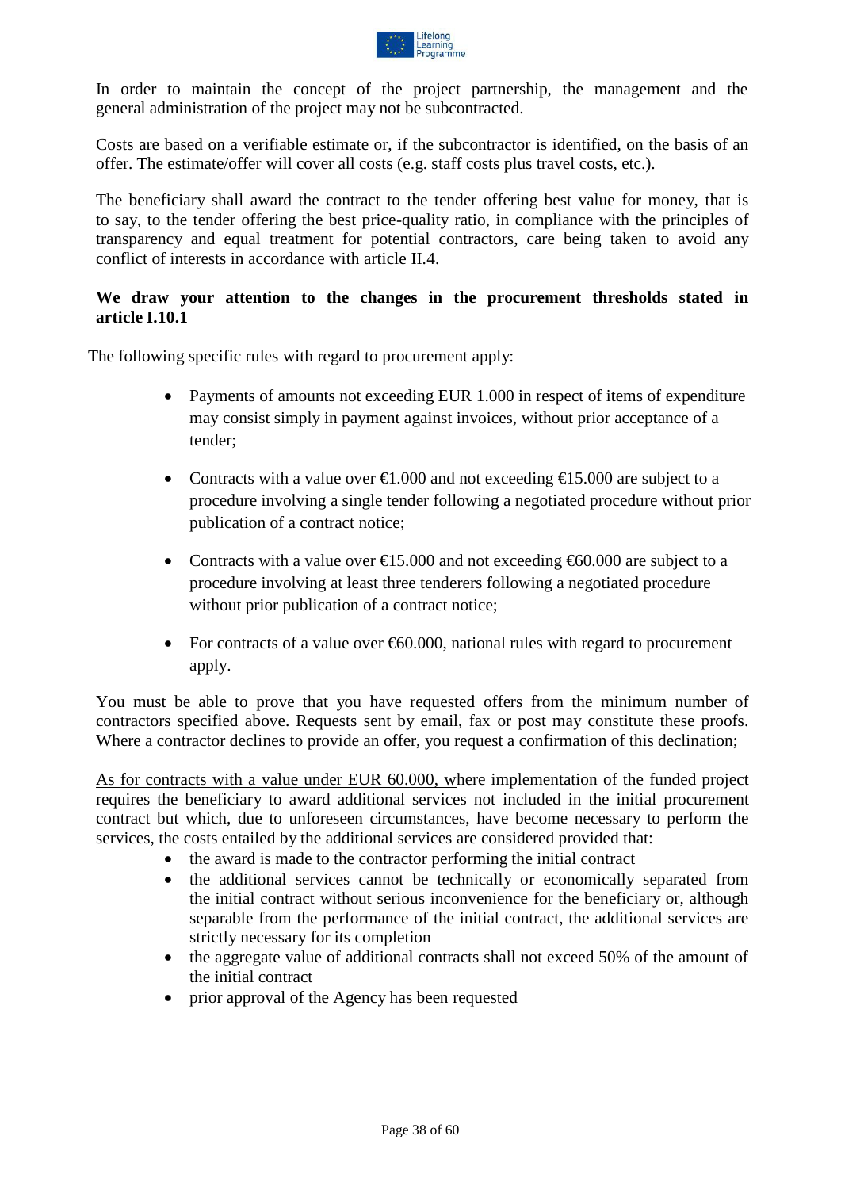In order to maintain the concept of the project partnership, the management and the general administration of the project may not be subcontracted.

Costs are based on a verifiable estimate or, if the subcontractor is identified, on the basis of an offer. The estimate/offer will cover all costs (e.g. staff costs plus travel costs, etc.).

The beneficiary shall award the contract to the tender offering best value for money, that is to say, to the tender offering the best price-quality ratio, in compliance with the principles of transparency and equal treatment for potential contractors, care being taken to avoid any conflict of interests in accordance with article II.4.

**We draw your attention to the changes in the procurement thresholds stated in article I.10.1**

The following specific rules with regard to procurement apply:

- Payments of amounts not exceeding EUR 1.000 in respect of items of expenditure may consist simply in payment against invoices, without prior acceptance of a tender;
- Contracts with a value over €1.000 and not exceeding €15.000 are subject to a procedure involving a single tender following a negotiated procedure without prior publication of a contract notice;
- Contracts with a value over €15.000 and not exceeding €60.000 are subject to a procedure involving at least three tenderers following a negotiated procedure without prior publication of a contract notice;
- For contracts of a value over €60.000, national rules with regard to procurement apply.

You must be able to prove that you have requested offers from the minimum number of contractors specified above. Requests sent by email, fax or post may constitute these proofs. Where a contractor declines to provide an offer, you request a confirmation of this declination;

<u>As for contracts with a value under EUR 60.000,</u> where implementation of the funded project requires the beneficiary to award additional services not included in the initial procurement contract but which, due to unforeseen circumstances, have become necessary to perform the services, the costs entailed by the additional services are considered provided that:

- the award is made to the contractor performing the initial contract
- the additional services cannot be technically or economically separated from the initial contract without serious inconvenience for the beneficiary or, although separable from the performance of the initial contract, the additional services are strictly necessary for its completion
- the aggregate value of additional contracts shall not exceed 50% of the amount of the initial contract
- prior approval of the Agency has been requested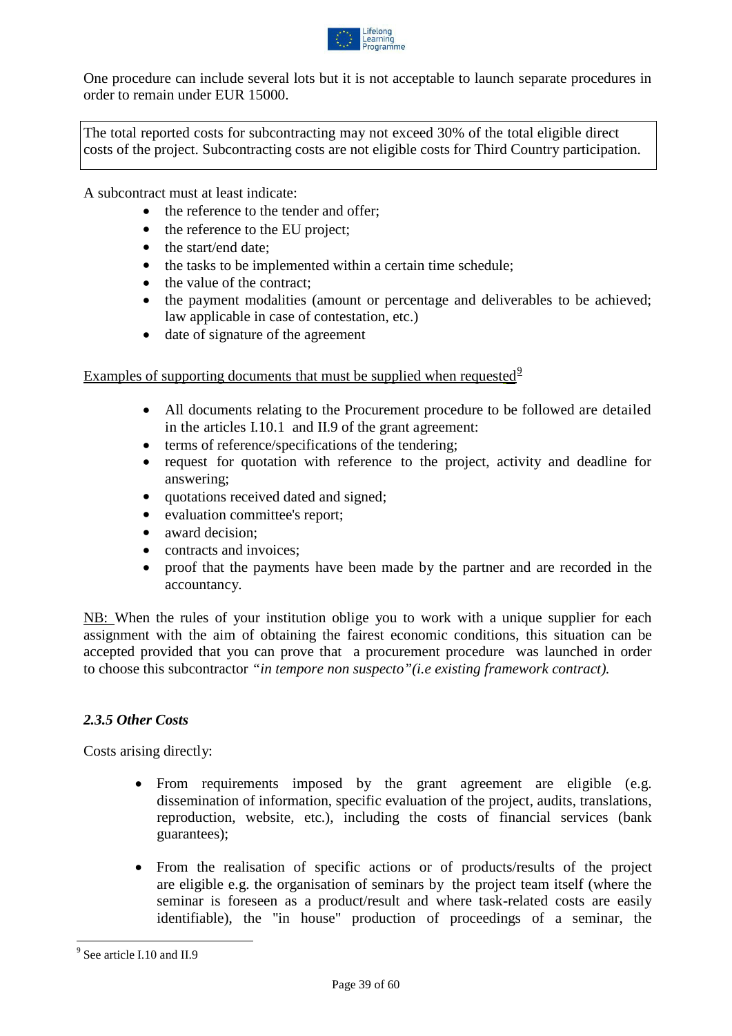One procedure can include several lots but it is not acceptable to launch separate procedures in order to remain under EUR 15000.

The total reported costs for subcontracting may not exceed 30% of the total eligible direct costs of the project. Subcontracting costs are not eligible costs for Third Country participation.

A subcontract must at least indicate:

- the reference to the tender and offer;
- the reference to the EU project;
- the start/end date;
- the tasks to be implemented within a certain time schedule;
- the value of the contract;
- the payment modalities (amount or percentage and deliverables to be achieved; law applicable in case of contestation, etc.)
- date of signature of the agreement

Examples of supporting documents that must be supplied when requested[9]

- All documents relating to the Procurement procedure to be followed are detailed in the articles I.10.1 and II.9 of the grant agreement:
- terms of reference/specifications of the tendering;
- request for quotation with reference to the project, activity and deadline for answering;
- quotations received dated and signed;
- evaluation committee's report;
- award decision;
- contracts and invoices;
- proof that the payments have been made by the partner and are recorded in the accountancy.

NB: When the rules of your institution oblige you to work with a unique supplier for each assignment with the aim of obtaining the fairest economic conditions, this situation can be accepted provided that you can prove that a procurement procedure was launched in order to choose this subcontractor *"in tempore non suspecto"(i.e existing framework contract).*

### *2.3.5 Other Costs*

Costs arising directly:

- From requirements imposed by the grant agreement are eligible (e.g. dissemination of information, specific evaluation of the project, audits, translations, reproduction, website, etc.), including the costs of financial services (bank guarantees);
- From the realisation of specific actions or of products/results of the project are eligible e.g. the organisation of seminars by the project team itself (where the seminar is foreseen as a product/result and where task-related costs are easily identifiable), the "in house" production of proceedings of a seminar, the

[9] See article I.10 and II.9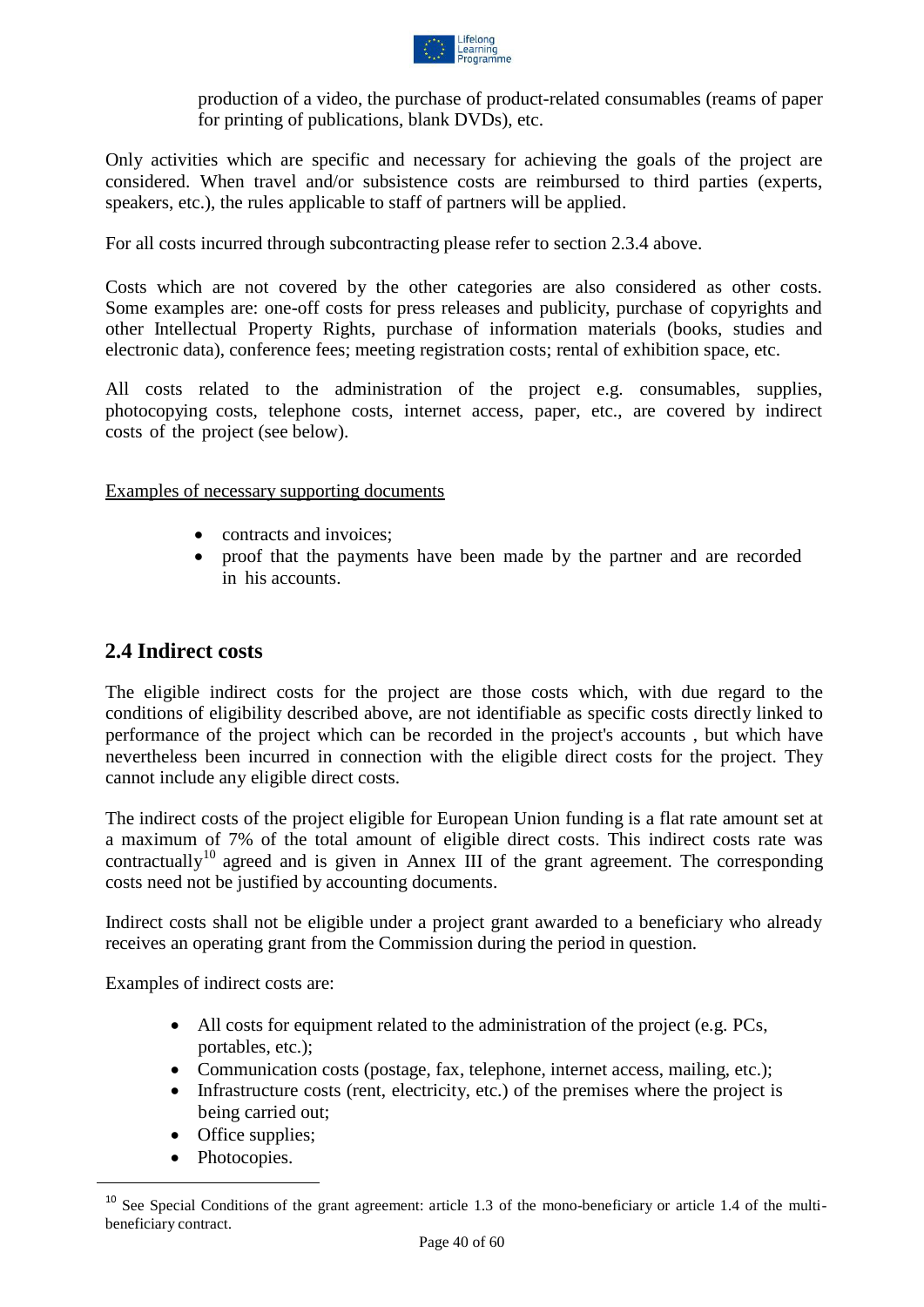production of a video, the purchase of product-related consumables (reams of paper for printing of publications, blank DVDs), etc.

Only activities which are specific and necessary for achieving the goals of the project are considered. When travel and/or subsistence costs are reimbursed to third parties (experts, speakers, etc.), the rules applicable to staff of partners will be applied.

For all costs incurred through subcontracting please refer to section 2.3.4 above.

Costs which are not covered by the other categories are also considered as other costs. Some examples are: one-off costs for press releases and publicity, purchase of copyrights and other Intellectual Property Rights, purchase of information materials (books, studies and electronic data), conference fees; meeting registration costs; rental of exhibition space, etc.

All costs related to the administration of the project e.g. consumables, supplies, photocopying costs, telephone costs, internet access, paper, etc., are covered by indirect costs of the project (see below).

Examples of necessary supporting documents

- contracts and invoices;
- proof that the payments have been made by the partner and are recorded in his accounts.

## 2.4 Indirect costs

The eligible indirect costs for the project are those costs which, with due regard to the conditions of eligibility described above, are not identifiable as specific costs directly linked to performance of the project which can be recorded in the project's accounts , but which have nevertheless been incurred in connection with the eligible direct costs for the project. They cannot include any eligible direct costs.

The indirect costs of the project eligible for European Union funding is a flat rate amount set at a maximum of 7% of the total amount of eligible direct costs. This indirect costs rate was contractually[10] agreed and is given in Annex III of the grant agreement. The corresponding costs need not be justified by accounting documents.

Indirect costs shall not be eligible under a project grant awarded to a beneficiary who already receives an operating grant from the Commission during the period in question.

Examples of indirect costs are:

- All costs for equipment related to the administration of the project (e.g. PCs, portables, etc.);
- Communication costs (postage, fax, telephone, internet access, mailing, etc.);
- Infrastructure costs (rent, electricity, etc.) of the premises where the project is being carried out;
- Office supplies;
- Photocopies.

[10] See Special Conditions of the grant agreement: article 1.3 of the mono-beneficiary or article 1.4 of the multi-beneficiary contract.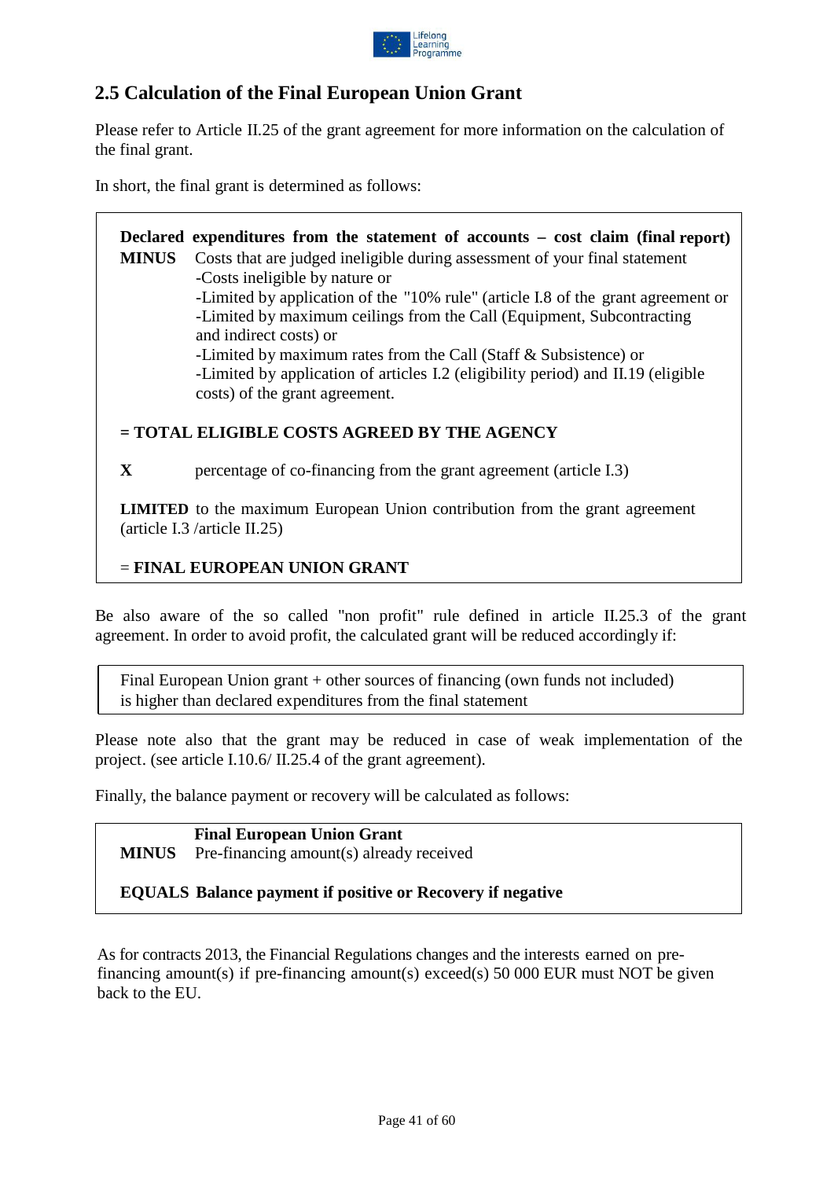## 2.5 Calculation of the Final European Union Grant

Please refer to Article II.25 of the grant agreement for more information on the calculation of the final grant.

In short, the final grant is determined as follows:

> **Declared expenditures from the statement of accounts – cost claim (final report)**
>
> **MINUS** Costs that are judged ineligible during assessment of your final statement
> -Costs ineligible by nature or
> -Limited by application of the "10% rule" (article I.8 of the grant agreement or
> -Limited by maximum ceilings from the Call (Equipment, Subcontracting and indirect costs) or
> -Limited by maximum rates from the Call (Staff & Subsistence) or
> -Limited by application of articles I.2 (eligibility period) and II.19 (eligible costs) of the grant agreement.
>
> **= TOTAL ELIGIBLE COSTS AGREED BY THE AGENCY**
>
> **X** percentage of co-financing from the grant agreement (article I.3)
>
> **LIMITED** to the maximum European Union contribution from the grant agreement (article I.3 /article II.25)
>
> = **FINAL EUROPEAN UNION GRANT**

Be also aware of the so called "non profit" rule defined in article II.25.3 of the grant agreement. In order to avoid profit, the calculated grant will be reduced accordingly if:

> Final European Union grant + other sources of financing (own funds not included) is higher than declared expenditures from the final statement

Please note also that the grant may be reduced in case of weak implementation of the project. (see article I.10.6/ II.25.4 of the grant agreement).

Finally, the balance payment or recovery will be calculated as follows:

> **Final European Union Grant**
>
> **MINUS** Pre-financing amount(s) already received
>
> **EQUALS Balance payment if positive or Recovery if negative**

As for contracts 2013, the Financial Regulations changes and the interests earned on pre-financing amount(s) if pre-financing amount(s) exceed(s) 50 000 EUR must NOT be given back to the EU.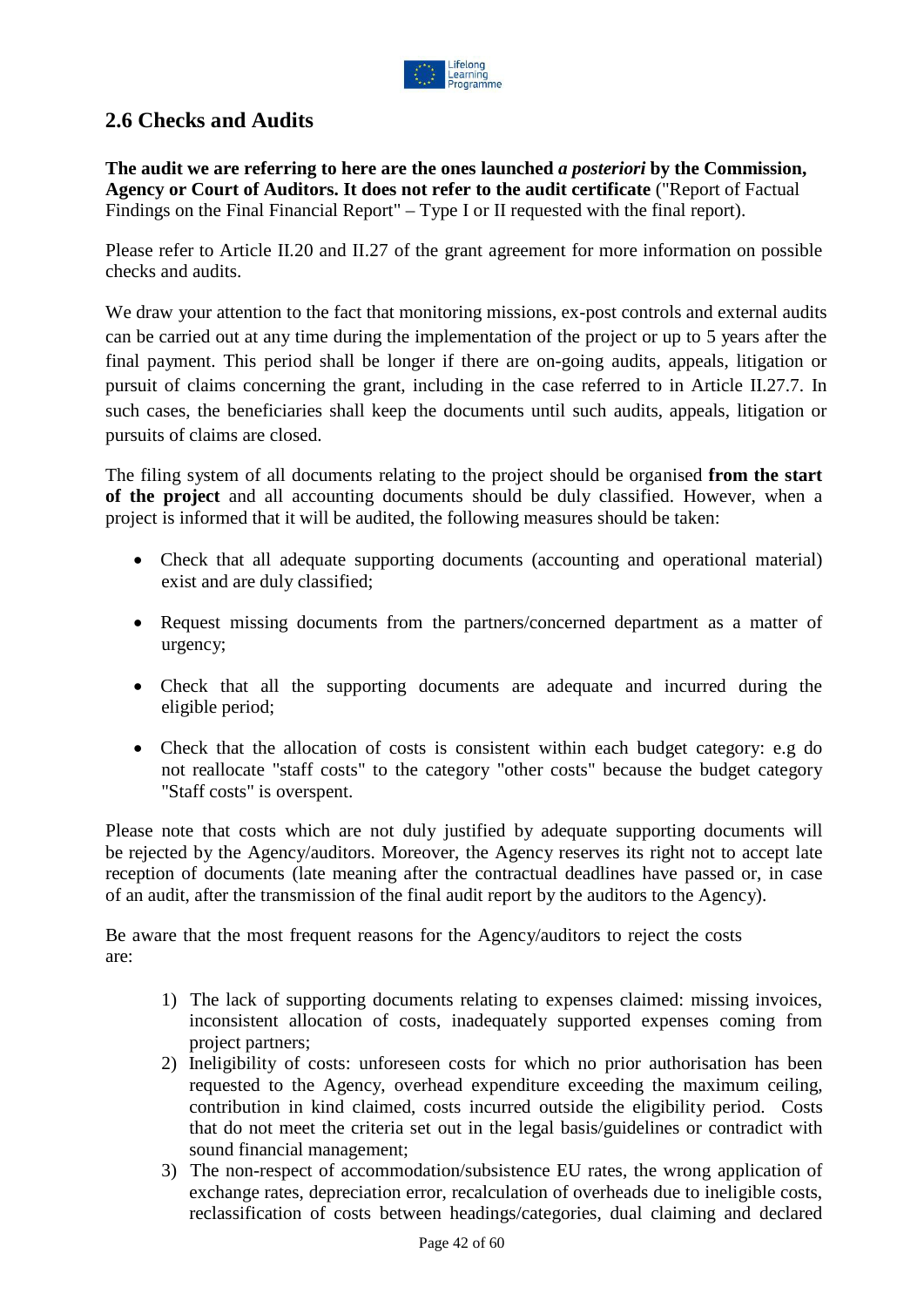## 2.6 Checks and Audits

**The audit we are referring to here are the ones launched *a posteriori* by the Commission, Agency or Court of Auditors. It does not refer to the audit certificate** ("Report of Factual Findings on the Final Financial Report" – Type I or II requested with the final report).

Please refer to Article II.20 and II.27 of the grant agreement for more information on possible checks and audits.

We draw your attention to the fact that monitoring missions, ex-post controls and external audits can be carried out at any time during the implementation of the project or up to 5 years after the final payment. This period shall be longer if there are on-going audits, appeals, litigation or pursuit of claims concerning the grant, including in the case referred to in Article II.27.7. In such cases, the beneficiaries shall keep the documents until such audits, appeals, litigation or pursuits of claims are closed.

The filing system of all documents relating to the project should be organised **from the start of the project** and all accounting documents should be duly classified. However, when a project is informed that it will be audited, the following measures should be taken:

- Check that all adequate supporting documents (accounting and operational material) exist and are duly classified;
- Request missing documents from the partners/concerned department as a matter of urgency;
- Check that all the supporting documents are adequate and incurred during the eligible period;
- Check that the allocation of costs is consistent within each budget category: e.g do not reallocate "staff costs" to the category "other costs" because the budget category "Staff costs" is overspent.

Please note that costs which are not duly justified by adequate supporting documents will be rejected by the Agency/auditors. Moreover, the Agency reserves its right not to accept late reception of documents (late meaning after the contractual deadlines have passed or, in case of an audit, after the transmission of the final audit report by the auditors to the Agency).

Be aware that the most frequent reasons for the Agency/auditors to reject the costs are:

1) The lack of supporting documents relating to expenses claimed: missing invoices, inconsistent allocation of costs, inadequately supported expenses coming from project partners;
2) Ineligibility of costs: unforeseen costs for which no prior authorisation has been requested to the Agency, overhead expenditure exceeding the maximum ceiling, contribution in kind claimed, costs incurred outside the eligibility period. Costs that do not meet the criteria set out in the legal basis/guidelines or contradict with sound financial management;
3) The non-respect of accommodation/subsistence EU rates, the wrong application of exchange rates, depreciation error, recalculation of overheads due to ineligible costs, reclassification of costs between headings/categories, dual claiming and declared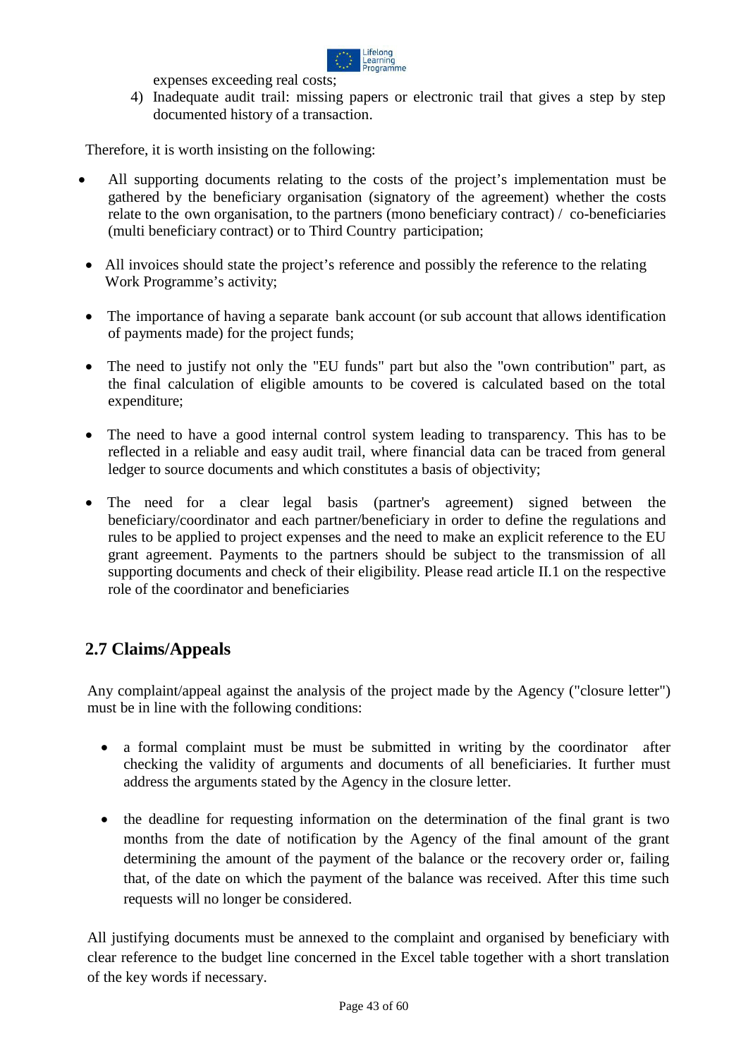expenses exceeding real costs;

4) Inadequate audit trail: missing papers or electronic trail that gives a step by step documented history of a transaction.

Therefore, it is worth insisting on the following:

- All supporting documents relating to the costs of the project's implementation must be gathered by the beneficiary organisation (signatory of the agreement) whether the costs relate to the own organisation, to the partners (mono beneficiary contract) / co-beneficiaries (multi beneficiary contract) or to Third Country participation;
- All invoices should state the project's reference and possibly the reference to the relating Work Programme's activity;
- The importance of having a separate bank account (or sub account that allows identification of payments made) for the project funds;
- The need to justify not only the "EU funds" part but also the "own contribution" part, as the final calculation of eligible amounts to be covered is calculated based on the total expenditure;
- The need to have a good internal control system leading to transparency. This has to be reflected in a reliable and easy audit trail, where financial data can be traced from general ledger to source documents and which constitutes a basis of objectivity;
- The need for a clear legal basis (partner's agreement) signed between the beneficiary/coordinator and each partner/beneficiary in order to define the regulations and rules to be applied to project expenses and the need to make an explicit reference to the EU grant agreement. Payments to the partners should be subject to the transmission of all supporting documents and check of their eligibility. Please read article II.1 on the respective role of the coordinator and beneficiaries

## 2.7 Claims/Appeals

Any complaint/appeal against the analysis of the project made by the Agency ("closure letter") must be in line with the following conditions:

- a formal complaint must be must be submitted in writing by the coordinator after checking the validity of arguments and documents of all beneficiaries. It further must address the arguments stated by the Agency in the closure letter.
- the deadline for requesting information on the determination of the final grant is two months from the date of notification by the Agency of the final amount of the grant determining the amount of the payment of the balance or the recovery order or, failing that, of the date on which the payment of the balance was received. After this time such requests will no longer be considered.

All justifying documents must be annexed to the complaint and organised by beneficiary with clear reference to the budget line concerned in the Excel table together with a short translation of the key words if necessary.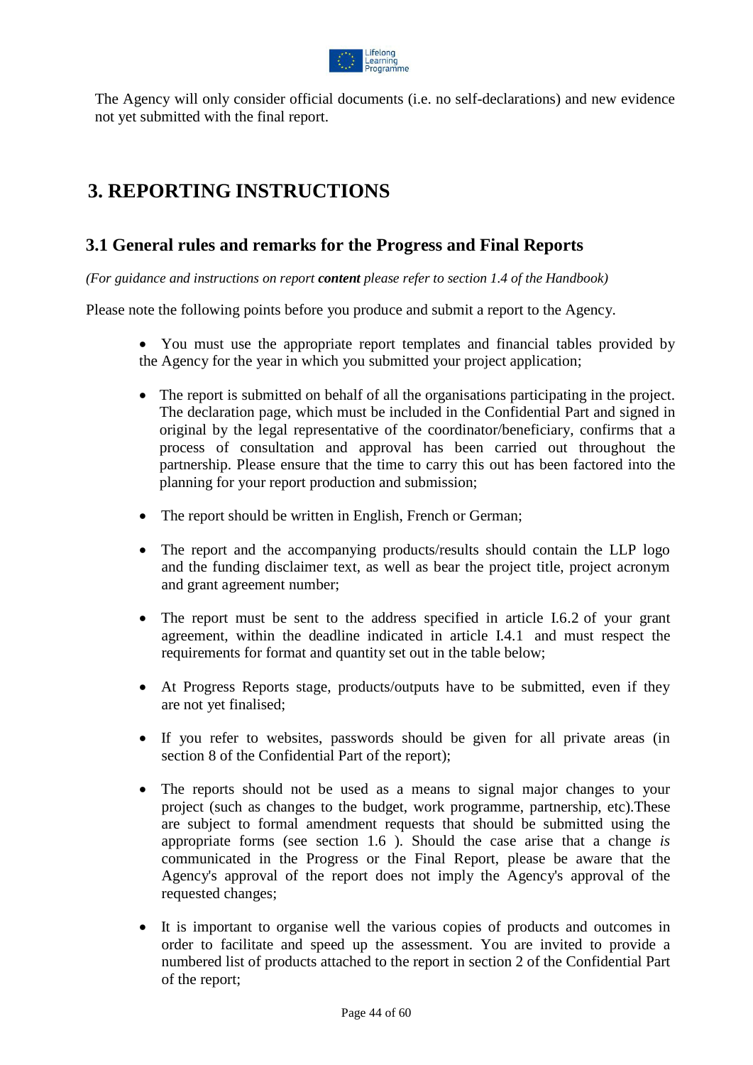The Agency will only consider official documents (i.e. no self-declarations) and new evidence not yet submitted with the final report.

# 3. REPORTING INSTRUCTIONS

## 3.1 General rules and remarks for the Progress and Final Reports

*(For guidance and instructions on report **content** please refer to section 1.4 of the Handbook)*

Please note the following points before you produce and submit a report to the Agency.

- You must use the appropriate report templates and financial tables provided by the Agency for the year in which you submitted your project application;
- The report is submitted on behalf of all the organisations participating in the project. The declaration page, which must be included in the Confidential Part and signed in original by the legal representative of the coordinator/beneficiary, confirms that a process of consultation and approval has been carried out throughout the partnership. Please ensure that the time to carry this out has been factored into the planning for your report production and submission;
- The report should be written in English, French or German;
- The report and the accompanying products/results should contain the LLP logo and the funding disclaimer text, as well as bear the project title, project acronym and grant agreement number;
- The report must be sent to the address specified in article I.6.2 of your grant agreement, within the deadline indicated in article I.4.1 and must respect the requirements for format and quantity set out in the table below;
- At Progress Reports stage, products/outputs have to be submitted, even if they are not yet finalised;
- If you refer to websites, passwords should be given for all private areas (in section 8 of the Confidential Part of the report);
- The reports should not be used as a means to signal major changes to your project (such as changes to the budget, work programme, partnership, etc).These are subject to formal amendment requests that should be submitted using the appropriate forms (see section 1.6 ). Should the case arise that a change *is* communicated in the Progress or the Final Report, please be aware that the Agency's approval of the report does not imply the Agency's approval of the requested changes;
- It is important to organise well the various copies of products and outcomes in order to facilitate and speed up the assessment. You are invited to provide a numbered list of products attached to the report in section 2 of the Confidential Part of the report;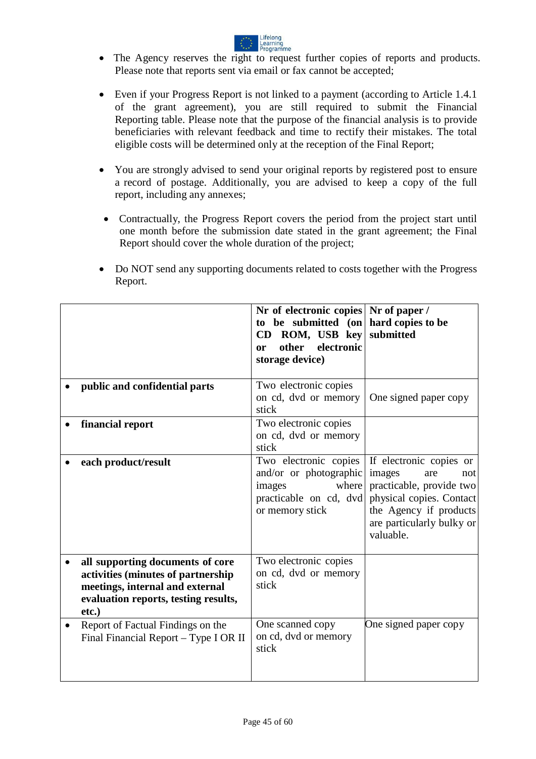- The Agency reserves the right to request further copies of reports and products. Please note that reports sent via email or fax cannot be accepted;

- Even if your Progress Report is not linked to a payment (according to Article 1.4.1 of the grant agreement), you are still required to submit the Financial Reporting table. Please note that the purpose of the financial analysis is to provide beneficiaries with relevant feedback and time to rectify their mistakes. The total eligible costs will be determined only at the reception of the Final Report;

- You are strongly advised to send your original reports by registered post to ensure a record of postage. Additionally, you are advised to keep a copy of the full report, including any annexes;

- Contractually, the Progress Report covers the period from the project start until one month before the submission date stated in the grant agreement; the Final Report should cover the whole duration of the project;

- Do NOT send any supporting documents related to costs together with the Progress Report.

| | **Nr of electronic copies to be submitted (on CD ROM, USB key or other electronic storage device)** | **Nr of paper / hard copies to be submitted** |
|---|---|---|
| • **public and confidential parts** | Two electronic copies on cd, dvd or memory stick | One signed paper copy |
| • **financial report** | Two electronic copies on cd, dvd or memory stick | |
| • **each product/result** | Two electronic copies and/or or photographic images where practicable on cd, dvd or memory stick | If electronic copies or images are not practicable, provide two physical copies. Contact the Agency if products are particularly bulky or valuable. |
| • **all supporting documents of core activities (minutes of partnership meetings, internal and external evaluation reports, testing results, etc.)** | Two electronic copies on cd, dvd or memory stick | |
| • Report of Factual Findings on the Final Financial Report – Type I OR II | One scanned copy on cd, dvd or memory stick | One signed paper copy |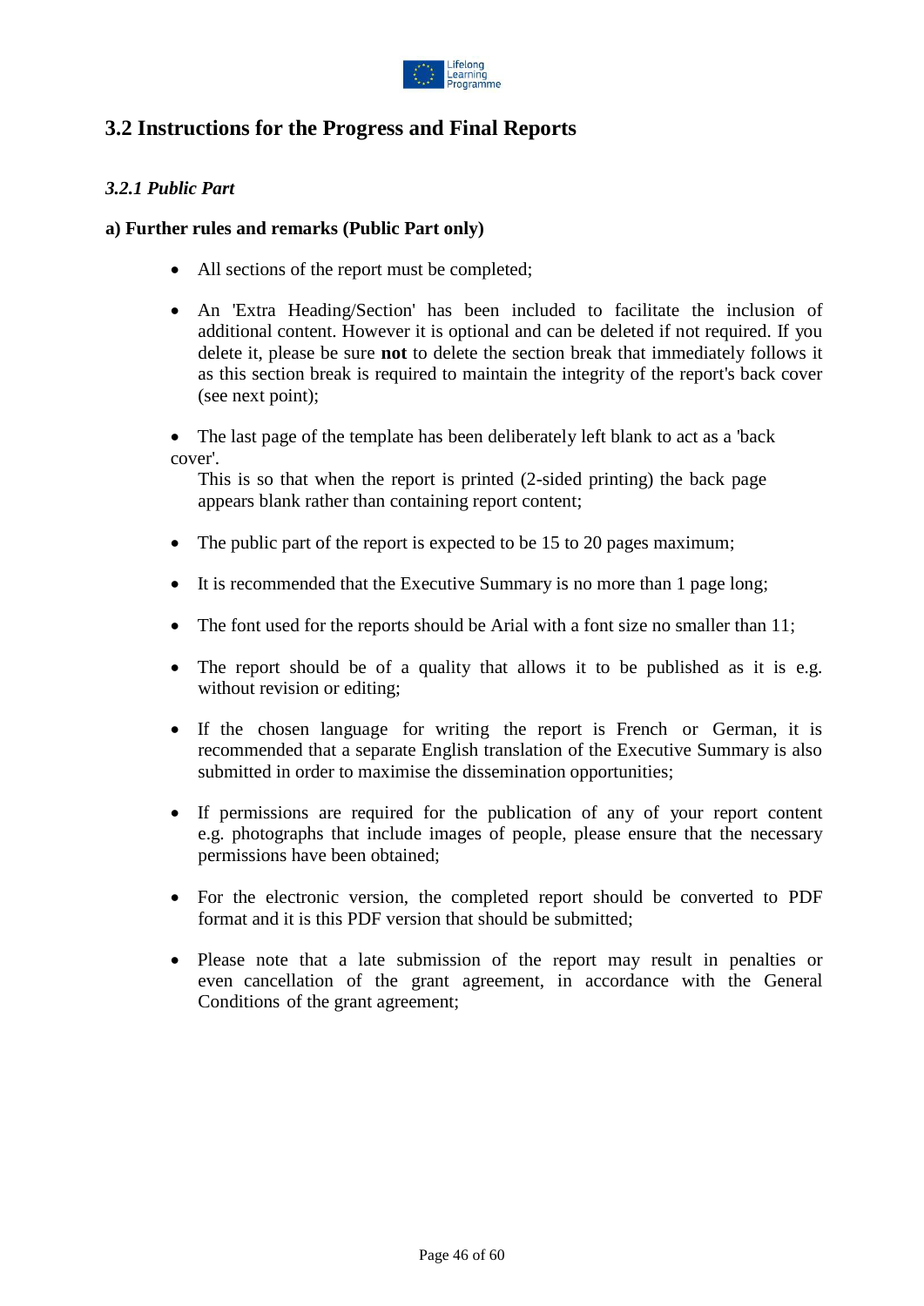## 3.2 Instructions for the Progress and Final Reports

### *3.2.1 Public Part*

**a) Further rules and remarks (Public Part only)**

- All sections of the report must be completed;
- An 'Extra Heading/Section' has been included to facilitate the inclusion of additional content. However it is optional and can be deleted if not required. If you delete it, please be sure **not** to delete the section break that immediately follows it as this section break is required to maintain the integrity of the report's back cover (see next point);
- The last page of the template has been deliberately left blank to act as a 'back cover'.

  This is so that when the report is printed (2-sided printing) the back page appears blank rather than containing report content;
- The public part of the report is expected to be 15 to 20 pages maximum;
- It is recommended that the Executive Summary is no more than 1 page long;
- The font used for the reports should be Arial with a font size no smaller than 11;
- The report should be of a quality that allows it to be published as it is e.g. without revision or editing;
- If the chosen language for writing the report is French or German, it is recommended that a separate English translation of the Executive Summary is also submitted in order to maximise the dissemination opportunities;
- If permissions are required for the publication of any of your report content e.g. photographs that include images of people, please ensure that the necessary permissions have been obtained;
- For the electronic version, the completed report should be converted to PDF format and it is this PDF version that should be submitted;
- Please note that a late submission of the report may result in penalties or even cancellation of the grant agreement, in accordance with the General Conditions of the grant agreement;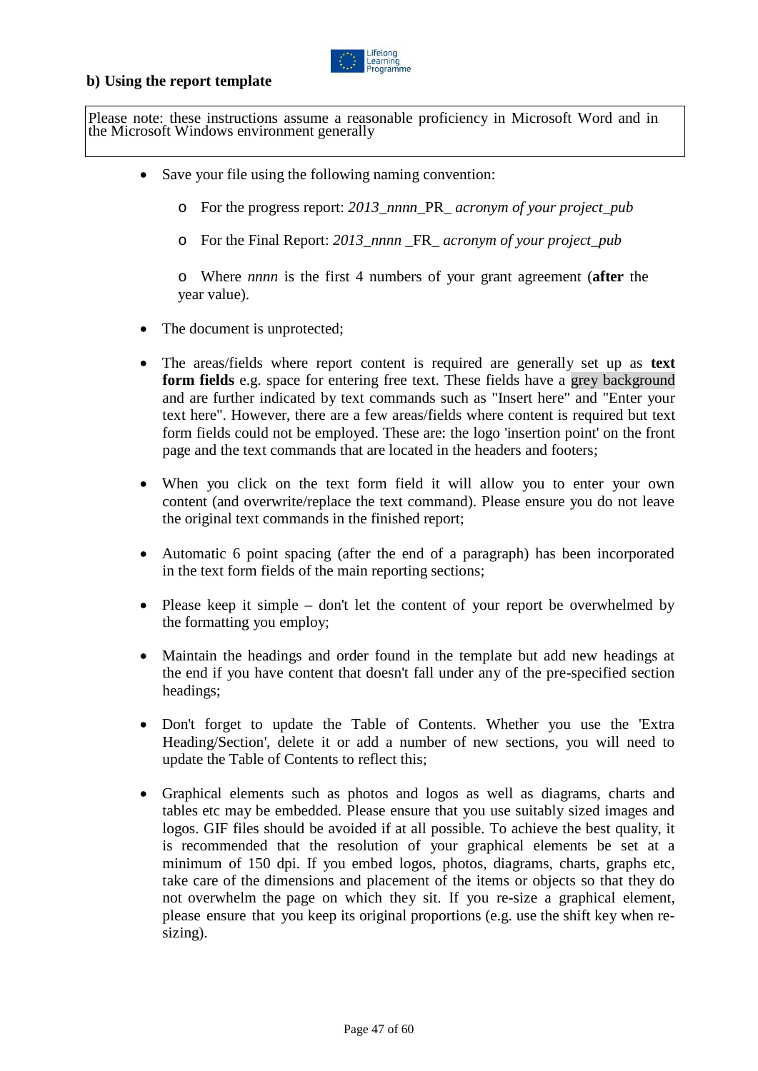### b) Using the report template

Please note: these instructions assume a reasonable proficiency in Microsoft Word and in the Microsoft Windows environment generally

- Save your file using the following naming convention:
  - For the progress report: *2013_nnnn*_PR_ *acronym of your project_pub*
  - For the Final Report: *2013_nnnn* _FR_ *acronym of your project_pub*
  - Where *nnnn* is the first 4 numbers of your grant agreement (**after** the year value).
- The document is unprotected;
- The areas/fields where report content is required are generally set up as **text form fields** e.g. space for entering free text. These fields have a grey background and are further indicated by text commands such as "Insert here" and "Enter your text here". However, there are a few areas/fields where content is required but text form fields could not be employed. These are: the logo 'insertion point' on the front page and the text commands that are located in the headers and footers;
- When you click on the text form field it will allow you to enter your own content (and overwrite/replace the text command). Please ensure you do not leave the original text commands in the finished report;
- Automatic 6 point spacing (after the end of a paragraph) has been incorporated in the text form fields of the main reporting sections;
- Please keep it simple – don't let the content of your report be overwhelmed by the formatting you employ;
- Maintain the headings and order found in the template but add new headings at the end if you have content that doesn't fall under any of the pre-specified section headings;
- Don't forget to update the Table of Contents. Whether you use the 'Extra Heading/Section', delete it or add a number of new sections, you will need to update the Table of Contents to reflect this;
- Graphical elements such as photos and logos as well as diagrams, charts and tables etc may be embedded. Please ensure that you use suitably sized images and logos. GIF files should be avoided if at all possible. To achieve the best quality, it is recommended that the resolution of your graphical elements be set at a minimum of 150 dpi. If you embed logos, photos, diagrams, charts, graphs etc, take care of the dimensions and placement of the items or objects so that they do not overwhelm the page on which they sit. If you re-size a graphical element, please ensure that you keep its original proportions (e.g. use the shift key when re-sizing).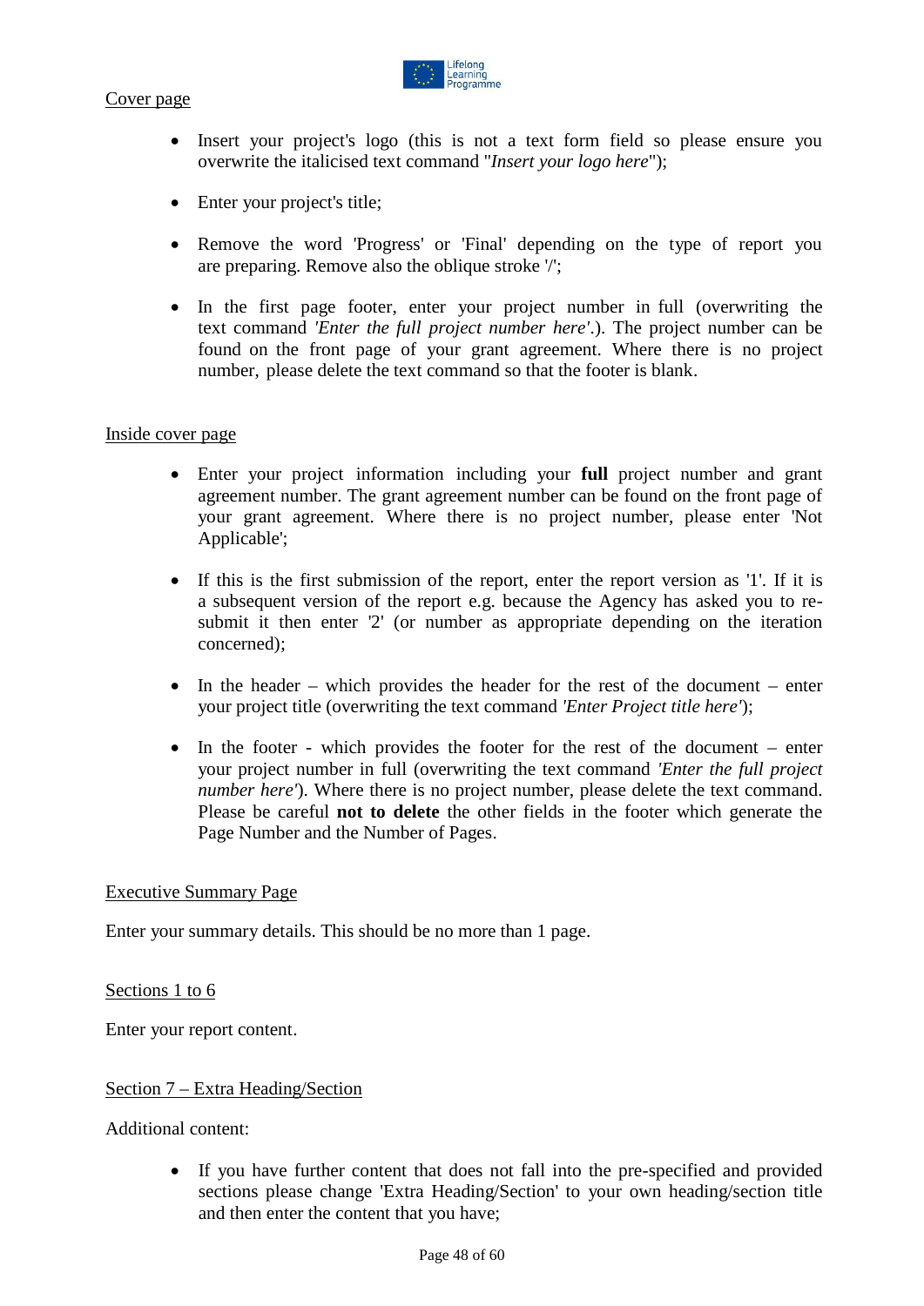Cover page

- Insert your project's logo (this is not a text form field so please ensure you overwrite the italicised text command "*Insert your logo here*");

- Enter your project's title;

- Remove the word 'Progress' or 'Final' depending on the type of report you are preparing. Remove also the oblique stroke '/';

- In the first page footer, enter your project number in full (overwriting the text command *'Enter the full project number here'*.). The project number can be found on the front page of your grant agreement. Where there is no project number, please delete the text command so that the footer is blank.

Inside cover page

- Enter your project information including your **full** project number and grant agreement number. The grant agreement number can be found on the front page of your grant agreement. Where there is no project number, please enter 'Not Applicable';

- If this is the first submission of the report, enter the report version as '1'. If it is a subsequent version of the report e.g. because the Agency has asked you to re-submit it then enter '2' (or number as appropriate depending on the iteration concerned);

- In the header – which provides the header for the rest of the document – enter your project title (overwriting the text command *'Enter Project title here'*);

- In the footer - which provides the footer for the rest of the document – enter your project number in full (overwriting the text command *'Enter the full project number here'*). Where there is no project number, please delete the text command. Please be careful **not to delete** the other fields in the footer which generate the Page Number and the Number of Pages.

Executive Summary Page

Enter your summary details. This should be no more than 1 page.

Sections 1 to 6

Enter your report content.

Section 7 – Extra Heading/Section

Additional content:

- If you have further content that does not fall into the pre-specified and provided sections please change 'Extra Heading/Section' to your own heading/section title and then enter the content that you have;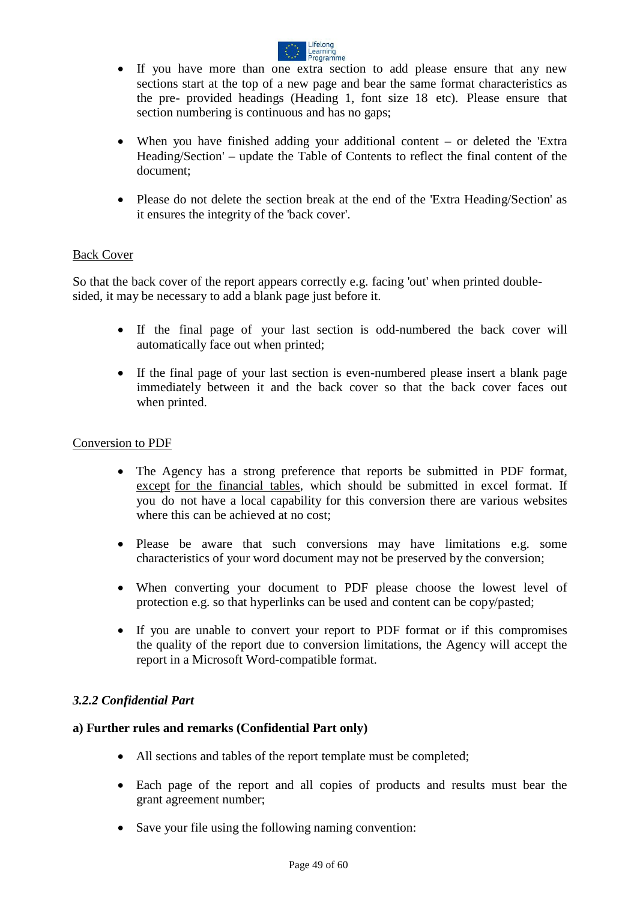- If you have more than one extra section to add please ensure that any new sections start at the top of a new page and bear the same format characteristics as the pre- provided headings (Heading 1, font size 18 etc). Please ensure that section numbering is continuous and has no gaps;

- When you have finished adding your additional content – or deleted the 'Extra Heading/Section' – update the Table of Contents to reflect the final content of the document;

- Please do not delete the section break at the end of the 'Extra Heading/Section' as it ensures the integrity of the 'back cover'.

<u>Back Cover</u>

So that the back cover of the report appears correctly e.g. facing 'out' when printed double-sided, it may be necessary to add a blank page just before it.

- If the final page of your last section is odd-numbered the back cover will automatically face out when printed;

- If the final page of your last section is even-numbered please insert a blank page immediately between it and the back cover so that the back cover faces out when printed.

<u>Conversion to PDF</u>

- The Agency has a strong preference that reports be submitted in PDF format, <u>except for the financial tables</u>, which should be submitted in excel format. If you do not have a local capability for this conversion there are various websites where this can be achieved at no cost;

- Please be aware that such conversions may have limitations e.g. some characteristics of your word document may not be preserved by the conversion;

- When converting your document to PDF please choose the lowest level of protection e.g. so that hyperlinks can be used and content can be copy/pasted;

- If you are unable to convert your report to PDF format or if this compromises the quality of the report due to conversion limitations, the Agency will accept the report in a Microsoft Word-compatible format.

### *3.2.2 Confidential Part*

**a) Further rules and remarks (Confidential Part only)**

- All sections and tables of the report template must be completed;

- Each page of the report and all copies of products and results must bear the grant agreement number;

- Save your file using the following naming convention: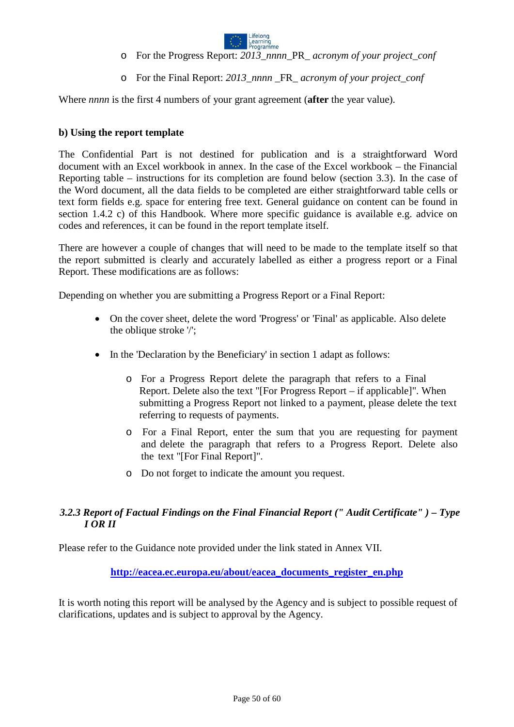- For the Progress Report: *2013_nnnn*_PR_ *acronym of your project_conf*
- For the Final Report: *2013_nnnn* _FR_ *acronym of your project_conf*

Where *nnnn* is the first 4 numbers of your grant agreement (**after** the year value).

**b) Using the report template**

The Confidential Part is not destined for publication and is a straightforward Word document with an Excel workbook in annex. In the case of the Excel workbook – the Financial Reporting table – instructions for its completion are found below (section 3.3). In the case of the Word document, all the data fields to be completed are either straightforward table cells or text form fields e.g. space for entering free text. General guidance on content can be found in section 1.4.2 c) of this Handbook. Where more specific guidance is available e.g. advice on codes and references, it can be found in the report template itself.

There are however a couple of changes that will need to be made to the template itself so that the report submitted is clearly and accurately labelled as either a progress report or a Final Report. These modifications are as follows:

Depending on whether you are submitting a Progress Report or a Final Report:

- On the cover sheet, delete the word 'Progress' or 'Final' as applicable. Also delete the oblique stroke '/';
- In the 'Declaration by the Beneficiary' in section 1 adapt as follows:
  - For a Progress Report delete the paragraph that refers to a Final Report. Delete also the text "[For Progress Report – if applicable]". When submitting a Progress Report not linked to a payment, please delete the text referring to requests of payments.
  - For a Final Report, enter the sum that you are requesting for payment and delete the paragraph that refers to a Progress Report. Delete also the text "[For Final Report]".
  - Do not forget to indicate the amount you request.

### *3.2.3 Report of Factual Findings on the Final Financial Report (" Audit Certificate" ) – Type I OR II*

Please refer to the Guidance note provided under the link stated in Annex VII.

**http://eacea.ec.europa.eu/about/eacea_documents_register_en.php**

It is worth noting this report will be analysed by the Agency and is subject to possible request of clarifications, updates and is subject to approval by the Agency.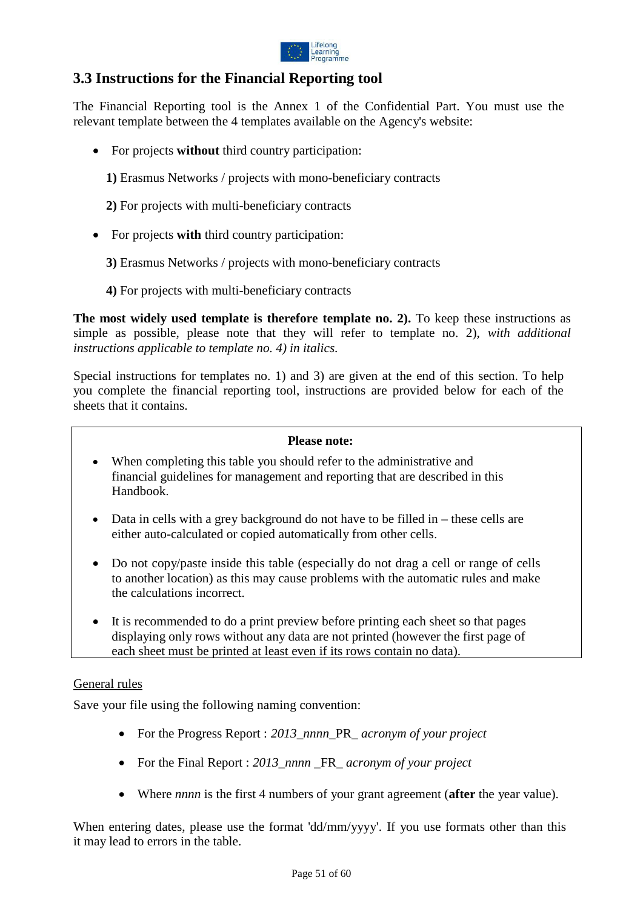## 3.3 Instructions for the Financial Reporting tool

The Financial Reporting tool is the Annex 1 of the Confidential Part. You must use the relevant template between the 4 templates available on the Agency's website:

- For projects **without** third country participation:

  **1)** Erasmus Networks / projects with mono-beneficiary contracts

  **2)** For projects with multi-beneficiary contracts

- For projects **with** third country participation:

  **3)** Erasmus Networks / projects with mono-beneficiary contracts

  **4)** For projects with multi-beneficiary contracts

**The most widely used template is therefore template no. 2).** To keep these instructions as simple as possible, please note that they will refer to template no. 2), *with additional instructions applicable to template no. 4) in italics.*

Special instructions for templates no. 1) and 3) are given at the end of this section. To help you complete the financial reporting tool, instructions are provided below for each of the sheets that it contains.

> **Please note:**
>
> - When completing this table you should refer to the administrative and financial guidelines for management and reporting that are described in this Handbook.
> - Data in cells with a grey background do not have to be filled in – these cells are either auto-calculated or copied automatically from other cells.
> - Do not copy/paste inside this table (especially do not drag a cell or range of cells to another location) as this may cause problems with the automatic rules and make the calculations incorrect.
> - It is recommended to do a print preview before printing each sheet so that pages displaying only rows without any data are not printed (however the first page of each sheet must be printed at least even if its rows contain no data).

<u>General rules</u>

Save your file using the following naming convention:

- For the Progress Report : *2013_nnnn*_PR_ *acronym of your project*
- For the Final Report : *2013_nnnn* _FR_ *acronym of your project*
- Where *nnnn* is the first 4 numbers of your grant agreement (**after** the year value).

When entering dates, please use the format 'dd/mm/yyyy'. If you use formats other than this it may lead to errors in the table.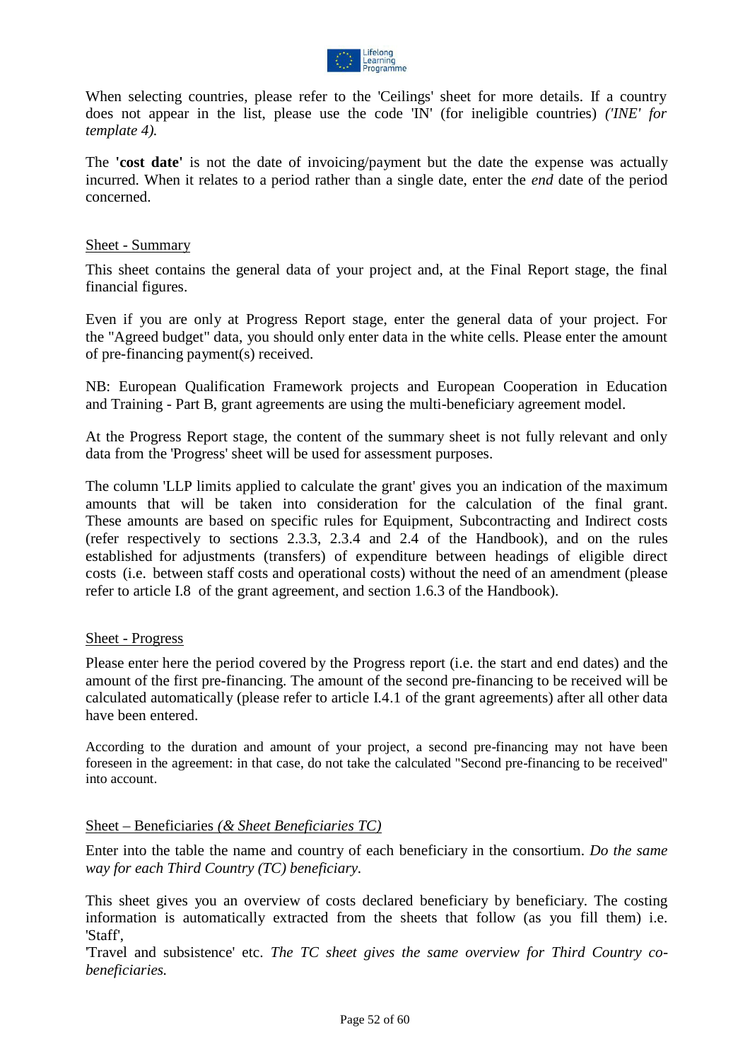When selecting countries, please refer to the 'Ceilings' sheet for more details. If a country does not appear in the list, please use the code 'IN' (for ineligible countries) *('INE' for template 4).*

The **'cost date'** is not the date of invoicing/payment but the date the expense was actually incurred. When it relates to a period rather than a single date, enter the *end* date of the period concerned.

Sheet - Summary

This sheet contains the general data of your project and, at the Final Report stage, the final financial figures.

Even if you are only at Progress Report stage, enter the general data of your project. For the "Agreed budget" data, you should only enter data in the white cells. Please enter the amount of pre-financing payment(s) received.

NB: European Qualification Framework projects and European Cooperation in Education and Training - Part B, grant agreements are using the multi-beneficiary agreement model.

At the Progress Report stage, the content of the summary sheet is not fully relevant and only data from the 'Progress' sheet will be used for assessment purposes.

The column 'LLP limits applied to calculate the grant' gives you an indication of the maximum amounts that will be taken into consideration for the calculation of the final grant. These amounts are based on specific rules for Equipment, Subcontracting and Indirect costs (refer respectively to sections 2.3.3, 2.3.4 and 2.4 of the Handbook), and on the rules established for adjustments (transfers) of expenditure between headings of eligible direct costs (i.e. between staff costs and operational costs) without the need of an amendment (please refer to article I.8 of the grant agreement, and section 1.6.3 of the Handbook).

Sheet - Progress

Please enter here the period covered by the Progress report (i.e. the start and end dates) and the amount of the first pre-financing. The amount of the second pre-financing to be received will be calculated automatically (please refer to article I.4.1 of the grant agreements) after all other data have been entered.

According to the duration and amount of your project, a second pre-financing may not have been foreseen in the agreement: in that case, do not take the calculated "Second pre-financing to be received" into account.

Sheet – Beneficiaries *(& Sheet Beneficiaries TC)*

Enter into the table the name and country of each beneficiary in the consortium. *Do the same way for each Third Country (TC) beneficiary.*

This sheet gives you an overview of costs declared beneficiary by beneficiary. The costing information is automatically extracted from the sheets that follow (as you fill them) i.e. 'Staff',
'Travel and subsistence' etc. *The TC sheet gives the same overview for Third Country co-beneficiaries.*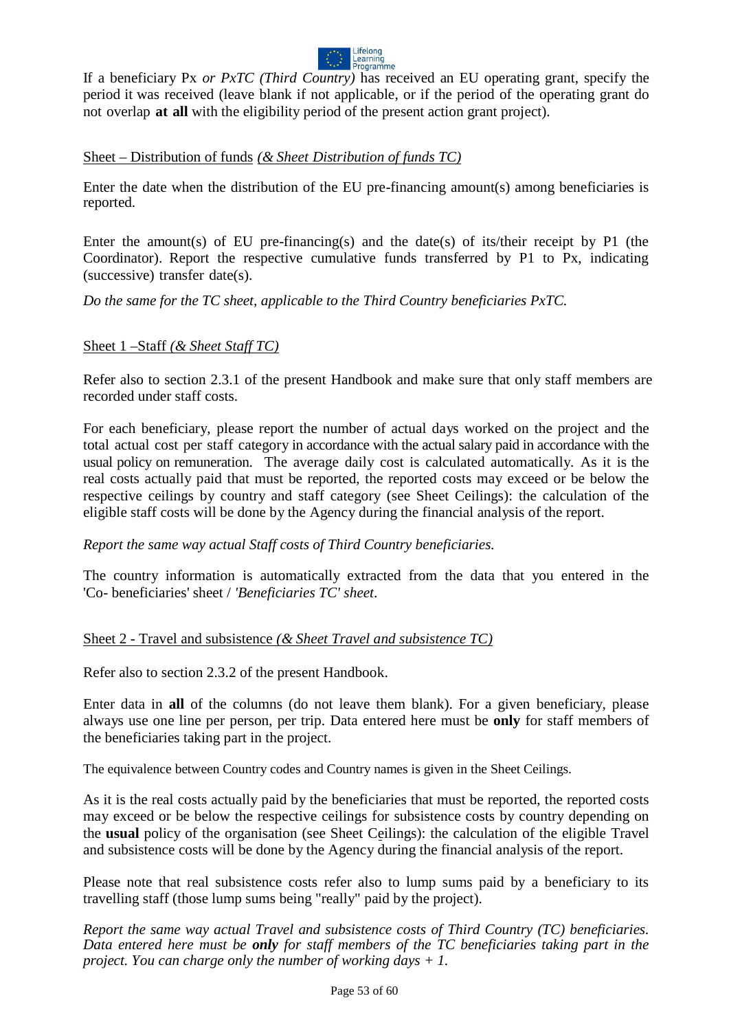If a beneficiary Px *or PxTC (Third Country)* has received an EU operating grant, specify the period it was received (leave blank if not applicable, or if the period of the operating grant do not overlap **at all** with the eligibility period of the present action grant project).

<u>Sheet – Distribution of funds</u> *<u>(& Sheet Distribution of funds TC)</u>*

Enter the date when the distribution of the EU pre-financing amount(s) among beneficiaries is reported.

Enter the amount(s) of EU pre-financing(s) and the date(s) of its/their receipt by P1 (the Coordinator). Report the respective cumulative funds transferred by P1 to Px, indicating (successive) transfer date(s).

*Do the same for the TC sheet, applicable to the Third Country beneficiaries PxTC.*

<u>Sheet 1 –Staff</u> *<u>(& Sheet Staff TC)</u>*

Refer also to section 2.3.1 of the present Handbook and make sure that only staff members are recorded under staff costs.

For each beneficiary, please report the number of actual days worked on the project and the total actual cost per staff category in accordance with the actual salary paid in accordance with the usual policy on remuneration. The average daily cost is calculated automatically. As it is the real costs actually paid that must be reported, the reported costs may exceed or be below the respective ceilings by country and staff category (see Sheet Ceilings): the calculation of the eligible staff costs will be done by the Agency during the financial analysis of the report.

*Report the same way actual Staff costs of Third Country beneficiaries.*

The country information is automatically extracted from the data that you entered in the 'Co- beneficiaries' sheet / *'Beneficiaries TC' sheet*.

<u>Sheet 2 - Travel and subsistence</u> *<u>(& Sheet Travel and subsistence TC)</u>*

Refer also to section 2.3.2 of the present Handbook.

Enter data in **all** of the columns (do not leave them blank). For a given beneficiary, please always use one line per person, per trip. Data entered here must be **only** for staff members of the beneficiaries taking part in the project.

The equivalence between Country codes and Country names is given in the Sheet Ceilings.

As it is the real costs actually paid by the beneficiaries that must be reported, the reported costs may exceed or be below the respective ceilings for subsistence costs by country depending on the **usual** policy of the organisation (see Sheet Ceilings): the calculation of the eligible Travel and subsistence costs will be done by the Agency during the financial analysis of the report.

Please note that real subsistence costs refer also to lump sums paid by a beneficiary to its travelling staff (those lump sums being "really" paid by the project).

*Report the same way actual Travel and subsistence costs of Third Country (TC) beneficiaries. Data entered here must be **only** for staff members of the TC beneficiaries taking part in the project. You can charge only the number of working days + 1.*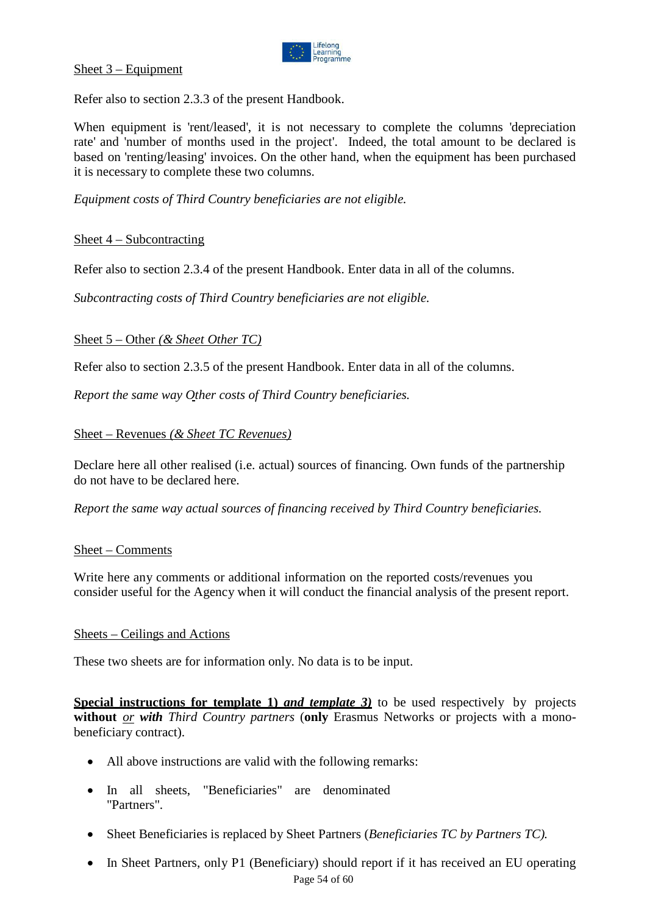Sheet 3 – Equipment

Refer also to section 2.3.3 of the present Handbook.

When equipment is 'rent/leased', it is not necessary to complete the columns 'depreciation rate' and 'number of months used in the project'. Indeed, the total amount to be declared is based on 'renting/leasing' invoices. On the other hand, when the equipment has been purchased it is necessary to complete these two columns.

*Equipment costs of Third Country beneficiaries are not eligible.*

Sheet 4 – Subcontracting

Refer also to section 2.3.4 of the present Handbook. Enter data in all of the columns.

*Subcontracting costs of Third Country beneficiaries are not eligible.*

Sheet 5 – Other *(& Sheet Other TC)*

Refer also to section 2.3.5 of the present Handbook. Enter data in all of the columns.

*Report the same way Other costs of Third Country beneficiaries.*

Sheet – Revenues *(& Sheet TC Revenues)*

Declare here all other realised (i.e. actual) sources of financing. Own funds of the partnership do not have to be declared here.

*Report the same way actual sources of financing received by Third Country beneficiaries.*

Sheet – Comments

Write here any comments or additional information on the reported costs/revenues you consider useful for the Agency when it will conduct the financial analysis of the present report.

Sheets – Ceilings and Actions

These two sheets are for information only. No data is to be input.

**Special instructions for template 1) *and template 3)*** to be used respectively by projects **without** *or* ***with*** *Third Country partners* (**only** Erasmus Networks or projects with a mono-beneficiary contract).

- All above instructions are valid with the following remarks:
- In all sheets, "Beneficiaries" are denominated "Partners".
- Sheet Beneficiaries is replaced by Sheet Partners (*Beneficiaries TC by Partners TC).*
- In Sheet Partners, only P1 (Beneficiary) should report if it has received an EU operating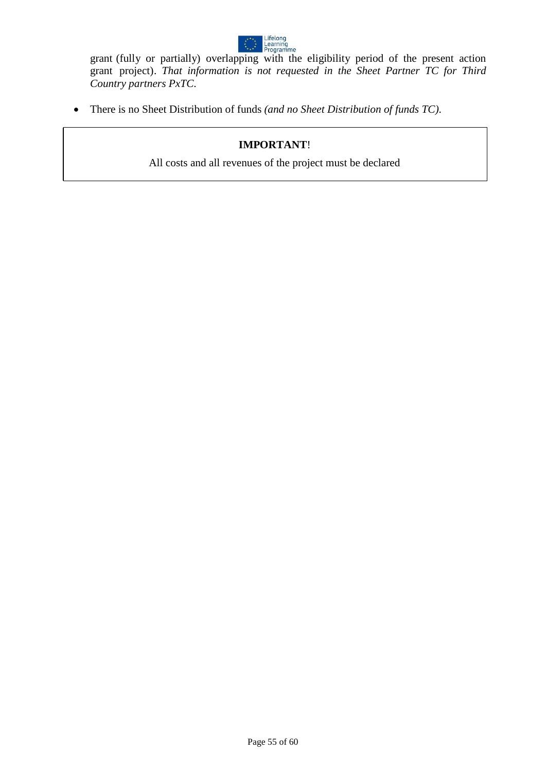grant (fully or partially) overlapping with the eligibility period of the present action grant project). *That information is not requested in the Sheet Partner TC for Third Country partners PxTC.*

- There is no Sheet Distribution of funds *(and no Sheet Distribution of funds TC).*

**IMPORTANT**!

All costs and all revenues of the project must be declared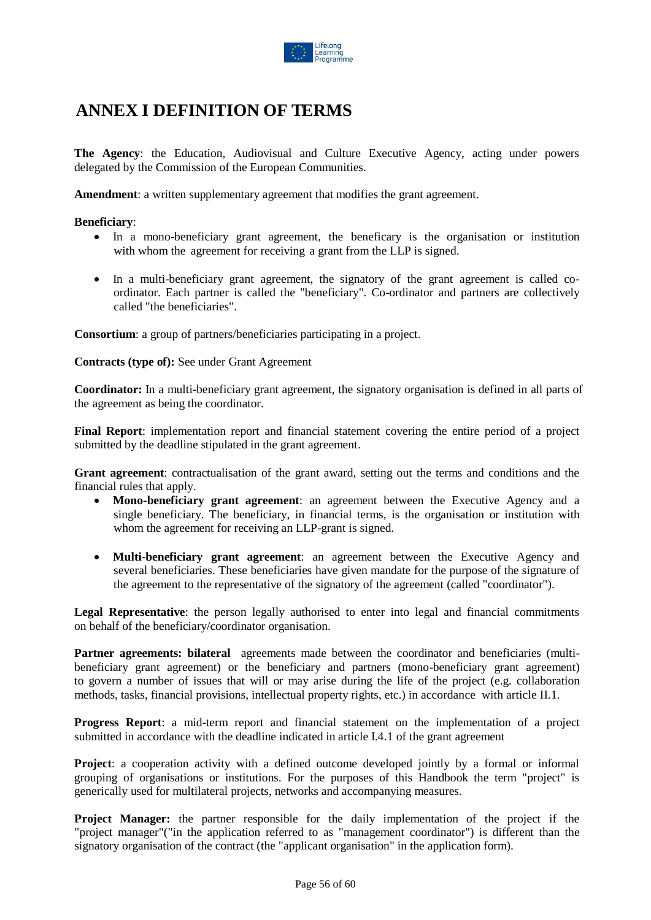# ANNEX I DEFINITION OF TERMS

**The Agency**: the Education, Audiovisual and Culture Executive Agency, acting under powers delegated by the Commission of the European Communities.

**Amendment**: a written supplementary agreement that modifies the grant agreement.

**Beneficiary**:

- In a mono-beneficiary grant agreement, the beneficary is the organisation or institution with whom the agreement for receiving a grant from the LLP is signed.
- In a multi-beneficiary grant agreement, the signatory of the grant agreement is called co-ordinator. Each partner is called the "beneficiary". Co-ordinator and partners are collectively called "the beneficiaries".

**Consortium**: a group of partners/beneficiaries participating in a project.

**Contracts (type of):** See under Grant Agreement

**Coordinator:** In a multi-beneficiary grant agreement, the signatory organisation is defined in all parts of the agreement as being the coordinator.

**Final Report**: implementation report and financial statement covering the entire period of a project submitted by the deadline stipulated in the grant agreement.

**Grant agreement**: contractualisation of the grant award, setting out the terms and conditions and the financial rules that apply.

- **Mono-beneficiary grant agreement**: an agreement between the Executive Agency and a single beneficiary. The beneficiary, in financial terms, is the organisation or institution with whom the agreement for receiving an LLP-grant is signed.
- **Multi-beneficiary grant agreement**: an agreement between the Executive Agency and several beneficiaries. These beneficiaries have given mandate for the purpose of the signature of the agreement to the representative of the signatory of the agreement (called "coordinator").

**Legal Representative**: the person legally authorised to enter into legal and financial commitments on behalf of the beneficiary/coordinator organisation.

**Partner agreements: bilateral** agreements made between the coordinator and beneficiaries (multi-beneficiary grant agreement) or the beneficiary and partners (mono-beneficiary grant agreement) to govern a number of issues that will or may arise during the life of the project (e.g. collaboration methods, tasks, financial provisions, intellectual property rights, etc.) in accordance with article II.1.

**Progress Report**: a mid-term report and financial statement on the implementation of a project submitted in accordance with the deadline indicated in article I.4.1 of the grant agreement

**Project**: a cooperation activity with a defined outcome developed jointly by a formal or informal grouping of organisations or institutions. For the purposes of this Handbook the term "project" is generically used for multilateral projects, networks and accompanying measures.

**Project Manager:** the partner responsible for the daily implementation of the project if the "project manager"("in the application referred to as "management coordinator") is different than the signatory organisation of the contract (the "applicant organisation" in the application form).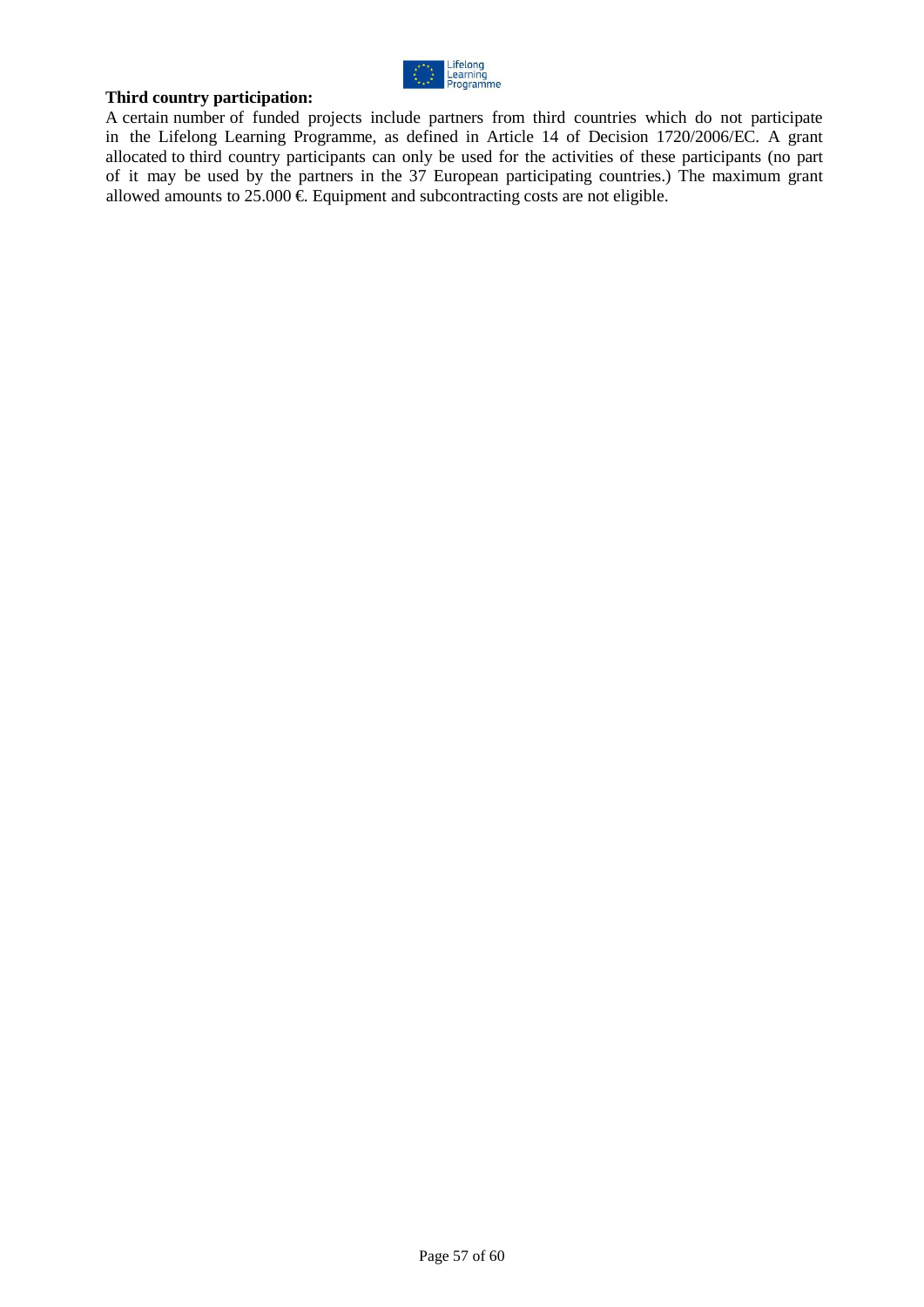**Third country participation:**

A certain number of funded projects include partners from third countries which do not participate in the Lifelong Learning Programme, as defined in Article 14 of Decision 1720/2006/EC. A grant allocated to third country participants can only be used for the activities of these participants (no part of it may be used by the partners in the 37 European participating countries.) The maximum grant allowed amounts to 25.000 €. Equipment and subcontracting costs are not eligible.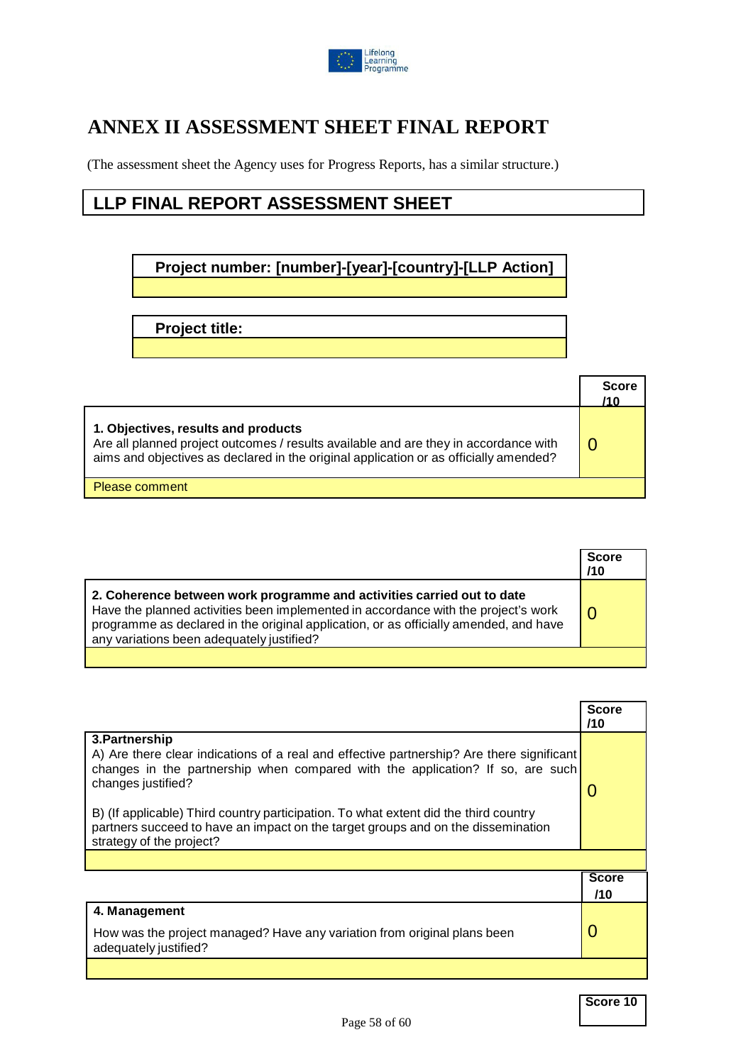# ANNEX II ASSESSMENT SHEET FINAL REPORT

(The assessment sheet the Agency uses for Progress Reports, has a similar structure.)

## LLP FINAL REPORT ASSESSMENT SHEET

| Project number: [number]-[year]-[country]-[LLP Action] |
|---|
| |

| Project title: |
|---|
| |

| | Score /10 |
|---|---|
| **1. Objectives, results and products**<br>Are all planned project outcomes / results available and are they in accordance with aims and objectives as declared in the original application or as officially amended? | 0 |
| Please comment | |

| | Score /10 |
|---|---|
| **2. Coherence between work programme and activities carried out to date**<br>Have the planned activities been implemented in accordance with the project's work programme as declared in the original application, or as officially amended, and have any variations been adequately justified? | 0 |
| | |

| | Score /10 |
|---|---|
| **3.Partnership**<br>A) Are there clear indications of a real and effective partnership? Are there significant changes in the partnership when compared with the application? If so, are such changes justified?<br><br>B) (If applicable) Third country participation. To what extent did the third country partners succeed to have an impact on the target groups and on the dissemination strategy of the project? | 0 |
| | |

| | Score /10 |
|---|---|
| **4. Management**<br>How was the project managed? Have any variation from original plans been adequately justified? | 0 |
| | |

| Score 10 |
|---|
| |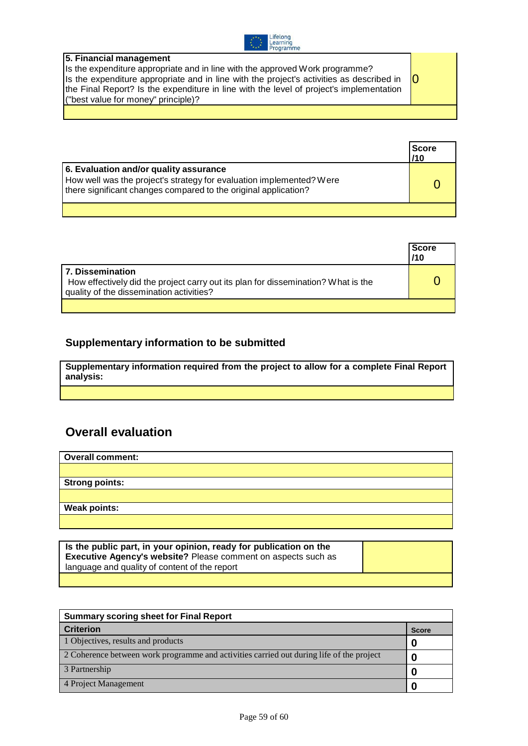| **5. Financial management**<br>Is the expenditure appropriate and in line with the approved Work programme?<br>Is the expenditure appropriate and in line with the project's activities as described in the Final Report? Is the expenditure in line with the level of project's implementation ("best value for money" principle)? | 0 |
|---|---|
| | |

| | Score /10 |
|---|---|
| **6. Evaluation and/or quality assurance**<br>How well was the project's strategy for evaluation implemented? Were there significant changes compared to the original application? | 0 |
| | |

| | Score /10 |
|---|---|
| **7. Dissemination**<br>How effectively did the project carry out its plan for dissemination? What is the quality of the dissemination activities? | 0 |
| | |

### Supplementary information to be submitted

| **Supplementary information required from the project to allow for a complete Final Report analysis:** |
|---|
| |

## Overall evaluation

| **Overall comment:** |
|---|
| |
| **Strong points:** |
| |
| **Weak points:** |
| |

| **Is the public part, in your opinion, ready for publication on the Executive Agency's website?** Please comment on aspects such as language and quality of content of the report | |
|---|---|
| | |

| Summary scoring sheet for Final Report | |
|---|---|
| **Criterion** | **Score** |
| 1 Objectives, results and products | **0** |
| 2 Coherence between work programme and activities carried out during life of the project | **0** |
| 3 Partnership | **0** |
| 4 Project Management | **0** |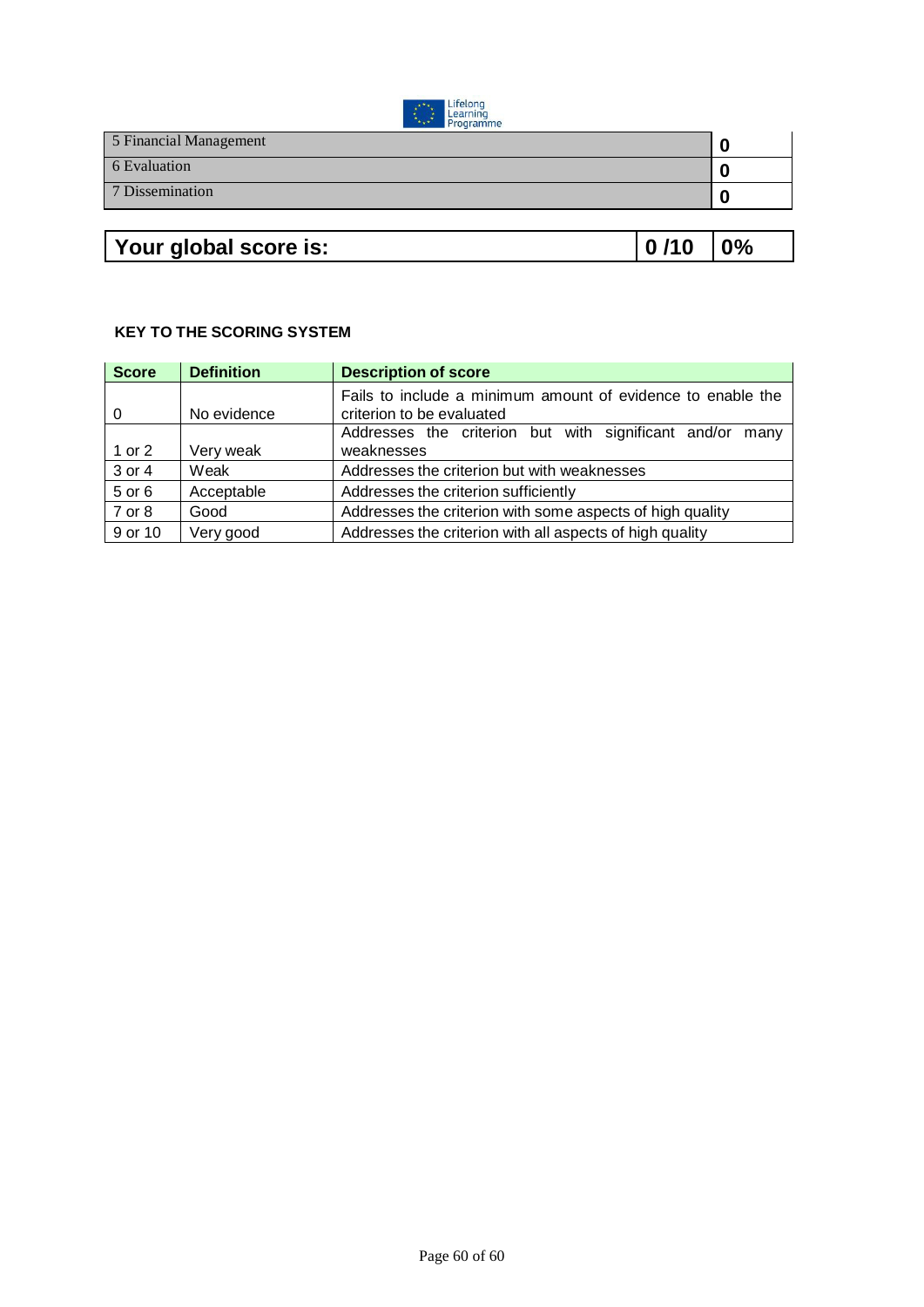| | |
|---|---|
| 5 Financial Management | 0 |
| 6 Evaluation | 0 |
| 7 Dissemination | 0 |

| | | |
|---|---|---|
| **Your global score is:** | **0 /10** | **0%** |

**KEY TO THE SCORING SYSTEM**

| Score | Definition | Description of score |
|---|---|---|
| 0 | No evidence | Fails to include a minimum amount of evidence to enable the criterion to be evaluated |
| 1 or 2 | Very weak | Addresses the criterion but with significant and/or many weaknesses |
| 3 or 4 | Weak | Addresses the criterion but with weaknesses |
| 5 or 6 | Acceptable | Addresses the criterion sufficiently |
| 7 or 8 | Good | Addresses the criterion with some aspects of high quality |
| 9 or 10 | Very good | Addresses the criterion with all aspects of high quality |